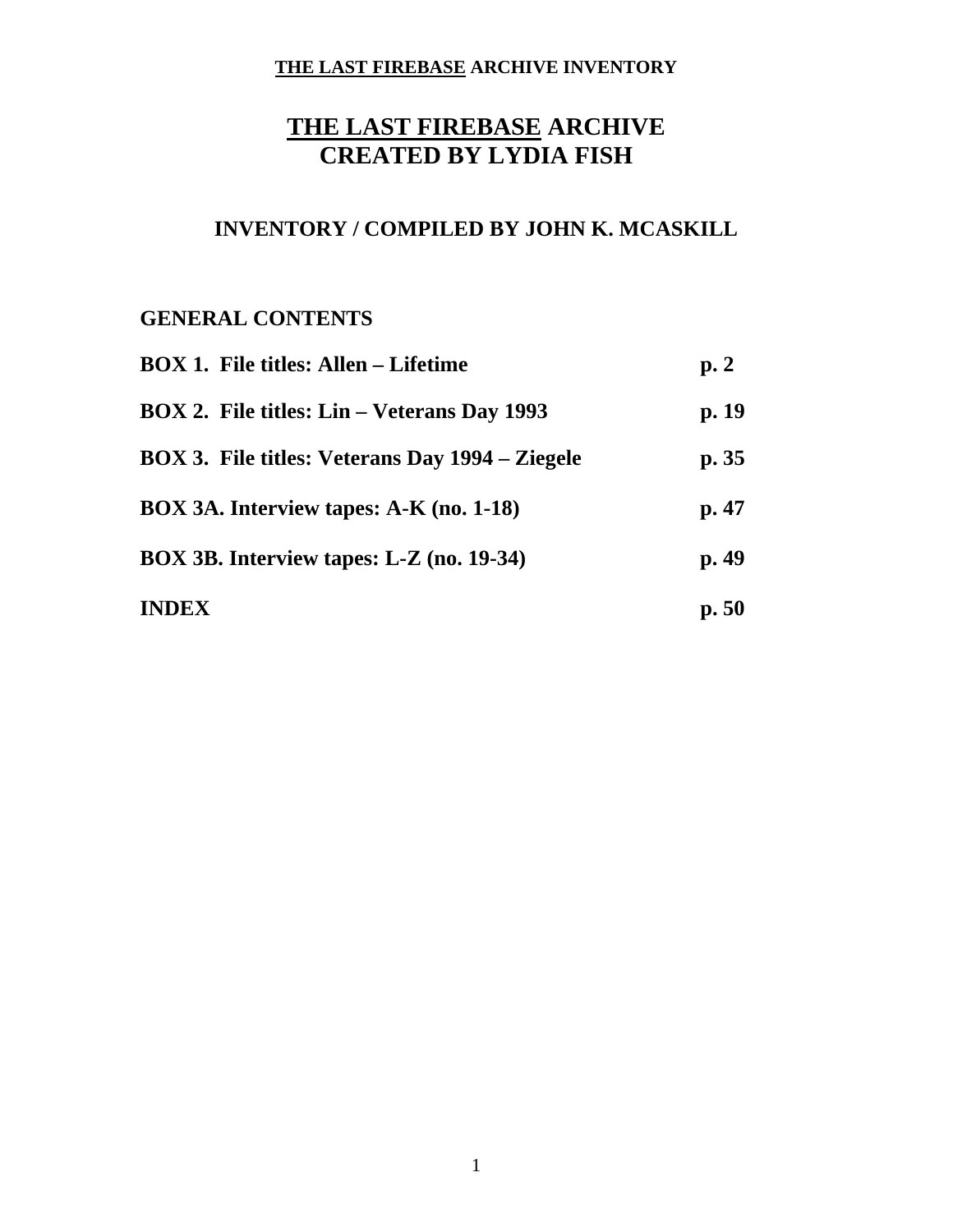# THE LAST FIREBASE ARCHIVE CREATED BY LYDIA FISH

## INVENTORY / COMPILED BY JOHN K. MCASKILL

### GENERAL CONTENTS

| | |
|---|---|
| **BOX 1. File titles: Allen – Lifetime** | **p. 2** |
| **BOX 2. File titles: Lin – Veterans Day 1993** | **p. 19** |
| **BOX 3. File titles: Veterans Day 1994 – Ziegele** | **p. 35** |
| **BOX 3A. Interview tapes: A-K (no. 1-18)** | **p. 47** |
| **BOX 3B. Interview tapes: L-Z (no. 19-34)** | **p. 49** |
| **INDEX** | **p. 50** |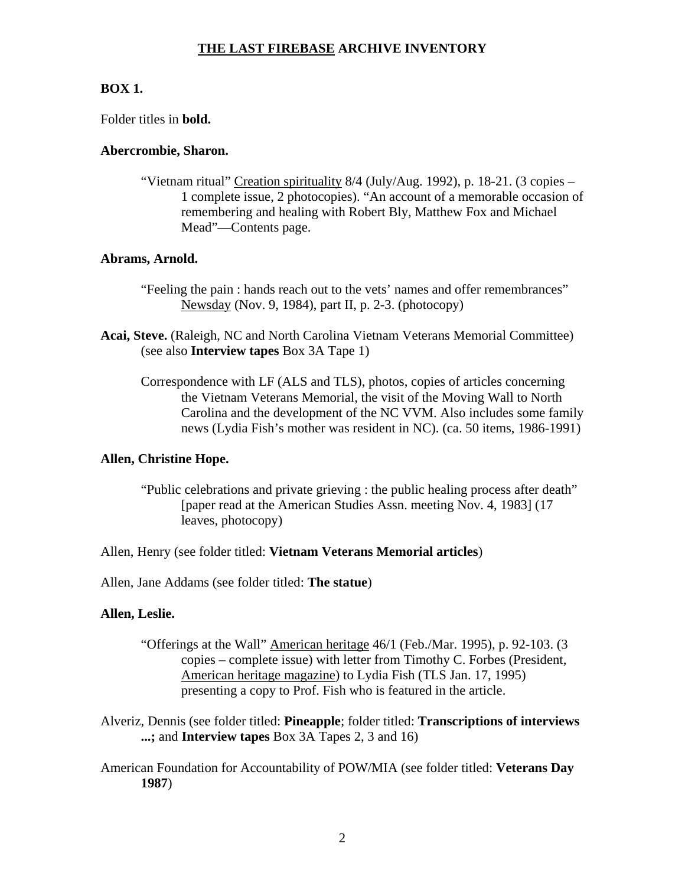# <u>THE LAST FIREBASE</u> ARCHIVE INVENTORY

**BOX 1.**

Folder titles in **bold.**

**Abercrombie, Sharon.**

> "Vietnam ritual" <u>Creation spirituality</u> 8/4 (July/Aug. 1992), p. 18-21. (3 copies – 1 complete issue, 2 photocopies). "An account of a memorable occasion of remembering and healing with Robert Bly, Matthew Fox and Michael Mead"—Contents page.

**Abrams, Arnold.**

> "Feeling the pain : hands reach out to the vets' names and offer remembrances" <u>Newsday</u> (Nov. 9, 1984), part II, p. 2-3. (photocopy)

**Acai, Steve.** (Raleigh, NC and North Carolina Vietnam Veterans Memorial Committee) (see also **Interview tapes** Box 3A Tape 1)

> Correspondence with LF (ALS and TLS), photos, copies of articles concerning the Vietnam Veterans Memorial, the visit of the Moving Wall to North Carolina and the development of the NC VVM. Also includes some family news (Lydia Fish's mother was resident in NC). (ca. 50 items, 1986-1991)

**Allen, Christine Hope.**

> "Public celebrations and private grieving : the public healing process after death" [paper read at the American Studies Assn. meeting Nov. 4, 1983] (17 leaves, photocopy)

Allen, Henry (see folder titled: **Vietnam Veterans Memorial articles**)

Allen, Jane Addams (see folder titled: **The statue**)

**Allen, Leslie.**

> "Offerings at the Wall" <u>American heritage</u> 46/1 (Feb./Mar. 1995), p. 92-103. (3 copies – complete issue) with letter from Timothy C. Forbes (President, <u>American heritage magazine</u>) to Lydia Fish (TLS Jan. 17, 1995) presenting a copy to Prof. Fish who is featured in the article.

Alveriz, Dennis (see folder titled: **Pineapple**; folder titled: **Transcriptions of interviews ...;** and **Interview tapes** Box 3A Tapes 2, 3 and 16)

American Foundation for Accountability of POW/MIA (see folder titled: **Veterans Day 1987**)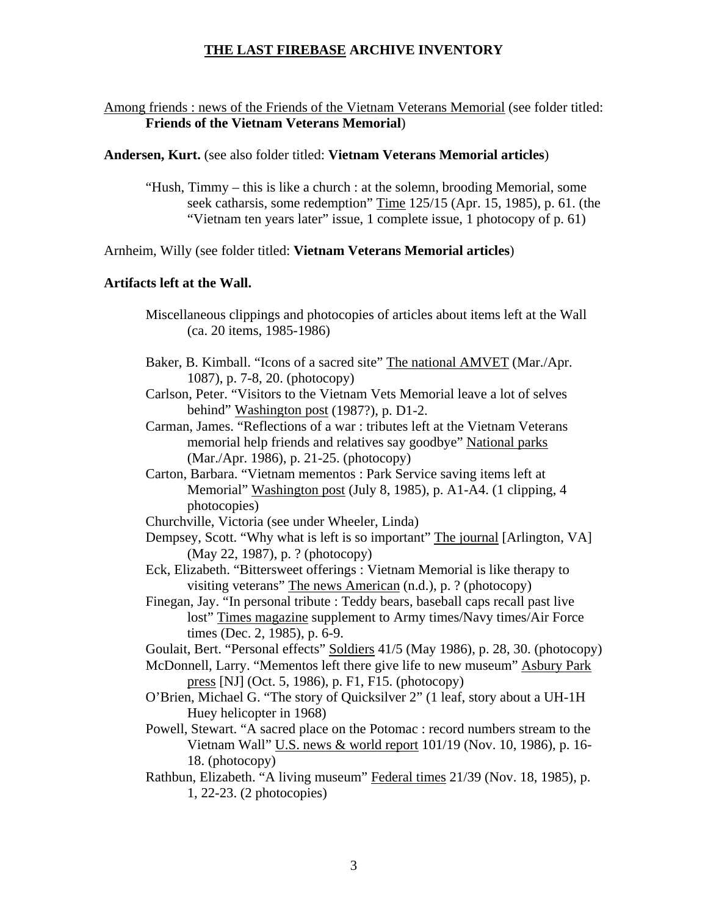# <u>THE LAST FIREBASE</u> ARCHIVE INVENTORY

<u>Among friends : news of the Friends of the Vietnam Veterans Memorial</u> (see folder titled: **Friends of the Vietnam Veterans Memorial**)

**Andersen, Kurt.** (see also folder titled: **Vietnam Veterans Memorial articles**)

> "Hush, Timmy – this is like a church : at the solemn, brooding Memorial, some seek catharsis, some redemption" <u>Time</u> 125/15 (Apr. 15, 1985), p. 61. (the "Vietnam ten years later" issue, 1 complete issue, 1 photocopy of p. 61)

Arnheim, Willy (see folder titled: **Vietnam Veterans Memorial articles**)

**Artifacts left at the Wall.**

> Miscellaneous clippings and photocopies of articles about items left at the Wall (ca. 20 items, 1985-1986)
>
> Baker, B. Kimball. "Icons of a sacred site" <u>The national AMVET</u> (Mar./Apr. 1087), p. 7-8, 20. (photocopy)
> Carlson, Peter. "Visitors to the Vietnam Vets Memorial leave a lot of selves behind" <u>Washington post</u> (1987?), p. D1-2.
> Carman, James. "Reflections of a war : tributes left at the Vietnam Veterans memorial help friends and relatives say goodbye" <u>National parks</u> (Mar./Apr. 1986), p. 21-25. (photocopy)
> Carton, Barbara. "Vietnam mementos : Park Service saving items left at Memorial" <u>Washington post</u> (July 8, 1985), p. A1-A4. (1 clipping, 4 photocopies)
> Churchville, Victoria (see under Wheeler, Linda)
> Dempsey, Scott. "Why what is left is so important" <u>The journal</u> [Arlington, VA] (May 22, 1987), p. ? (photocopy)
> Eck, Elizabeth. "Bittersweet offerings : Vietnam Memorial is like therapy to visiting veterans" <u>The news American</u> (n.d.), p. ? (photocopy)
> Finegan, Jay. "In personal tribute : Teddy bears, baseball caps recall past live lost" <u>Times magazine</u> supplement to Army times/Navy times/Air Force times (Dec. 2, 1985), p. 6-9.
> Goulait, Bert. "Personal effects" <u>Soldiers</u> 41/5 (May 1986), p. 28, 30. (photocopy)
> McDonnell, Larry. "Mementos left there give life to new museum" <u>Asbury Park press</u> [NJ] (Oct. 5, 1986), p. F1, F15. (photocopy)
> O'Brien, Michael G. "The story of Quicksilver 2" (1 leaf, story about a UH-1H Huey helicopter in 1968)
> Powell, Stewart. "A sacred place on the Potomac : record numbers stream to the Vietnam Wall" <u>U.S. news & world report</u> 101/19 (Nov. 10, 1986), p. 16-18. (photocopy)
> Rathbun, Elizabeth. "A living museum" <u>Federal times</u> 21/39 (Nov. 18, 1985), p. 1, 22-23. (2 photocopies)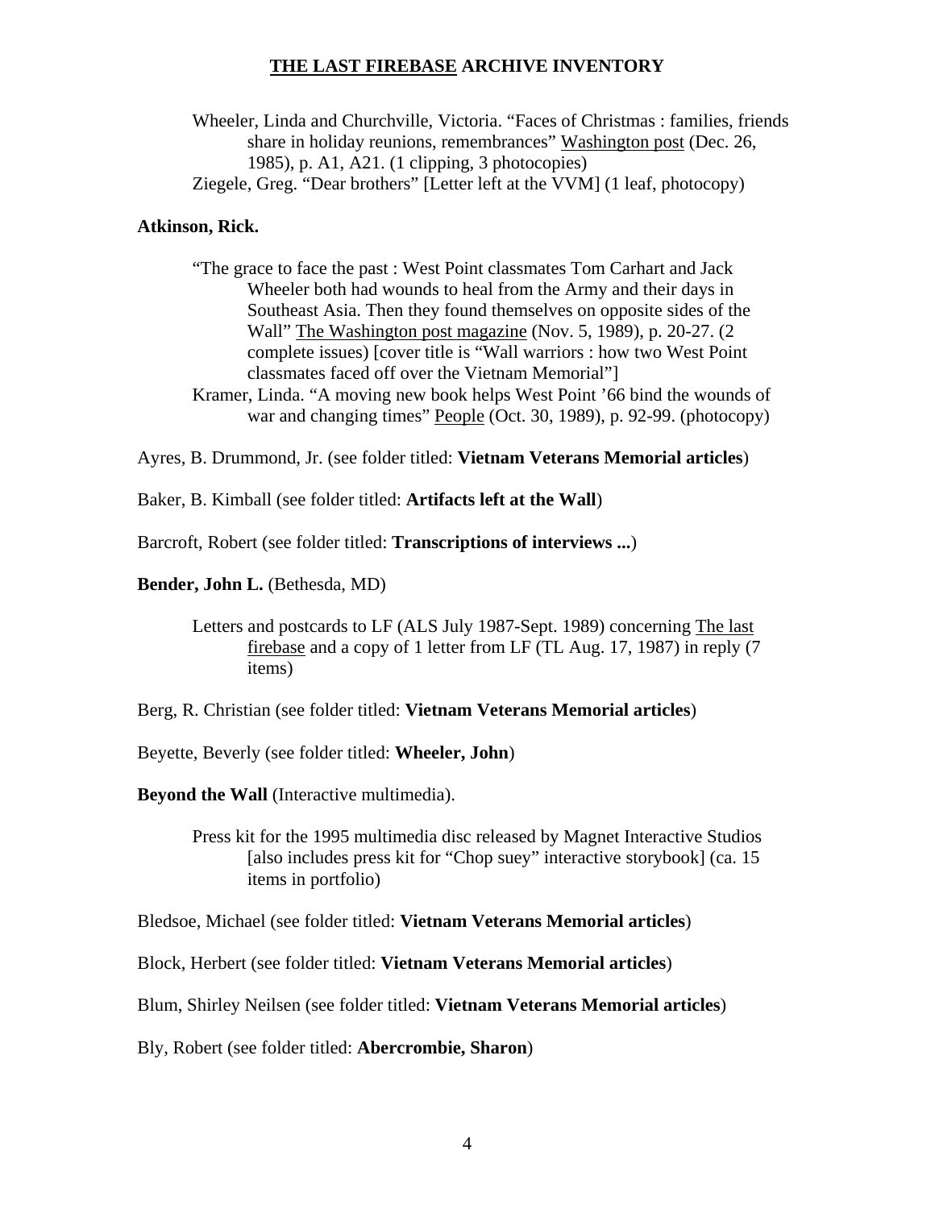Wheeler, Linda and Churchville, Victoria. "Faces of Christmas : families, friends share in holiday reunions, remembrances" Washington post (Dec. 26, 1985), p. A1, A21. (1 clipping, 3 photocopies)

Ziegele, Greg. "Dear brothers" [Letter left at the VVM] (1 leaf, photocopy)

**Atkinson, Rick.**

"The grace to face the past : West Point classmates Tom Carhart and Jack Wheeler both had wounds to heal from the Army and their days in Southeast Asia. Then they found themselves on opposite sides of the Wall" The Washington post magazine (Nov. 5, 1989), p. 20-27. (2 complete issues) [cover title is "Wall warriors : how two West Point classmates faced off over the Vietnam Memorial"]

Kramer, Linda. "A moving new book helps West Point '66 bind the wounds of war and changing times" People (Oct. 30, 1989), p. 92-99. (photocopy)

Ayres, B. Drummond, Jr. (see folder titled: **Vietnam Veterans Memorial articles**)

Baker, B. Kimball (see folder titled: **Artifacts left at the Wall**)

Barcroft, Robert (see folder titled: **Transcriptions of interviews ...**)

**Bender, John L.** (Bethesda, MD)

Letters and postcards to LF (ALS July 1987-Sept. 1989) concerning The last firebase and a copy of 1 letter from LF (TL Aug. 17, 1987) in reply (7 items)

Berg, R. Christian (see folder titled: **Vietnam Veterans Memorial articles**)

Beyette, Beverly (see folder titled: **Wheeler, John**)

**Beyond the Wall** (Interactive multimedia).

Press kit for the 1995 multimedia disc released by Magnet Interactive Studios [also includes press kit for "Chop suey" interactive storybook] (ca. 15 items in portfolio)

Bledsoe, Michael (see folder titled: **Vietnam Veterans Memorial articles**)

Block, Herbert (see folder titled: **Vietnam Veterans Memorial articles**)

Blum, Shirley Neilsen (see folder titled: **Vietnam Veterans Memorial articles**)

Bly, Robert (see folder titled: **Abercrombie, Sharon**)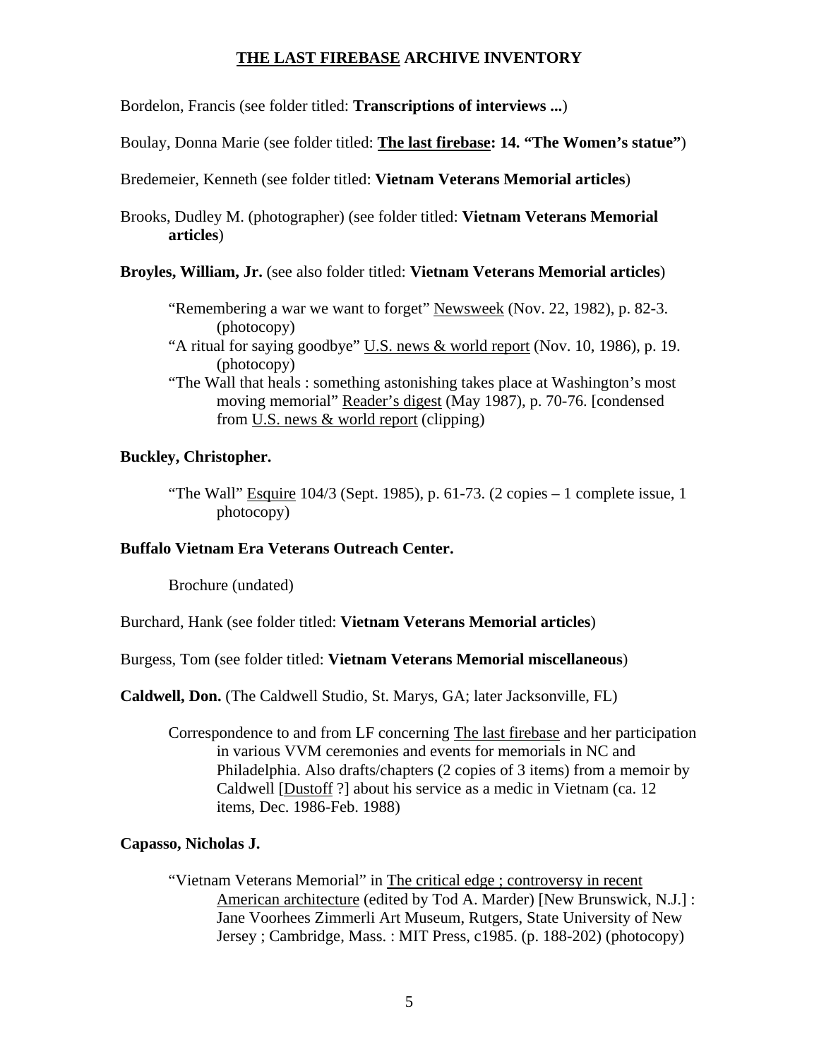## <u>THE LAST FIREBASE</u> ARCHIVE INVENTORY

Bordelon, Francis (see folder titled: **Transcriptions of interviews ...**)

Boulay, Donna Marie (see folder titled: **<u>The last firebase</u>: 14. "The Women's statue"**)

Bredemeier, Kenneth (see folder titled: **Vietnam Veterans Memorial articles**)

Brooks, Dudley M. (photographer) (see folder titled: **Vietnam Veterans Memorial articles**)

**Broyles, William, Jr.** (see also folder titled: **Vietnam Veterans Memorial articles**)

> "Remembering a war we want to forget" <u>Newsweek</u> (Nov. 22, 1982), p. 82-3. (photocopy)
>
> "A ritual for saying goodbye" <u>U.S. news & world report</u> (Nov. 10, 1986), p. 19. (photocopy)
>
> "The Wall that heals : something astonishing takes place at Washington's most moving memorial" <u>Reader's digest</u> (May 1987), p. 70-76. [condensed from <u>U.S. news & world report</u> (clipping)

**Buckley, Christopher.**

> "The Wall" <u>Esquire</u> 104/3 (Sept. 1985), p. 61-73. (2 copies – 1 complete issue, 1 photocopy)

**Buffalo Vietnam Era Veterans Outreach Center.**

> Brochure (undated)

Burchard, Hank (see folder titled: **Vietnam Veterans Memorial articles**)

Burgess, Tom (see folder titled: **Vietnam Veterans Memorial miscellaneous**)

**Caldwell, Don.** (The Caldwell Studio, St. Marys, GA; later Jacksonville, FL)

> Correspondence to and from LF concerning <u>The last firebase</u> and her participation in various VVM ceremonies and events for memorials in NC and Philadelphia. Also drafts/chapters (2 copies of 3 items) from a memoir by Caldwell [<u>Dustoff</u> ?] about his service as a medic in Vietnam (ca. 12 items, Dec. 1986-Feb. 1988)

**Capasso, Nicholas J.**

> "Vietnam Veterans Memorial" in <u>The critical edge ; controversy in recent American architecture</u> (edited by Tod A. Marder) [New Brunswick, N.J.] : Jane Voorhees Zimmerli Art Museum, Rutgers, State University of New Jersey ; Cambridge, Mass. : MIT Press, c1985. (p. 188-202) (photocopy)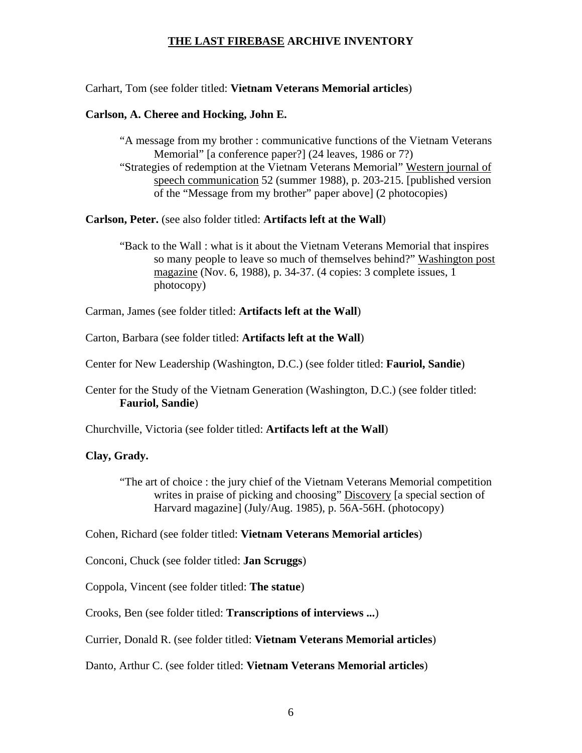Carhart, Tom (see folder titled: **Vietnam Veterans Memorial articles**)

**Carlson, A. Cheree and Hocking, John E.**

> "A message from my brother : communicative functions of the Vietnam Veterans Memorial" [a conference paper?] (24 leaves, 1986 or 7?)
>
> "Strategies of redemption at the Vietnam Veterans Memorial" Western journal of speech communication 52 (summer 1988), p. 203-215. [published version of the "Message from my brother" paper above] (2 photocopies)

**Carlson, Peter.** (see also folder titled: **Artifacts left at the Wall**)

> "Back to the Wall : what is it about the Vietnam Veterans Memorial that inspires so many people to leave so much of themselves behind?" Washington post magazine (Nov. 6, 1988), p. 34-37. (4 copies: 3 complete issues, 1 photocopy)

Carman, James (see folder titled: **Artifacts left at the Wall**)

Carton, Barbara (see folder titled: **Artifacts left at the Wall**)

Center for New Leadership (Washington, D.C.) (see folder titled: **Fauriol, Sandie**)

Center for the Study of the Vietnam Generation (Washington, D.C.) (see folder titled: **Fauriol, Sandie**)

Churchville, Victoria (see folder titled: **Artifacts left at the Wall**)

**Clay, Grady.**

> "The art of choice : the jury chief of the Vietnam Veterans Memorial competition writes in praise of picking and choosing" Discovery [a special section of Harvard magazine] (July/Aug. 1985), p. 56A-56H. (photocopy)

Cohen, Richard (see folder titled: **Vietnam Veterans Memorial articles**)

Conconi, Chuck (see folder titled: **Jan Scruggs**)

Coppola, Vincent (see folder titled: **The statue**)

Crooks, Ben (see folder titled: **Transcriptions of interviews ...**)

Currier, Donald R. (see folder titled: **Vietnam Veterans Memorial articles**)

Danto, Arthur C. (see folder titled: **Vietnam Veterans Memorial articles**)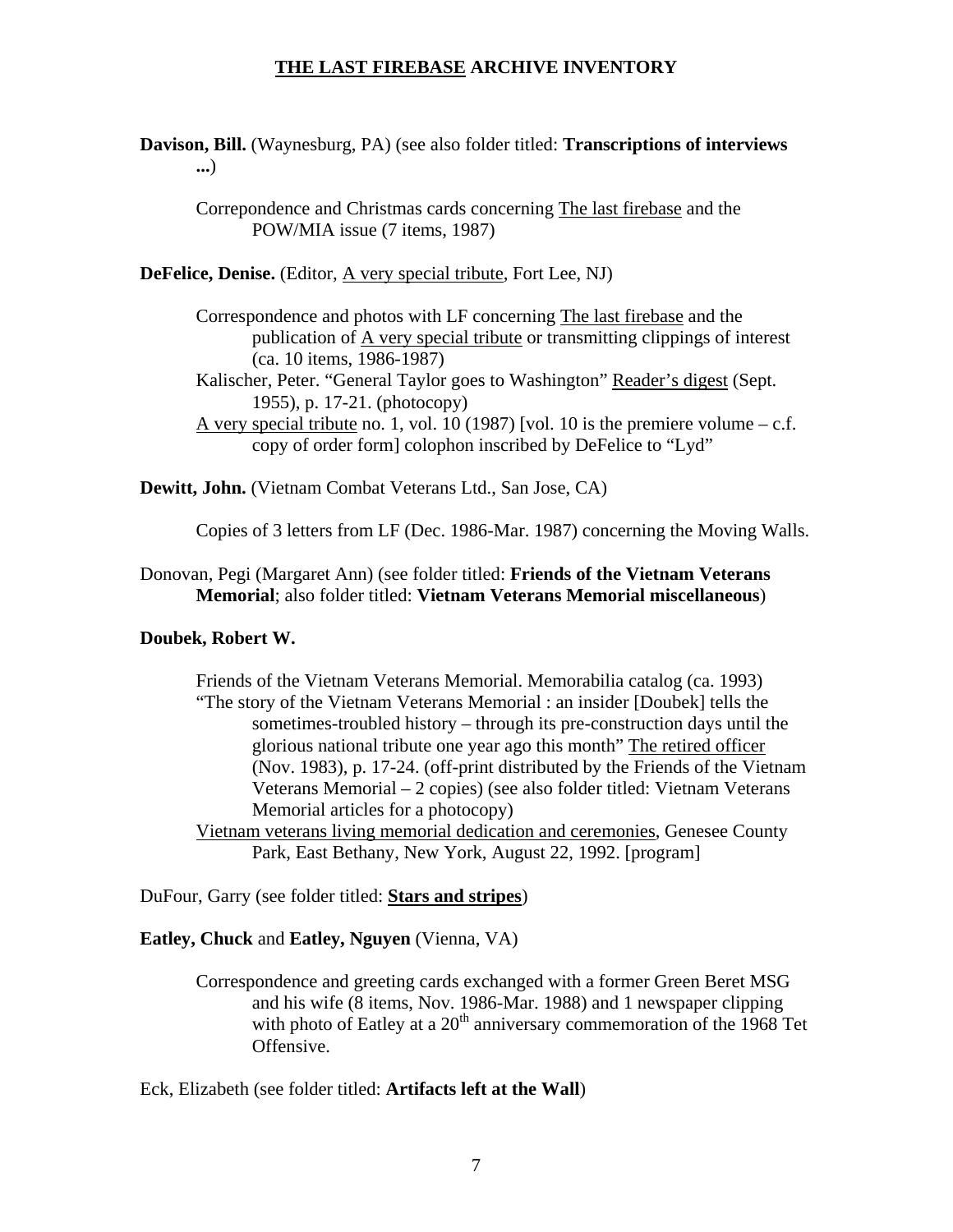# THE LAST FIREBASE ARCHIVE INVENTORY

**Davison, Bill.** (Waynesburg, PA) (see also folder titled: **Transcriptions of interviews ...**)

> Correpondence and Christmas cards concerning <u>The last firebase</u> and the POW/MIA issue (7 items, 1987)

**DeFelice, Denise.** (Editor, <u>A very special tribute</u>, Fort Lee, NJ)

> Correspondence and photos with LF concerning <u>The last firebase</u> and the publication of <u>A very special tribute</u> or transmitting clippings of interest (ca. 10 items, 1986-1987)
>
> Kalischer, Peter. "General Taylor goes to Washington" <u>Reader's digest</u> (Sept. 1955), p. 17-21. (photocopy)
>
> <u>A very special tribute</u> no. 1, vol. 10 (1987) [vol. 10 is the premiere volume – c.f. copy of order form] colophon inscribed by DeFelice to "Lyd"

**Dewitt, John.** (Vietnam Combat Veterans Ltd., San Jose, CA)

> Copies of 3 letters from LF (Dec. 1986-Mar. 1987) concerning the Moving Walls.

Donovan, Pegi (Margaret Ann) (see folder titled: **Friends of the Vietnam Veterans Memorial**; also folder titled: **Vietnam Veterans Memorial miscellaneous**)

**Doubek, Robert W.**

> Friends of the Vietnam Veterans Memorial. Memorabilia catalog (ca. 1993)
>
> "The story of the Vietnam Veterans Memorial : an insider [Doubek] tells the sometimes-troubled history – through its pre-construction days until the glorious national tribute one year ago this month" <u>The retired officer</u> (Nov. 1983), p. 17-24. (off-print distributed by the Friends of the Vietnam Veterans Memorial – 2 copies) (see also folder titled: Vietnam Veterans Memorial articles for a photocopy)
>
> <u>Vietnam veterans living memorial dedication and ceremonies</u>, Genesee County Park, East Bethany, New York, August 22, 1992. [program]

DuFour, Garry (see folder titled: **<u>Stars and stripes</u>**)

**Eatley, Chuck** and **Eatley, Nguyen** (Vienna, VA)

> Correspondence and greeting cards exchanged with a former Green Beret MSG and his wife (8 items, Nov. 1986-Mar. 1988) and 1 newspaper clipping with photo of Eatley at a 20th anniversary commemoration of the 1968 Tet Offensive.

Eck, Elizabeth (see folder titled: **Artifacts left at the Wall**)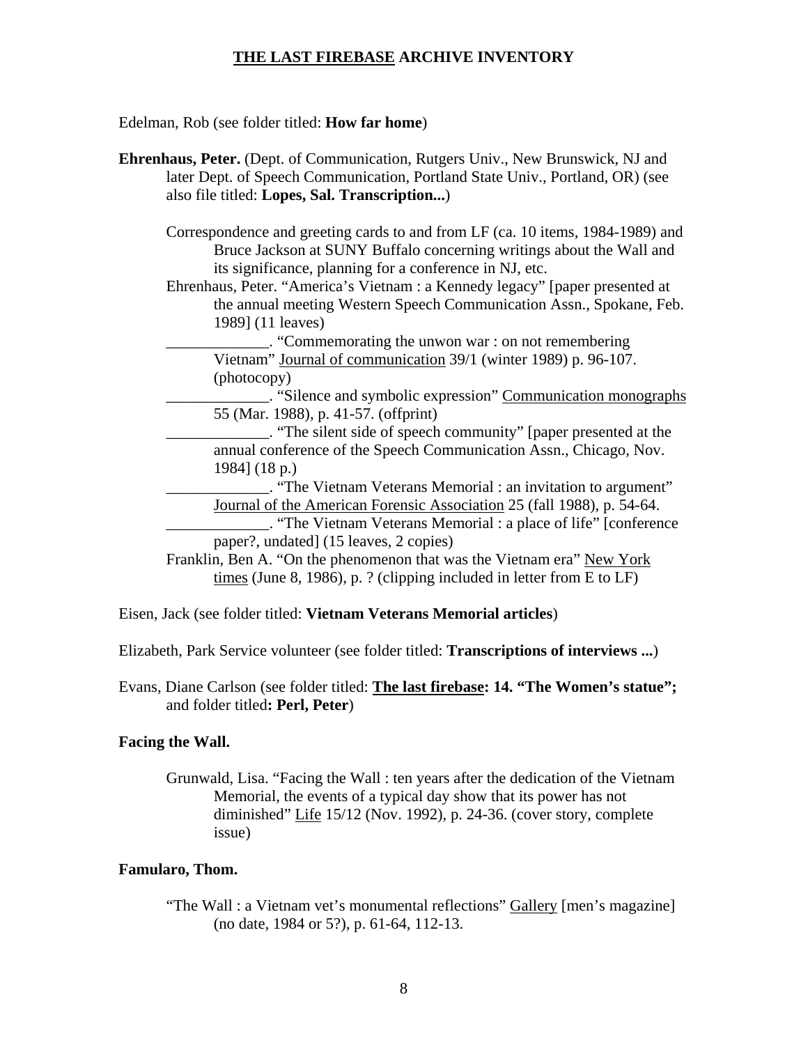## **THE LAST FIREBASE** ARCHIVE INVENTORY

Edelman, Rob (see folder titled: **How far home**)

**Ehrenhaus, Peter.** (Dept. of Communication, Rutgers Univ., New Brunswick, NJ and later Dept. of Speech Communication, Portland State Univ., Portland, OR) (see also file titled: **Lopes, Sal. Transcription...**)

> Correspondence and greeting cards to and from LF (ca. 10 items, 1984-1989) and Bruce Jackson at SUNY Buffalo concerning writings about the Wall and its significance, planning for a conference in NJ, etc.
>
> Ehrenhaus, Peter. "America's Vietnam : a Kennedy legacy" [paper presented at the annual meeting Western Speech Communication Assn., Spokane, Feb. 1989] (11 leaves)
>
> _____________. "Commemorating the unwon war : on not remembering Vietnam" Journal of communication 39/1 (winter 1989) p. 96-107. (photocopy)
>
> _____________. "Silence and symbolic expression" Communication monographs 55 (Mar. 1988), p. 41-57. (offprint)
>
> _____________. "The silent side of speech community" [paper presented at the annual conference of the Speech Communication Assn., Chicago, Nov. 1984] (18 p.)
>
> _____________. "The Vietnam Veterans Memorial : an invitation to argument" Journal of the American Forensic Association 25 (fall 1988), p. 54-64.
>
> _____________. "The Vietnam Veterans Memorial : a place of life" [conference paper?, undated] (15 leaves, 2 copies)
>
> Franklin, Ben A. "On the phenomenon that was the Vietnam era" New York times (June 8, 1986), p. ? (clipping included in letter from E to LF)

Eisen, Jack (see folder titled: **Vietnam Veterans Memorial articles**)

Elizabeth, Park Service volunteer (see folder titled: **Transcriptions of interviews ...**)

Evans, Diane Carlson (see folder titled: **The last firebase: 14. "The Women's statue";** and folder titled**: Perl, Peter**)

**Facing the Wall.**

> Grunwald, Lisa. "Facing the Wall : ten years after the dedication of the Vietnam Memorial, the events of a typical day show that its power has not diminished" Life 15/12 (Nov. 1992), p. 24-36. (cover story, complete issue)

**Famularo, Thom.**

> "The Wall : a Vietnam vet's monumental reflections" Gallery [men's magazine] (no date, 1984 or 5?), p. 61-64, 112-13.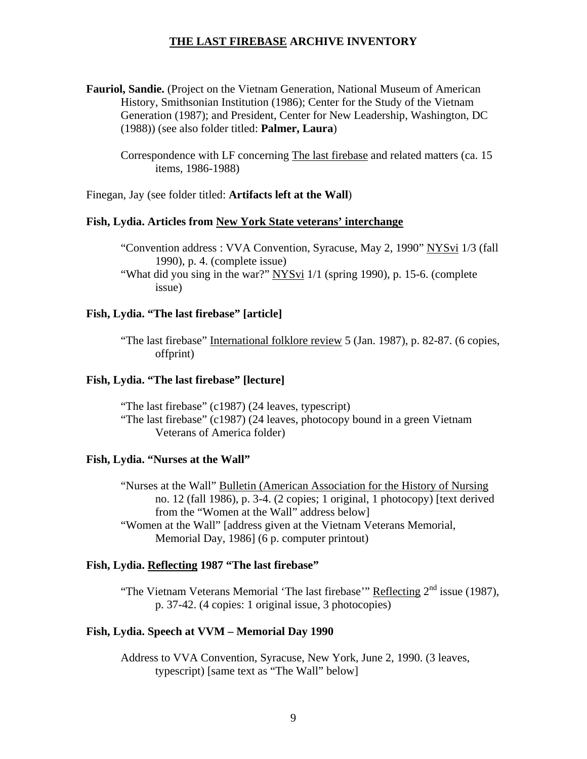## THE LAST FIREBASE ARCHIVE INVENTORY

**Fauriol, Sandie.** (Project on the Vietnam Generation, National Museum of American History, Smithsonian Institution (1986); Center for the Study of the Vietnam Generation (1987); and President, Center for New Leadership, Washington, DC (1988)) (see also folder titled: **Palmer, Laura**)

Correspondence with LF concerning The last firebase and related matters (ca. 15 items, 1986-1988)

Finegan, Jay (see folder titled: **Artifacts left at the Wall**)

**Fish, Lydia. Articles from New York State veterans' interchange**

"Convention address : VVA Convention, Syracuse, May 2, 1990" NYSvi 1/3 (fall 1990), p. 4. (complete issue)
"What did you sing in the war?" NYSvi 1/1 (spring 1990), p. 15-6. (complete issue)

**Fish, Lydia. "The last firebase" [article]**

"The last firebase" International folklore review 5 (Jan. 1987), p. 82-87. (6 copies, offprint)

**Fish, Lydia. "The last firebase" [lecture]**

"The last firebase" (c1987) (24 leaves, typescript)
"The last firebase" (c1987) (24 leaves, photocopy bound in a green Vietnam Veterans of America folder)

**Fish, Lydia. "Nurses at the Wall"**

"Nurses at the Wall" Bulletin (American Association for the History of Nursing no. 12 (fall 1986), p. 3-4. (2 copies; 1 original, 1 photocopy) [text derived from the "Women at the Wall" address below]
"Women at the Wall" [address given at the Vietnam Veterans Memorial, Memorial Day, 1986] (6 p. computer printout)

**Fish, Lydia. Reflecting 1987 "The last firebase"**

"The Vietnam Veterans Memorial 'The last firebase'" Reflecting 2nd issue (1987), p. 37-42. (4 copies: 1 original issue, 3 photocopies)

**Fish, Lydia. Speech at VVM – Memorial Day 1990**

Address to VVA Convention, Syracuse, New York, June 2, 1990. (3 leaves, typescript) [same text as "The Wall" below]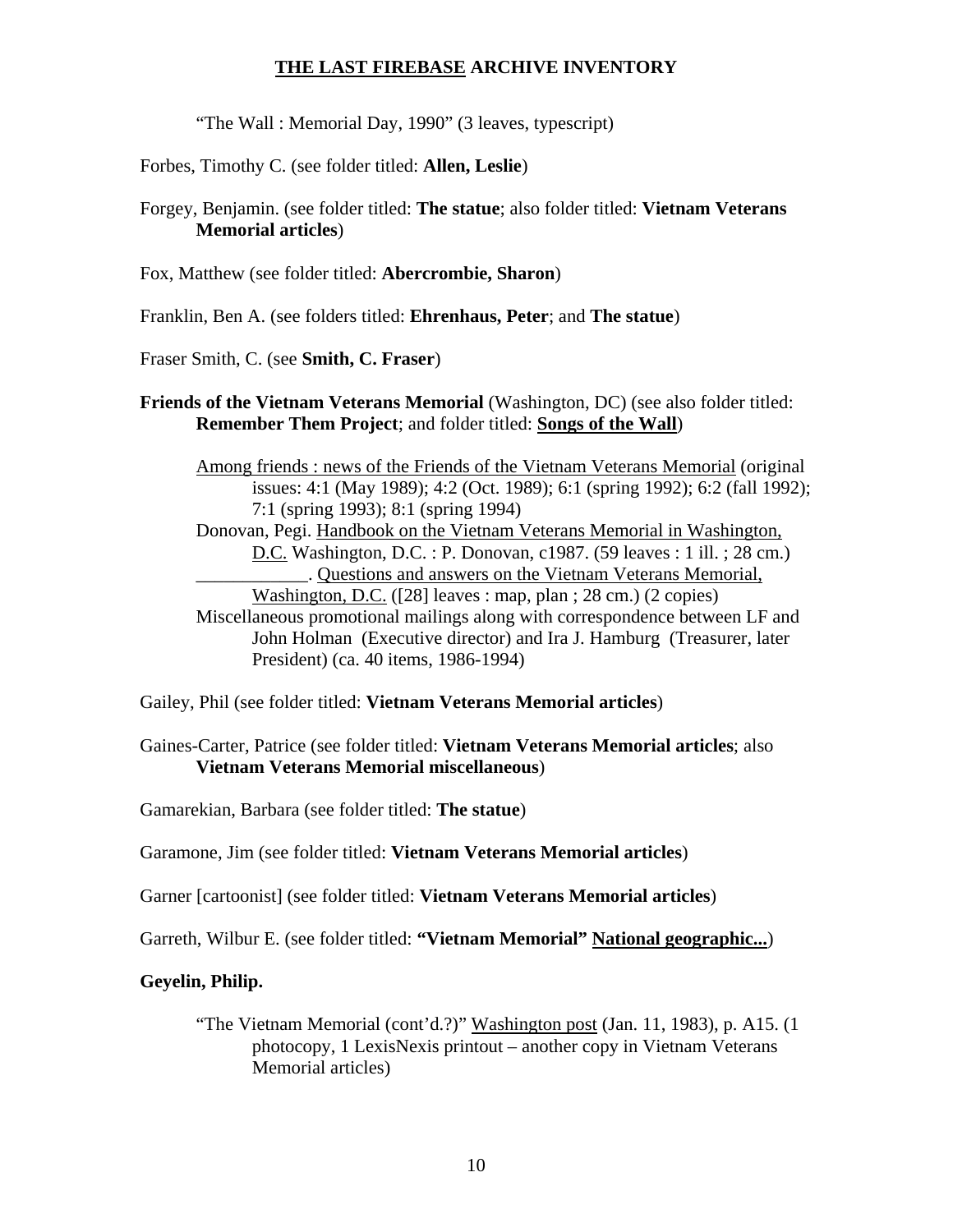"The Wall : Memorial Day, 1990" (3 leaves, typescript)

Forbes, Timothy C. (see folder titled: **Allen, Leslie**)

Forgey, Benjamin. (see folder titled: **The statue**; also folder titled: **Vietnam Veterans Memorial articles**)

Fox, Matthew (see folder titled: **Abercrombie, Sharon**)

Franklin, Ben A. (see folders titled: **Ehrenhaus, Peter**; and **The statue**)

Fraser Smith, C. (see **Smith, C. Fraser**)

**Friends of the Vietnam Veterans Memorial** (Washington, DC) (see also folder titled: **Remember Them Project**; and folder titled: **<u>Songs of the Wall</u>**)

> <u>Among friends : news of the Friends of the Vietnam Veterans Memorial</u> (original issues: 4:1 (May 1989); 4:2 (Oct. 1989); 6:1 (spring 1992); 6:2 (fall 1992); 7:1 (spring 1993); 8:1 (spring 1994)
>
> Donovan, Pegi. <u>Handbook on the Vietnam Veterans Memorial in Washington, D.C.</u> Washington, D.C. : P. Donovan, c1987. (59 leaves : 1 ill. ; 28 cm.)
>
> ____________. <u>Questions and answers on the Vietnam Veterans Memorial, Washington, D.C.</u> ([28] leaves : map, plan ; 28 cm.) (2 copies)
>
> Miscellaneous promotional mailings along with correspondence between LF and John Holman (Executive director) and Ira J. Hamburg (Treasurer, later President) (ca. 40 items, 1986-1994)

Gailey, Phil (see folder titled: **Vietnam Veterans Memorial articles**)

Gaines-Carter, Patrice (see folder titled: **Vietnam Veterans Memorial articles**; also **Vietnam Veterans Memorial miscellaneous**)

Gamarekian, Barbara (see folder titled: **The statue**)

Garamone, Jim (see folder titled: **Vietnam Veterans Memorial articles**)

Garner [cartoonist] (see folder titled: **Vietnam Veterans Memorial articles**)

Garreth, Wilbur E. (see folder titled: **"Vietnam Memorial" <u>National geographic...</u>**)

**Geyelin, Philip.**

> "The Vietnam Memorial (cont'd.?)" <u>Washington post</u> (Jan. 11, 1983), p. A15. (1 photocopy, 1 LexisNexis printout – another copy in Vietnam Veterans Memorial articles)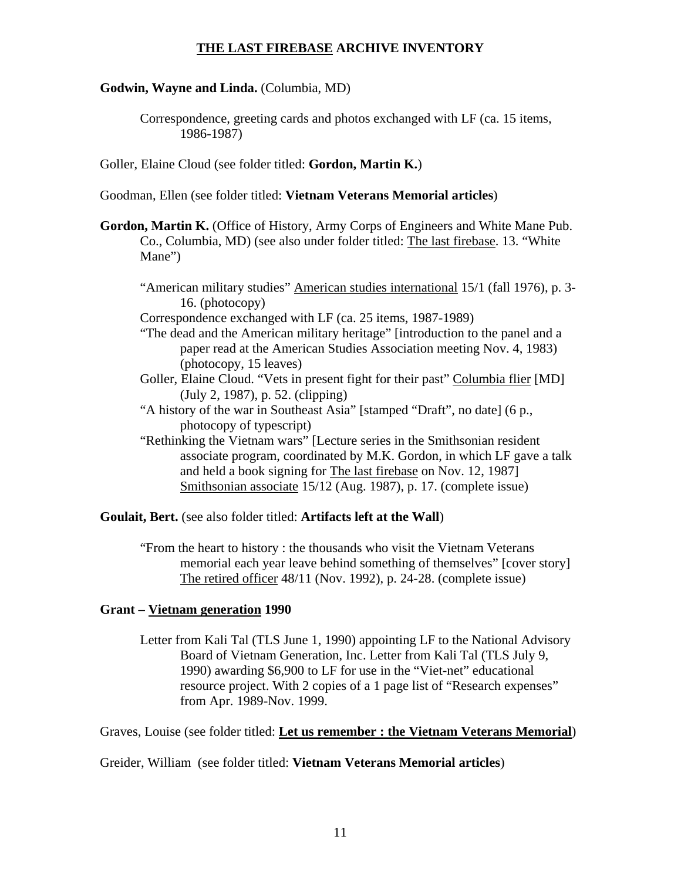**THE LAST FIREBASE ARCHIVE INVENTORY**

**Godwin, Wayne and Linda.** (Columbia, MD)

> Correspondence, greeting cards and photos exchanged with LF (ca. 15 items, 1986-1987)

Goller, Elaine Cloud (see folder titled: **Gordon, Martin K.**)

Goodman, Ellen (see folder titled: **Vietnam Veterans Memorial articles**)

**Gordon, Martin K.** (Office of History, Army Corps of Engineers and White Mane Pub. Co., Columbia, MD) (see also under folder titled: The last firebase. 13. "White Mane")

> "American military studies" American studies international 15/1 (fall 1976), p. 3-16. (photocopy)
>
> Correspondence exchanged with LF (ca. 25 items, 1987-1989)
>
> "The dead and the American military heritage" [introduction to the panel and a paper read at the American Studies Association meeting Nov. 4, 1983) (photocopy, 15 leaves)
>
> Goller, Elaine Cloud. "Vets in present fight for their past" Columbia flier [MD] (July 2, 1987), p. 52. (clipping)
>
> "A history of the war in Southeast Asia" [stamped "Draft", no date] (6 p., photocopy of typescript)
>
> "Rethinking the Vietnam wars" [Lecture series in the Smithsonian resident associate program, coordinated by M.K. Gordon, in which LF gave a talk and held a book signing for The last firebase on Nov. 12, 1987] Smithsonian associate 15/12 (Aug. 1987), p. 17. (complete issue)

**Goulait, Bert.** (see also folder titled: **Artifacts left at the Wall**)

> "From the heart to history : the thousands who visit the Vietnam Veterans memorial each year leave behind something of themselves" [cover story] The retired officer 48/11 (Nov. 1992), p. 24-28. (complete issue)

**Grant – Vietnam generation 1990**

> Letter from Kali Tal (TLS June 1, 1990) appointing LF to the National Advisory Board of Vietnam Generation, Inc. Letter from Kali Tal (TLS July 9, 1990) awarding $6,900 to LF for use in the "Viet-net" educational resource project. With 2 copies of a 1 page list of "Research expenses" from Apr. 1989-Nov. 1999.

Graves, Louise (see folder titled: **Let us remember : the Vietnam Veterans Memorial**)

Greider, William (see folder titled: **Vietnam Veterans Memorial articles**)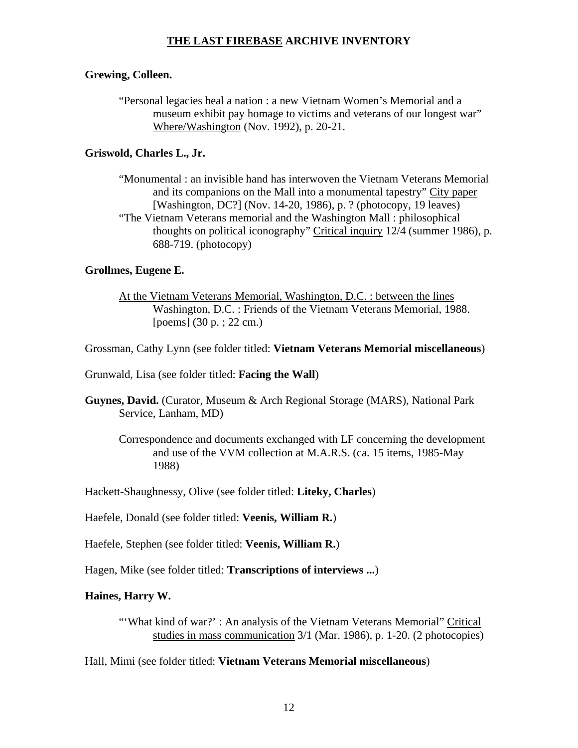## THE LAST FIREBASE ARCHIVE INVENTORY

**Grewing, Colleen.**

> "Personal legacies heal a nation : a new Vietnam Women's Memorial and a museum exhibit pay homage to victims and veterans of our longest war" Where/Washington (Nov. 1992), p. 20-21.

**Griswold, Charles L., Jr.**

> "Monumental : an invisible hand has interwoven the Vietnam Veterans Memorial and its companions on the Mall into a monumental tapestry" City paper [Washington, DC?] (Nov. 14-20, 1986), p. ? (photocopy, 19 leaves)
>
> "The Vietnam Veterans memorial and the Washington Mall : philosophical thoughts on political iconography" Critical inquiry 12/4 (summer 1986), p. 688-719. (photocopy)

**Grollmes, Eugene E.**

> At the Vietnam Veterans Memorial, Washington, D.C. : between the lines Washington, D.C. : Friends of the Vietnam Veterans Memorial, 1988. [poems] (30 p. ; 22 cm.)

Grossman, Cathy Lynn (see folder titled: **Vietnam Veterans Memorial miscellaneous**)

Grunwald, Lisa (see folder titled: **Facing the Wall**)

**Guynes, David.** (Curator, Museum & Arch Regional Storage (MARS), National Park Service, Lanham, MD)

> Correspondence and documents exchanged with LF concerning the development and use of the VVM collection at M.A.R.S. (ca. 15 items, 1985-May 1988)

Hackett-Shaughnessy, Olive (see folder titled: **Liteky, Charles**)

Haefele, Donald (see folder titled: **Veenis, William R.**)

Haefele, Stephen (see folder titled: **Veenis, William R.**)

Hagen, Mike (see folder titled: **Transcriptions of interviews ...**)

**Haines, Harry W.**

> "'What kind of war?' : An analysis of the Vietnam Veterans Memorial" Critical studies in mass communication 3/1 (Mar. 1986), p. 1-20. (2 photocopies)

Hall, Mimi (see folder titled: **Vietnam Veterans Memorial miscellaneous**)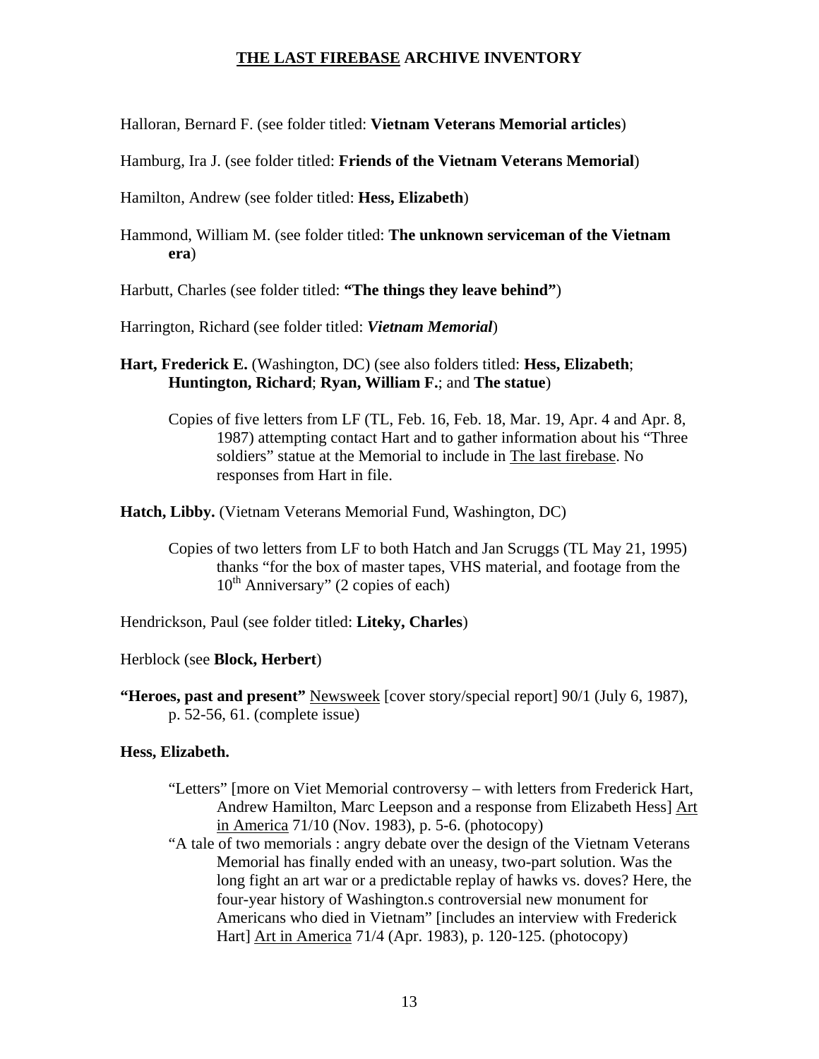# **THE LAST FIREBASE** ARCHIVE INVENTORY

Halloran, Bernard F. (see folder titled: **Vietnam Veterans Memorial articles**)

Hamburg, Ira J. (see folder titled: **Friends of the Vietnam Veterans Memorial**)

Hamilton, Andrew (see folder titled: **Hess, Elizabeth**)

Hammond, William M. (see folder titled: **The unknown serviceman of the Vietnam era**)

Harbutt, Charles (see folder titled: **"The things they leave behind"**)

Harrington, Richard (see folder titled: ***Vietnam Memorial***)

**Hart, Frederick E.** (Washington, DC) (see also folders titled: **Hess, Elizabeth**; **Huntington, Richard**; **Ryan, William F.**; and **The statue**)

> Copies of five letters from LF (TL, Feb. 16, Feb. 18, Mar. 19, Apr. 4 and Apr. 8, 1987) attempting contact Hart and to gather information about his "Three soldiers" statue at the Memorial to include in The last firebase. No responses from Hart in file.

**Hatch, Libby.** (Vietnam Veterans Memorial Fund, Washington, DC)

> Copies of two letters from LF to both Hatch and Jan Scruggs (TL May 21, 1995) thanks "for the box of master tapes, VHS material, and footage from the 10th Anniversary" (2 copies of each)

Hendrickson, Paul (see folder titled: **Liteky, Charles**)

Herblock (see **Block, Herbert**)

**"Heroes, past and present"** Newsweek [cover story/special report] 90/1 (July 6, 1987), p. 52-56, 61. (complete issue)

**Hess, Elizabeth.**

> "Letters" [more on Viet Memorial controversy – with letters from Frederick Hart, Andrew Hamilton, Marc Leepson and a response from Elizabeth Hess] Art in America 71/10 (Nov. 1983), p. 5-6. (photocopy)
>
> "A tale of two memorials : angry debate over the design of the Vietnam Veterans Memorial has finally ended with an uneasy, two-part solution. Was the long fight an art war or a predictable replay of hawks vs. doves? Here, the four-year history of Washington.s controversial new monument for Americans who died in Vietnam" [includes an interview with Frederick Hart] Art in America 71/4 (Apr. 1983), p. 120-125. (photocopy)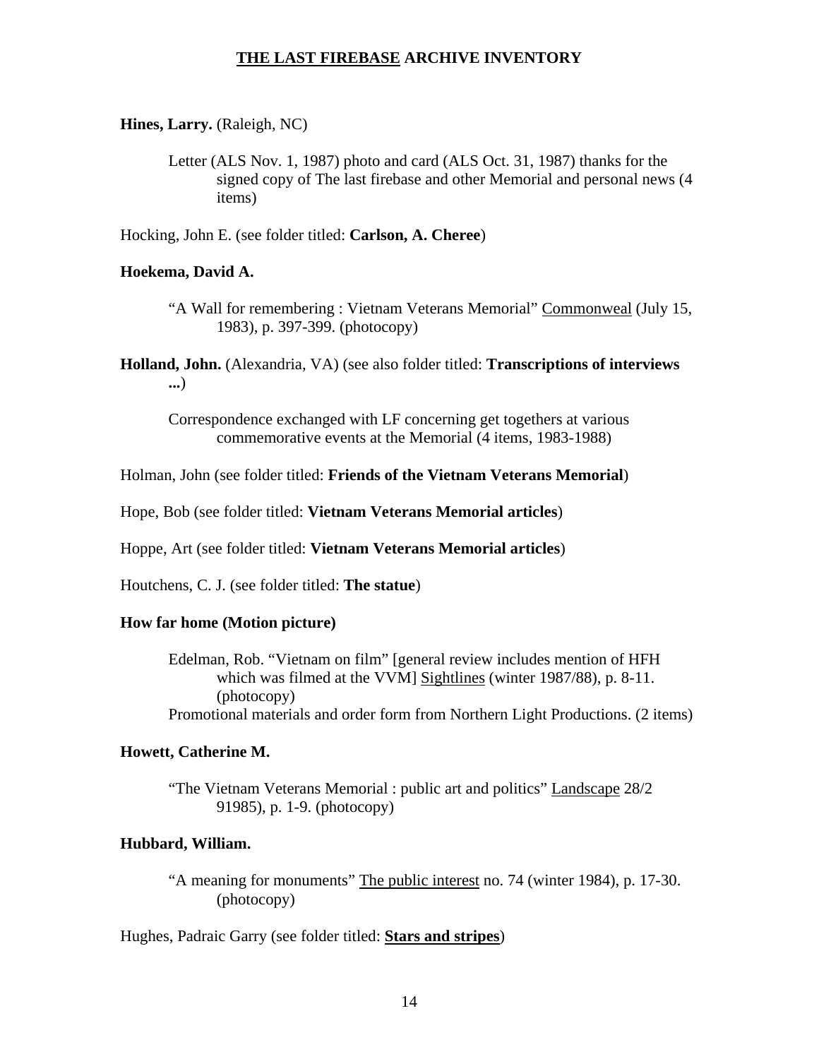# THE LAST FIREBASE ARCHIVE INVENTORY

**Hines, Larry.** (Raleigh, NC)

> Letter (ALS Nov. 1, 1987) photo and card (ALS Oct. 31, 1987) thanks for the signed copy of The last firebase and other Memorial and personal news (4 items)

Hocking, John E. (see folder titled: **Carlson, A. Cheree**)

**Hoekema, David A.**

> "A Wall for remembering : Vietnam Veterans Memorial" Commonweal (July 15, 1983), p. 397-399. (photocopy)

**Holland, John.** (Alexandria, VA) (see also folder titled: **Transcriptions of interviews ...**)

> Correspondence exchanged with LF concerning get togethers at various commemorative events at the Memorial (4 items, 1983-1988)

Holman, John (see folder titled: **Friends of the Vietnam Veterans Memorial**)

Hope, Bob (see folder titled: **Vietnam Veterans Memorial articles**)

Hoppe, Art (see folder titled: **Vietnam Veterans Memorial articles**)

Houtchens, C. J. (see folder titled: **The statue**)

**How far home (Motion picture)**

> Edelman, Rob. "Vietnam on film" [general review includes mention of HFH which was filmed at the VVM] Sightlines (winter 1987/88), p. 8-11. (photocopy)
>
> Promotional materials and order form from Northern Light Productions. (2 items)

**Howett, Catherine M.**

> "The Vietnam Veterans Memorial : public art and politics" Landscape 28/2 91985), p. 1-9. (photocopy)

**Hubbard, William.**

> "A meaning for monuments" The public interest no. 74 (winter 1984), p. 17-30. (photocopy)

Hughes, Padraic Garry (see folder titled: **Stars and stripes**)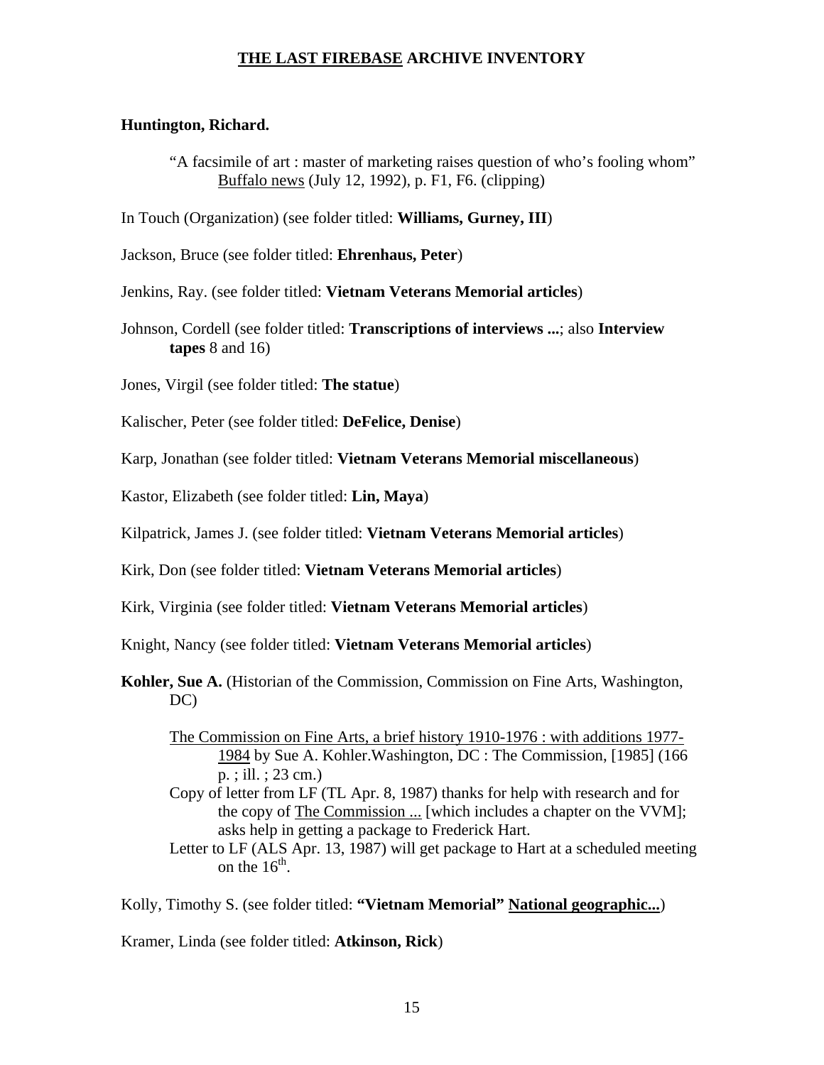# THE LAST FIREBASE ARCHIVE INVENTORY

**Huntington, Richard.**

> "A facsimile of art : master of marketing raises question of who's fooling whom" Buffalo news (July 12, 1992), p. F1, F6. (clipping)

In Touch (Organization) (see folder titled: **Williams, Gurney, III**)

Jackson, Bruce (see folder titled: **Ehrenhaus, Peter**)

Jenkins, Ray. (see folder titled: **Vietnam Veterans Memorial articles**)

Johnson, Cordell (see folder titled: **Transcriptions of interviews ...**; also **Interview tapes** 8 and 16)

Jones, Virgil (see folder titled: **The statue**)

Kalischer, Peter (see folder titled: **DeFelice, Denise**)

Karp, Jonathan (see folder titled: **Vietnam Veterans Memorial miscellaneous**)

Kastor, Elizabeth (see folder titled: **Lin, Maya**)

Kilpatrick, James J. (see folder titled: **Vietnam Veterans Memorial articles**)

Kirk, Don (see folder titled: **Vietnam Veterans Memorial articles**)

Kirk, Virginia (see folder titled: **Vietnam Veterans Memorial articles**)

Knight, Nancy (see folder titled: **Vietnam Veterans Memorial articles**)

**Kohler, Sue A.** (Historian of the Commission, Commission on Fine Arts, Washington, DC)

> The Commission on Fine Arts, a brief history 1910-1976 : with additions 1977-1984 by Sue A. Kohler.Washington, DC : The Commission, [1985] (166 p. ; ill. ; 23 cm.)
>
> Copy of letter from LF (TL Apr. 8, 1987) thanks for help with research and for the copy of The Commission ... [which includes a chapter on the VVM]; asks help in getting a package to Frederick Hart.
>
> Letter to LF (ALS Apr. 13, 1987) will get package to Hart at a scheduled meeting on the 16th.

Kolly, Timothy S. (see folder titled: **"Vietnam Memorial" National geographic...**)

Kramer, Linda (see folder titled: **Atkinson, Rick**)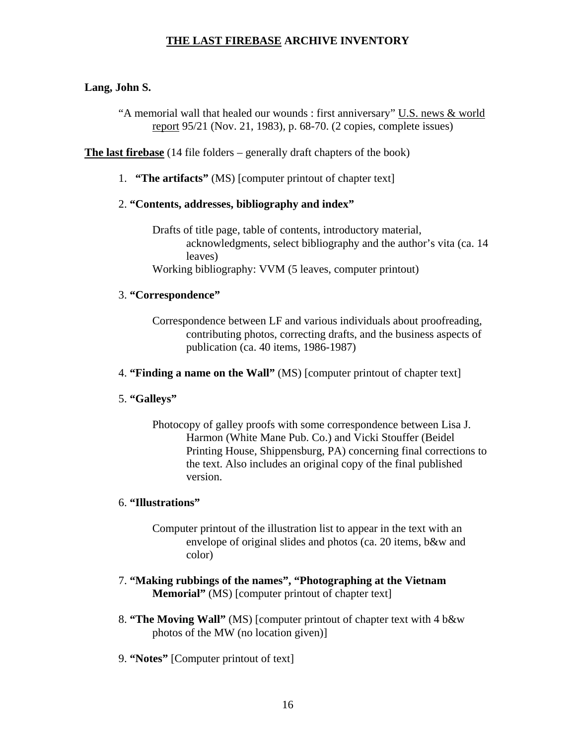**<u>THE LAST FIREBASE</u> ARCHIVE INVENTORY**

**Lang, John S.**

"A memorial wall that healed our wounds : first anniversary" <u>U.S. news & world report</u> 95/21 (Nov. 21, 1983), p. 68-70. (2 copies, complete issues)

**<u>The last firebase</u>** (14 file folders – generally draft chapters of the book)

1. **"The artifacts"** (MS) [computer printout of chapter text]

2. **"Contents, addresses, bibliography and index"**

   Drafts of title page, table of contents, introductory material, acknowledgments, select bibliography and the author's vita (ca. 14 leaves)
   Working bibliography: VVM (5 leaves, computer printout)

3. **"Correspondence"**

   Correspondence between LF and various individuals about proofreading, contributing photos, correcting drafts, and the business aspects of publication (ca. 40 items, 1986-1987)

4. **"Finding a name on the Wall"** (MS) [computer printout of chapter text]

5. **"Galleys"**

   Photocopy of galley proofs with some correspondence between Lisa J. Harmon (White Mane Pub. Co.) and Vicki Stouffer (Beidel Printing House, Shippensburg, PA) concerning final corrections to the text. Also includes an original copy of the final published version.

6. **"Illustrations"**

   Computer printout of the illustration list to appear in the text with an envelope of original slides and photos (ca. 20 items, b&w and color)

7. **"Making rubbings of the names", "Photographing at the Vietnam Memorial"** (MS) [computer printout of chapter text]

8. **"The Moving Wall"** (MS) [computer printout of chapter text with 4 b&w photos of the MW (no location given)]

9. **"Notes"** [Computer printout of text]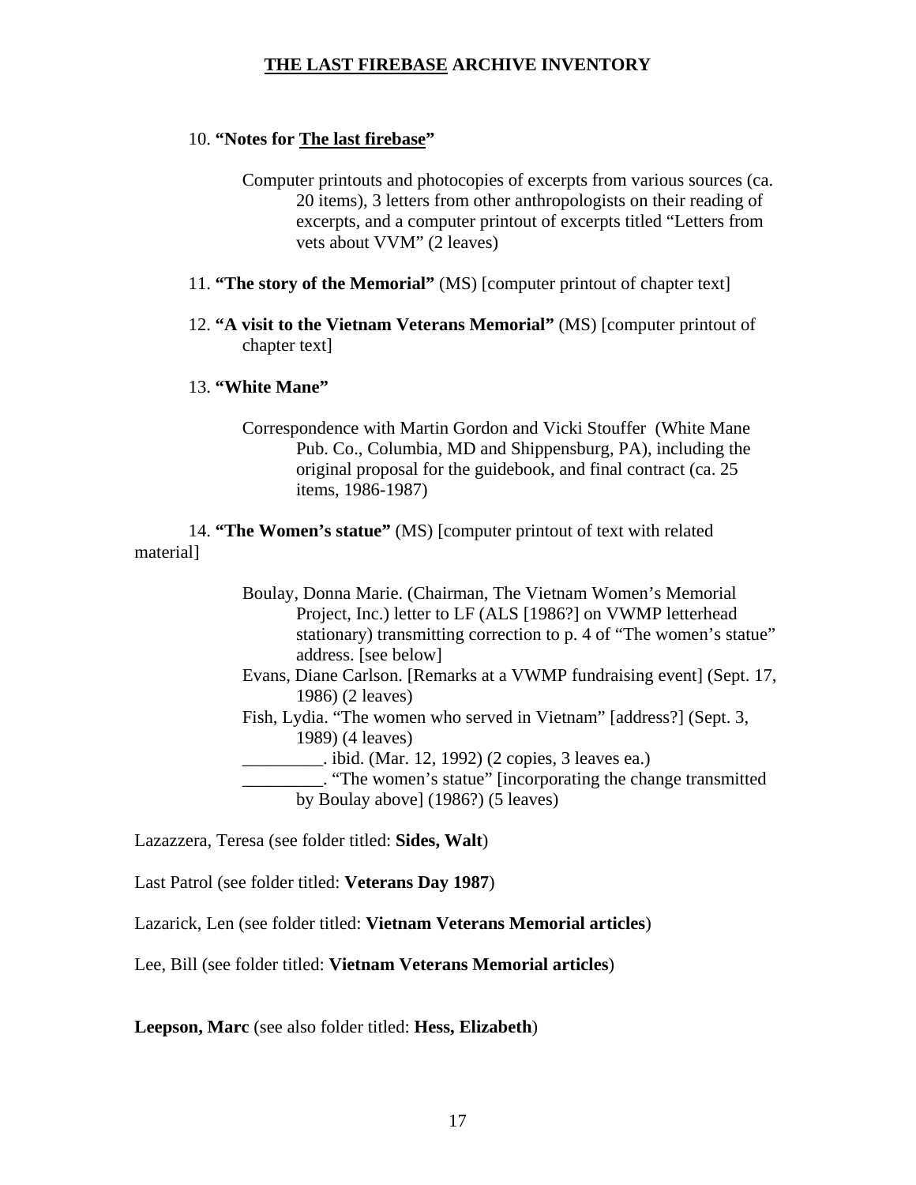10. **"Notes for The last firebase"**

    Computer printouts and photocopies of excerpts from various sources (ca. 20 items), 3 letters from other anthropologists on their reading of excerpts, and a computer printout of excerpts titled "Letters from vets about VVM" (2 leaves)

11. **"The story of the Memorial"** (MS) [computer printout of chapter text]

12. **"A visit to the Vietnam Veterans Memorial"** (MS) [computer printout of chapter text]

13. **"White Mane"**

    Correspondence with Martin Gordon and Vicki Stouffer (White Mane Pub. Co., Columbia, MD and Shippensburg, PA), including the original proposal for the guidebook, and final contract (ca. 25 items, 1986-1987)

14. **"The Women's statue"** (MS) [computer printout of text with related material]

    Boulay, Donna Marie. (Chairman, The Vietnam Women's Memorial Project, Inc.) letter to LF (ALS [1986?] on VWMP letterhead stationary) transmitting correction to p. 4 of "The women's statue" address. [see below]
    Evans, Diane Carlson. [Remarks at a VWMP fundraising event] (Sept. 17, 1986) (2 leaves)
    Fish, Lydia. "The women who served in Vietnam" [address?] (Sept. 3, 1989) (4 leaves)
    _________. ibid. (Mar. 12, 1992) (2 copies, 3 leaves ea.)
    _________. "The women's statue" [incorporating the change transmitted by Boulay above] (1986?) (5 leaves)

Lazazzera, Teresa (see folder titled: **Sides, Walt**)

Last Patrol (see folder titled: **Veterans Day 1987**)

Lazarick, Len (see folder titled: **Vietnam Veterans Memorial articles**)

Lee, Bill (see folder titled: **Vietnam Veterans Memorial articles**)

**Leepson, Marc** (see also folder titled: **Hess, Elizabeth**)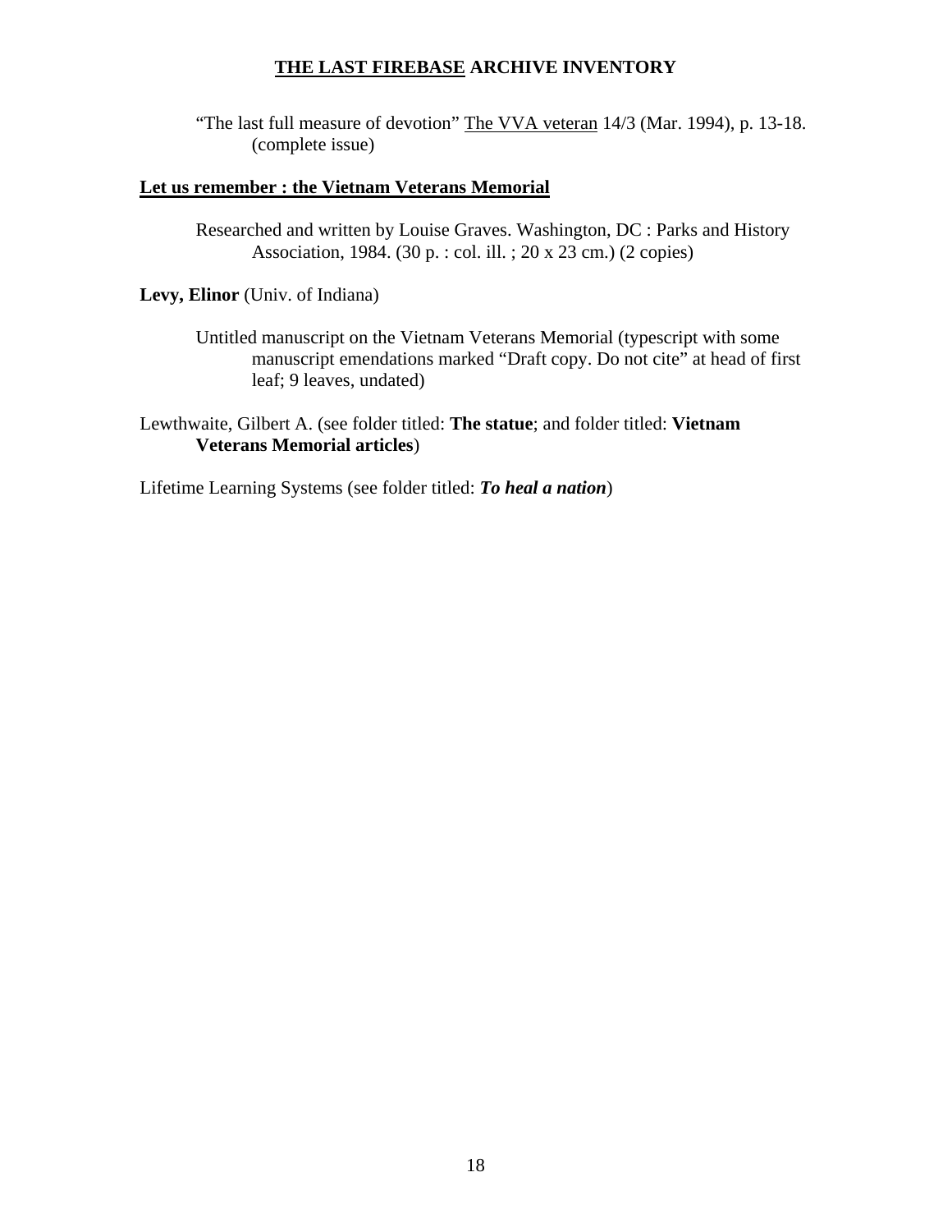"The last full measure of devotion" The VVA veteran 14/3 (Mar. 1994), p. 13-18. (complete issue)

**Let us remember : the Vietnam Veterans Memorial**

Researched and written by Louise Graves. Washington, DC : Parks and History Association, 1984. (30 p. : col. ill. ; 20 x 23 cm.) (2 copies)

**Levy, Elinor** (Univ. of Indiana)

Untitled manuscript on the Vietnam Veterans Memorial (typescript with some manuscript emendations marked "Draft copy. Do not cite" at head of first leaf; 9 leaves, undated)

Lewthwaite, Gilbert A. (see folder titled: **The statue**; and folder titled: **Vietnam Veterans Memorial articles**)

Lifetime Learning Systems (see folder titled: ***To heal a nation***)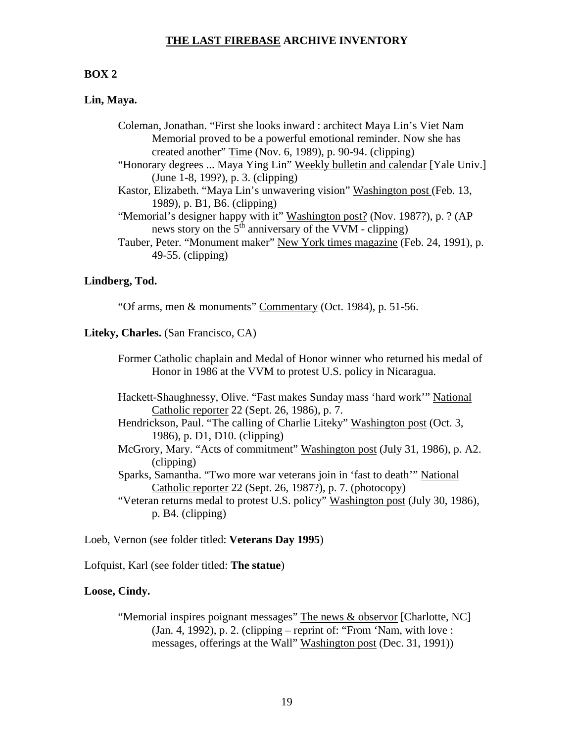# THE LAST FIREBASE ARCHIVE INVENTORY

## BOX 2

**Lin, Maya.**

> Coleman, Jonathan. "First she looks inward : architect Maya Lin's Viet Nam Memorial proved to be a powerful emotional reminder. Now she has created another" Time (Nov. 6, 1989), p. 90-94. (clipping)
>
> "Honorary degrees ... Maya Ying Lin" Weekly bulletin and calendar [Yale Univ.] (June 1-8, 199?), p. 3. (clipping)
>
> Kastor, Elizabeth. "Maya Lin's unwavering vision" Washington post (Feb. 13, 1989), p. B1, B6. (clipping)
>
> "Memorial's designer happy with it" Washington post? (Nov. 1987?), p. ? (AP news story on the 5th anniversary of the VVM - clipping)
>
> Tauber, Peter. "Monument maker" New York times magazine (Feb. 24, 1991), p. 49-55. (clipping)

**Lindberg, Tod.**

> "Of arms, men & monuments" Commentary (Oct. 1984), p. 51-56.

**Liteky, Charles.** (San Francisco, CA)

> Former Catholic chaplain and Medal of Honor winner who returned his medal of Honor in 1986 at the VVM to protest U.S. policy in Nicaragua.
>
> Hackett-Shaughnessy, Olive. "Fast makes Sunday mass 'hard work'" National Catholic reporter 22 (Sept. 26, 1986), p. 7.
>
> Hendrickson, Paul. "The calling of Charlie Liteky" Washington post (Oct. 3, 1986), p. D1, D10. (clipping)
>
> McGrory, Mary. "Acts of commitment" Washington post (July 31, 1986), p. A2. (clipping)
>
> Sparks, Samantha. "Two more war veterans join in 'fast to death'" National Catholic reporter 22 (Sept. 26, 1987?), p. 7. (photocopy)
>
> "Veteran returns medal to protest U.S. policy" Washington post (July 30, 1986), p. B4. (clipping)

Loeb, Vernon (see folder titled: **Veterans Day 1995**)

Lofquist, Karl (see folder titled: **The statue**)

**Loose, Cindy.**

> "Memorial inspires poignant messages" The news & observor [Charlotte, NC] (Jan. 4, 1992), p. 2. (clipping – reprint of: "From 'Nam, with love : messages, offerings at the Wall" Washington post (Dec. 31, 1991))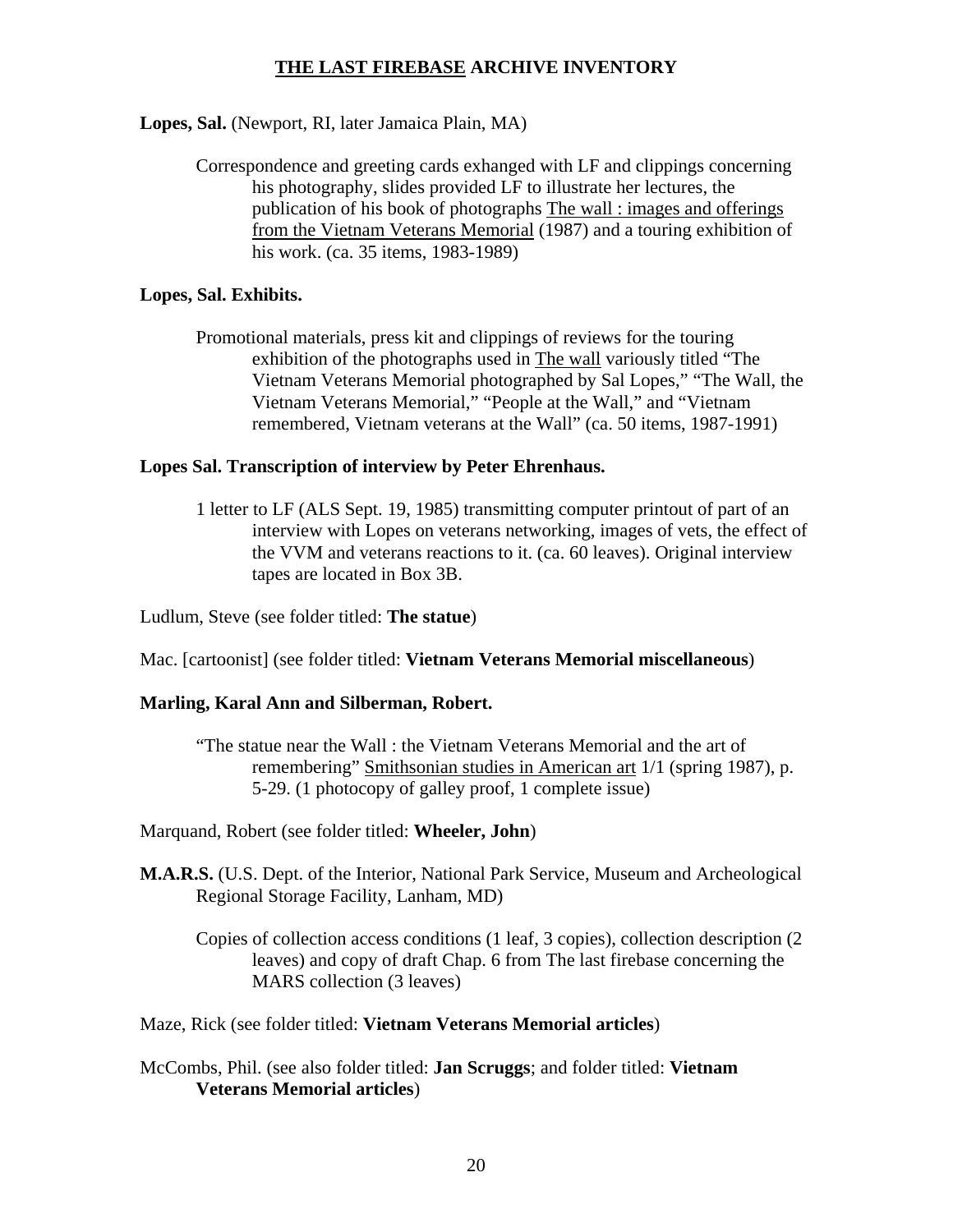## <u>THE LAST FIREBASE</u> ARCHIVE INVENTORY

**Lopes, Sal.** (Newport, RI, later Jamaica Plain, MA)

> Correspondence and greeting cards exhanged with LF and clippings concerning his photography, slides provided LF to illustrate her lectures, the publication of his book of photographs <u>The wall : images and offerings from the Vietnam Veterans Memorial</u> (1987) and a touring exhibition of his work. (ca. 35 items, 1983-1989)

**Lopes, Sal. Exhibits.**

> Promotional materials, press kit and clippings of reviews for the touring exhibition of the photographs used in <u>The wall</u> variously titled "The Vietnam Veterans Memorial photographed by Sal Lopes," "The Wall, the Vietnam Veterans Memorial," "People at the Wall," and "Vietnam remembered, Vietnam veterans at the Wall" (ca. 50 items, 1987-1991)

**Lopes Sal. Transcription of interview by Peter Ehrenhaus.**

> 1 letter to LF (ALS Sept. 19, 1985) transmitting computer printout of part of an interview with Lopes on veterans networking, images of vets, the effect of the VVM and veterans reactions to it. (ca. 60 leaves). Original interview tapes are located in Box 3B.

Ludlum, Steve (see folder titled: **The statue**)

Mac. [cartoonist] (see folder titled: **Vietnam Veterans Memorial miscellaneous**)

**Marling, Karal Ann and Silberman, Robert.**

> "The statue near the Wall : the Vietnam Veterans Memorial and the art of remembering" <u>Smithsonian studies in American art</u> 1/1 (spring 1987), p. 5-29. (1 photocopy of galley proof, 1 complete issue)

Marquand, Robert (see folder titled: **Wheeler, John**)

**M.A.R.S.** (U.S. Dept. of the Interior, National Park Service, Museum and Archeological Regional Storage Facility, Lanham, MD)

> Copies of collection access conditions (1 leaf, 3 copies), collection description (2 leaves) and copy of draft Chap. 6 from The last firebase concerning the MARS collection (3 leaves)

Maze, Rick (see folder titled: **Vietnam Veterans Memorial articles**)

McCombs, Phil. (see also folder titled: **Jan Scruggs**; and folder titled: **Vietnam Veterans Memorial articles**)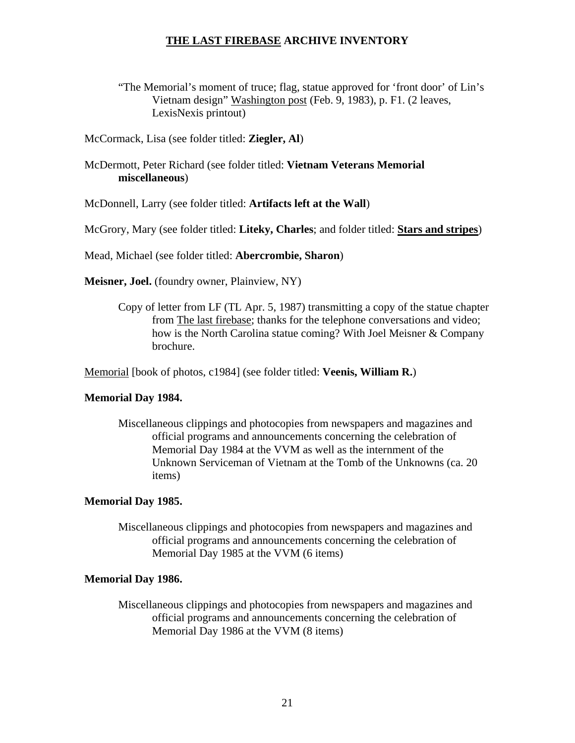# THE LAST FIREBASE ARCHIVE INVENTORY

"The Memorial's moment of truce; flag, statue approved for 'front door' of Lin's Vietnam design" Washington post (Feb. 9, 1983), p. F1. (2 leaves, LexisNexis printout)

McCormack, Lisa (see folder titled: **Ziegler, Al**)

McDermott, Peter Richard (see folder titled: **Vietnam Veterans Memorial miscellaneous**)

McDonnell, Larry (see folder titled: **Artifacts left at the Wall**)

McGrory, Mary (see folder titled: **Liteky, Charles**; and folder titled: **Stars and stripes**)

Mead, Michael (see folder titled: **Abercrombie, Sharon**)

**Meisner, Joel.** (foundry owner, Plainview, NY)

Copy of letter from LF (TL Apr. 5, 1987) transmitting a copy of the statue chapter from The last firebase; thanks for the telephone conversations and video; how is the North Carolina statue coming? With Joel Meisner & Company brochure.

Memorial [book of photos, c1984] (see folder titled: **Veenis, William R.**)

**Memorial Day 1984.**

Miscellaneous clippings and photocopies from newspapers and magazines and official programs and announcements concerning the celebration of Memorial Day 1984 at the VVM as well as the internment of the Unknown Serviceman of Vietnam at the Tomb of the Unknowns (ca. 20 items)

**Memorial Day 1985.**

Miscellaneous clippings and photocopies from newspapers and magazines and official programs and announcements concerning the celebration of Memorial Day 1985 at the VVM (6 items)

**Memorial Day 1986.**

Miscellaneous clippings and photocopies from newspapers and magazines and official programs and announcements concerning the celebration of Memorial Day 1986 at the VVM (8 items)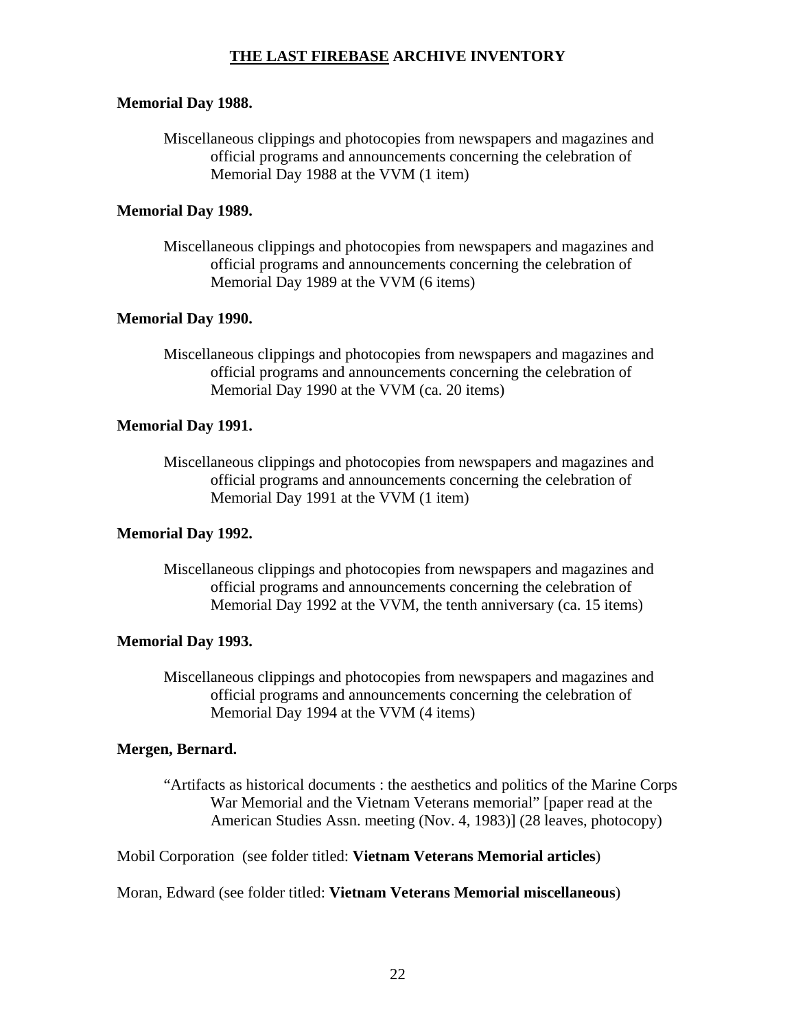**Memorial Day 1988.**

> Miscellaneous clippings and photocopies from newspapers and magazines and official programs and announcements concerning the celebration of Memorial Day 1988 at the VVM (1 item)

**Memorial Day 1989.**

> Miscellaneous clippings and photocopies from newspapers and magazines and official programs and announcements concerning the celebration of Memorial Day 1989 at the VVM (6 items)

**Memorial Day 1990.**

> Miscellaneous clippings and photocopies from newspapers and magazines and official programs and announcements concerning the celebration of Memorial Day 1990 at the VVM (ca. 20 items)

**Memorial Day 1991.**

> Miscellaneous clippings and photocopies from newspapers and magazines and official programs and announcements concerning the celebration of Memorial Day 1991 at the VVM (1 item)

**Memorial Day 1992.**

> Miscellaneous clippings and photocopies from newspapers and magazines and official programs and announcements concerning the celebration of Memorial Day 1992 at the VVM, the tenth anniversary (ca. 15 items)

**Memorial Day 1993.**

> Miscellaneous clippings and photocopies from newspapers and magazines and official programs and announcements concerning the celebration of Memorial Day 1994 at the VVM (4 items)

**Mergen, Bernard.**

> "Artifacts as historical documents : the aesthetics and politics of the Marine Corps War Memorial and the Vietnam Veterans memorial" [paper read at the American Studies Assn. meeting (Nov. 4, 1983)] (28 leaves, photocopy)

Mobil Corporation (see folder titled: **Vietnam Veterans Memorial articles**)

Moran, Edward (see folder titled: **Vietnam Veterans Memorial miscellaneous**)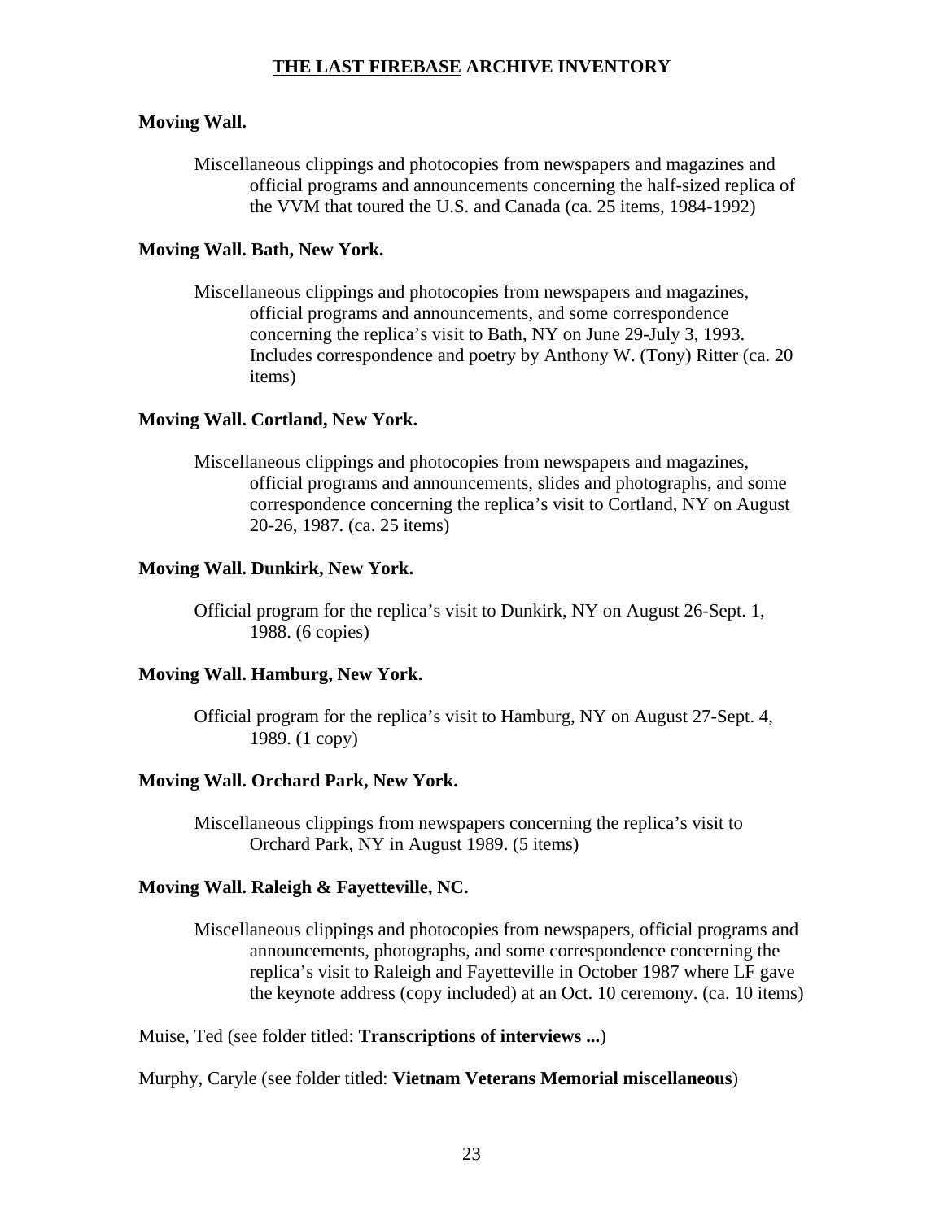**Moving Wall.**

Miscellaneous clippings and photocopies from newspapers and magazines and official programs and announcements concerning the half-sized replica of the VVM that toured the U.S. and Canada (ca. 25 items, 1984-1992)

**Moving Wall. Bath, New York.**

Miscellaneous clippings and photocopies from newspapers and magazines, official programs and announcements, and some correspondence concerning the replica's visit to Bath, NY on June 29-July 3, 1993. Includes correspondence and poetry by Anthony W. (Tony) Ritter (ca. 20 items)

**Moving Wall. Cortland, New York.**

Miscellaneous clippings and photocopies from newspapers and magazines, official programs and announcements, slides and photographs, and some correspondence concerning the replica's visit to Cortland, NY on August 20-26, 1987. (ca. 25 items)

**Moving Wall. Dunkirk, New York.**

Official program for the replica's visit to Dunkirk, NY on August 26-Sept. 1, 1988. (6 copies)

**Moving Wall. Hamburg, New York.**

Official program for the replica's visit to Hamburg, NY on August 27-Sept. 4, 1989. (1 copy)

**Moving Wall. Orchard Park, New York.**

Miscellaneous clippings from newspapers concerning the replica's visit to Orchard Park, NY in August 1989. (5 items)

**Moving Wall. Raleigh & Fayetteville, NC.**

Miscellaneous clippings and photocopies from newspapers, official programs and announcements, photographs, and some correspondence concerning the replica's visit to Raleigh and Fayetteville in October 1987 where LF gave the keynote address (copy included) at an Oct. 10 ceremony. (ca. 10 items)

Muise, Ted (see folder titled: **Transcriptions of interviews ...**)

Murphy, Caryle (see folder titled: **Vietnam Veterans Memorial miscellaneous**)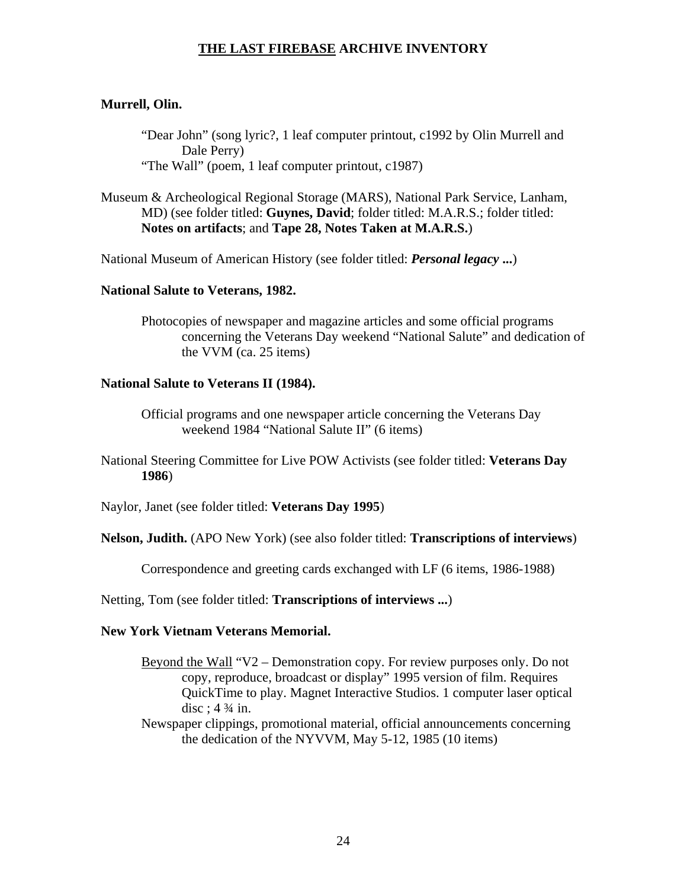**Murrell, Olin.**

> "Dear John" (song lyric?, 1 leaf computer printout, c1992 by Olin Murrell and Dale Perry)
>
> "The Wall" (poem, 1 leaf computer printout, c1987)

Museum & Archeological Regional Storage (MARS), National Park Service, Lanham, MD) (see folder titled: **Guynes, David**; folder titled: M.A.R.S.; folder titled: **Notes on artifacts**; and **Tape 28, Notes Taken at M.A.R.S.**)

National Museum of American History (see folder titled: ***Personal legacy ...***)

**National Salute to Veterans, 1982.**

> Photocopies of newspaper and magazine articles and some official programs concerning the Veterans Day weekend "National Salute" and dedication of the VVM (ca. 25 items)

**National Salute to Veterans II (1984).**

> Official programs and one newspaper article concerning the Veterans Day weekend 1984 "National Salute II" (6 items)

National Steering Committee for Live POW Activists (see folder titled: **Veterans Day 1986**)

Naylor, Janet (see folder titled: **Veterans Day 1995**)

**Nelson, Judith.** (APO New York) (see also folder titled: **Transcriptions of interviews**)

> Correspondence and greeting cards exchanged with LF (6 items, 1986-1988)

Netting, Tom (see folder titled: **Transcriptions of interviews ...**)

**New York Vietnam Veterans Memorial.**

> Beyond the Wall "V2 – Demonstration copy. For review purposes only. Do not copy, reproduce, broadcast or display" 1995 version of film. Requires QuickTime to play. Magnet Interactive Studios. 1 computer laser optical disc ; 4 ¾ in.
>
> Newspaper clippings, promotional material, official announcements concerning the dedication of the NYVVM, May 5-12, 1985 (10 items)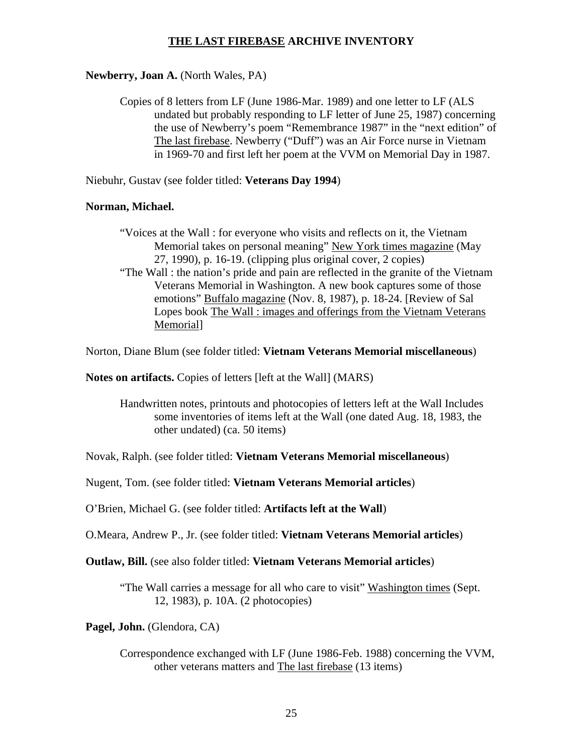**Newberry, Joan A.** (North Wales, PA)

> Copies of 8 letters from LF (June 1986-Mar. 1989) and one letter to LF (ALS undated but probably responding to LF letter of June 25, 1987) concerning the use of Newberry's poem "Remembrance 1987" in the "next edition" of The last firebase. Newberry ("Duff") was an Air Force nurse in Vietnam in 1969-70 and first left her poem at the VVM on Memorial Day in 1987.

Niebuhr, Gustav (see folder titled: **Veterans Day 1994**)

**Norman, Michael.**

> "Voices at the Wall : for everyone who visits and reflects on it, the Vietnam Memorial takes on personal meaning" New York times magazine (May 27, 1990), p. 16-19. (clipping plus original cover, 2 copies)
>
> "The Wall : the nation's pride and pain are reflected in the granite of the Vietnam Veterans Memorial in Washington. A new book captures some of those emotions" Buffalo magazine (Nov. 8, 1987), p. 18-24. [Review of Sal Lopes book The Wall : images and offerings from the Vietnam Veterans Memorial]

Norton, Diane Blum (see folder titled: **Vietnam Veterans Memorial miscellaneous**)

**Notes on artifacts.** Copies of letters [left at the Wall] (MARS)

> Handwritten notes, printouts and photocopies of letters left at the Wall Includes some inventories of items left at the Wall (one dated Aug. 18, 1983, the other undated) (ca. 50 items)

Novak, Ralph. (see folder titled: **Vietnam Veterans Memorial miscellaneous**)

Nugent, Tom. (see folder titled: **Vietnam Veterans Memorial articles**)

O'Brien, Michael G. (see folder titled: **Artifacts left at the Wall**)

O.Meara, Andrew P., Jr. (see folder titled: **Vietnam Veterans Memorial articles**)

**Outlaw, Bill.** (see also folder titled: **Vietnam Veterans Memorial articles**)

> "The Wall carries a message for all who care to visit" Washington times (Sept. 12, 1983), p. 10A. (2 photocopies)

**Pagel, John.** (Glendora, CA)

> Correspondence exchanged with LF (June 1986-Feb. 1988) concerning the VVM, other veterans matters and The last firebase (13 items)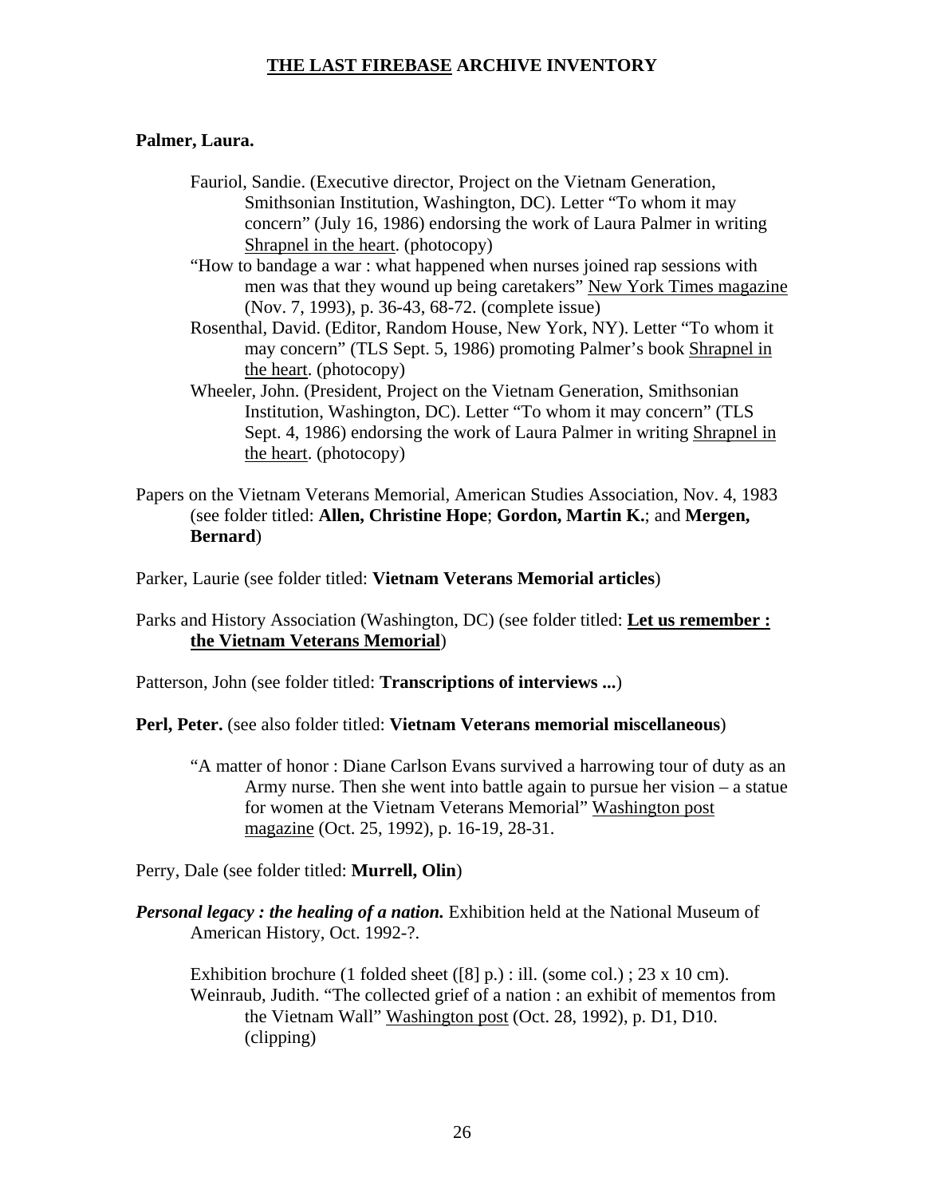# <u>THE LAST FIREBASE</u> ARCHIVE INVENTORY

**Palmer, Laura.**

> Fauriol, Sandie. (Executive director, Project on the Vietnam Generation, Smithsonian Institution, Washington, DC). Letter "To whom it may concern" (July 16, 1986) endorsing the work of Laura Palmer in writing <u>Shrapnel in the heart</u>. (photocopy)
>
> "How to bandage a war : what happened when nurses joined rap sessions with men was that they wound up being caretakers" <u>New York Times magazine</u> (Nov. 7, 1993), p. 36-43, 68-72. (complete issue)
>
> Rosenthal, David. (Editor, Random House, New York, NY). Letter "To whom it may concern" (TLS Sept. 5, 1986) promoting Palmer's book <u>Shrapnel in the heart</u>. (photocopy)
>
> Wheeler, John. (President, Project on the Vietnam Generation, Smithsonian Institution, Washington, DC). Letter "To whom it may concern" (TLS Sept. 4, 1986) endorsing the work of Laura Palmer in writing <u>Shrapnel in the heart</u>. (photocopy)

Papers on the Vietnam Veterans Memorial, American Studies Association, Nov. 4, 1983 (see folder titled: **Allen, Christine Hope**; **Gordon, Martin K.**; and **Mergen, Bernard**)

Parker, Laurie (see folder titled: **Vietnam Veterans Memorial articles**)

Parks and History Association (Washington, DC) (see folder titled: **<u>Let us remember : the Vietnam Veterans Memorial</u>**)

Patterson, John (see folder titled: **Transcriptions of interviews ...**)

**Perl, Peter.** (see also folder titled: **Vietnam Veterans memorial miscellaneous**)

> "A matter of honor : Diane Carlson Evans survived a harrowing tour of duty as an Army nurse. Then she went into battle again to pursue her vision – a statue for women at the Vietnam Veterans Memorial" <u>Washington post magazine</u> (Oct. 25, 1992), p. 16-19, 28-31.

Perry, Dale (see folder titled: **Murrell, Olin**)

***Personal legacy : the healing of a nation.*** Exhibition held at the National Museum of American History, Oct. 1992-?.

> Exhibition brochure (1 folded sheet ([8] p.) : ill. (some col.) ; 23 x 10 cm).
>
> Weinraub, Judith. "The collected grief of a nation : an exhibit of mementos from the Vietnam Wall" <u>Washington post</u> (Oct. 28, 1992), p. D1, D10. (clipping)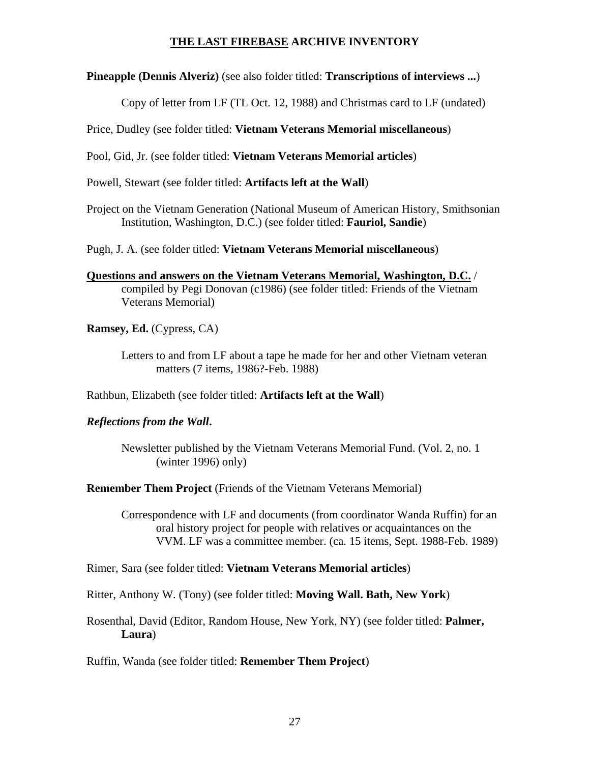**THE LAST FIREBASE ARCHIVE INVENTORY**

**Pineapple (Dennis Alveriz)** (see also folder titled: **Transcriptions of interviews ...**)

> Copy of letter from LF (TL Oct. 12, 1988) and Christmas card to LF (undated)

Price, Dudley (see folder titled: **Vietnam Veterans Memorial miscellaneous**)

Pool, Gid, Jr. (see folder titled: **Vietnam Veterans Memorial articles**)

Powell, Stewart (see folder titled: **Artifacts left at the Wall**)

Project on the Vietnam Generation (National Museum of American History, Smithsonian Institution, Washington, D.C.) (see folder titled: **Fauriol, Sandie**)

Pugh, J. A. (see folder titled: **Vietnam Veterans Memorial miscellaneous**)

**Questions and answers on the Vietnam Veterans Memorial, Washington, D.C. /** compiled by Pegi Donovan (c1986) (see folder titled: Friends of the Vietnam Veterans Memorial)

**Ramsey, Ed.** (Cypress, CA)

> Letters to and from LF about a tape he made for her and other Vietnam veteran matters (7 items, 1986?-Feb. 1988)

Rathbun, Elizabeth (see folder titled: **Artifacts left at the Wall**)

***Reflections from the Wall*.**

> Newsletter published by the Vietnam Veterans Memorial Fund. (Vol. 2, no. 1 (winter 1996) only)

**Remember Them Project** (Friends of the Vietnam Veterans Memorial)

> Correspondence with LF and documents (from coordinator Wanda Ruffin) for an oral history project for people with relatives or acquaintances on the VVM. LF was a committee member. (ca. 15 items, Sept. 1988-Feb. 1989)

Rimer, Sara (see folder titled: **Vietnam Veterans Memorial articles**)

Ritter, Anthony W. (Tony) (see folder titled: **Moving Wall. Bath, New York**)

Rosenthal, David (Editor, Random House, New York, NY) (see folder titled: **Palmer, Laura**)

Ruffin, Wanda (see folder titled: **Remember Them Project**)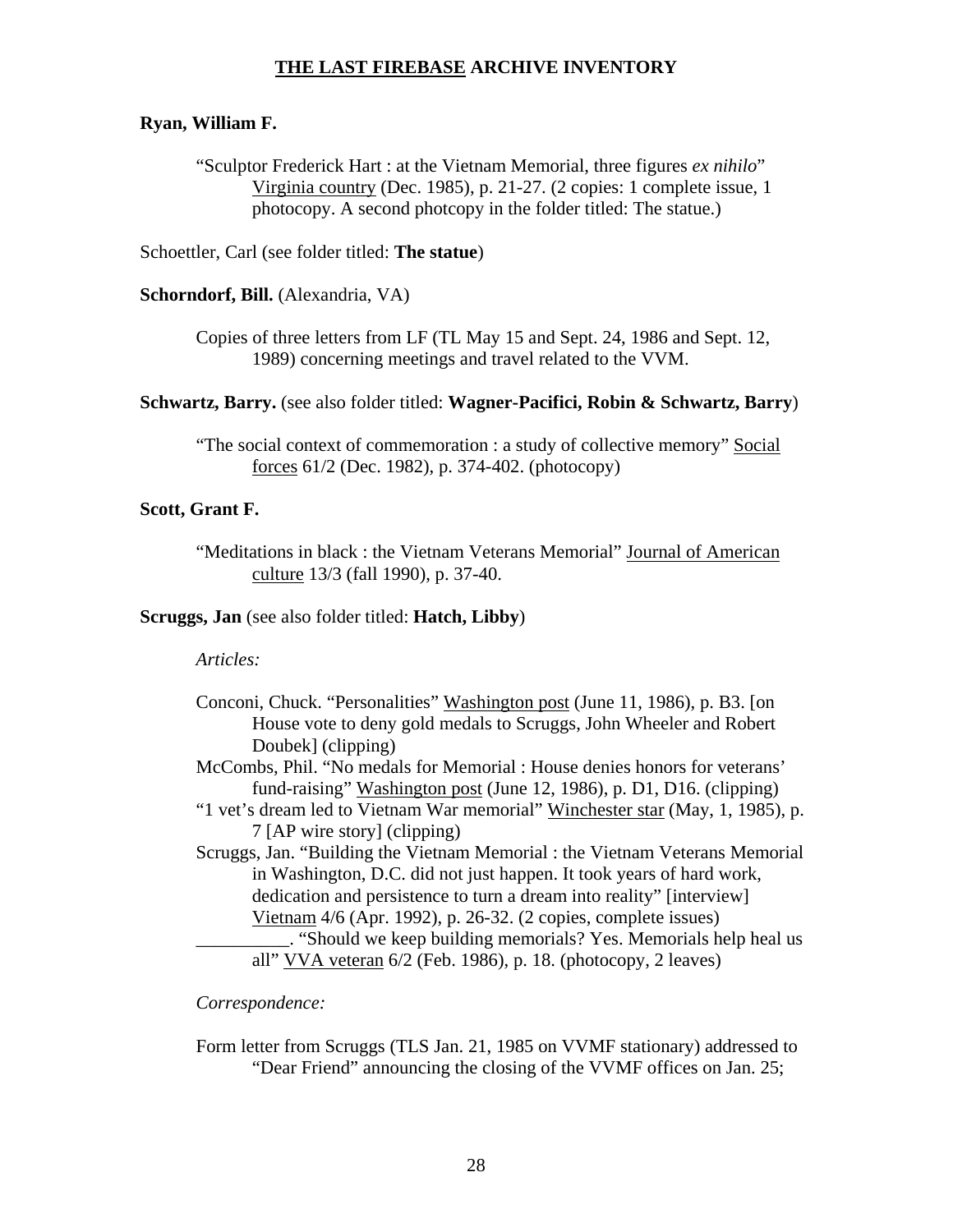## THE LAST FIREBASE ARCHIVE INVENTORY

**Ryan, William F.**

> "Sculptor Frederick Hart : at the Vietnam Memorial, three figures *ex nihilo*" Virginia country (Dec. 1985), p. 21-27. (2 copies: 1 complete issue, 1 photocopy. A second photcopy in the folder titled: The statue.)

Schoettler, Carl (see folder titled: **The statue**)

**Schorndorf, Bill.** (Alexandria, VA)

> Copies of three letters from LF (TL May 15 and Sept. 24, 1986 and Sept. 12, 1989) concerning meetings and travel related to the VVM.

**Schwartz, Barry.** (see also folder titled: **Wagner-Pacifici, Robin & Schwartz, Barry**)

> "The social context of commemoration : a study of collective memory" Social forces 61/2 (Dec. 1982), p. 374-402. (photocopy)

**Scott, Grant F.**

> "Meditations in black : the Vietnam Veterans Memorial" Journal of American culture 13/3 (fall 1990), p. 37-40.

**Scruggs, Jan** (see also folder titled: **Hatch, Libby**)

*Articles:*

Conconi, Chuck. "Personalities" Washington post (June 11, 1986), p. B3. [on House vote to deny gold medals to Scruggs, John Wheeler and Robert Doubek] (clipping)

McCombs, Phil. "No medals for Memorial : House denies honors for veterans' fund-raising" Washington post (June 12, 1986), p. D1, D16. (clipping)

"1 vet's dream led to Vietnam War memorial" Winchester star (May, 1, 1985), p. 7 [AP wire story] (clipping)

Scruggs, Jan. "Building the Vietnam Memorial : the Vietnam Veterans Memorial in Washington, D.C. did not just happen. It took years of hard work, dedication and persistence to turn a dream into reality" [interview] Vietnam 4/6 (Apr. 1992), p. 26-32. (2 copies, complete issues)

__________. "Should we keep building memorials? Yes. Memorials help heal us all" VVA veteran 6/2 (Feb. 1986), p. 18. (photocopy, 2 leaves)

*Correspondence:*

Form letter from Scruggs (TLS Jan. 21, 1985 on VVMF stationary) addressed to "Dear Friend" announcing the closing of the VVMF offices on Jan. 25;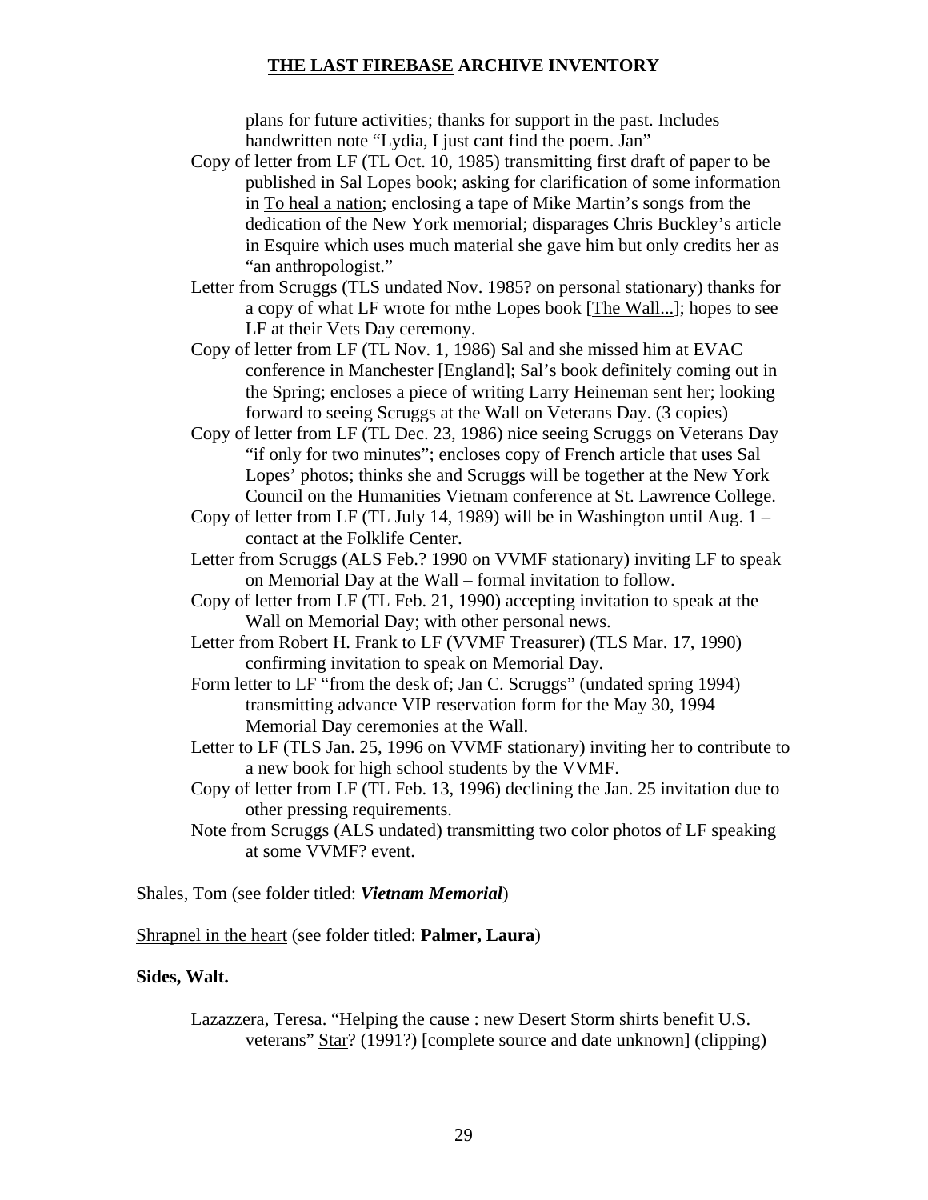plans for future activities; thanks for support in the past. Includes handwritten note "Lydia, I just cant find the poem. Jan"

Copy of letter from LF (TL Oct. 10, 1985) transmitting first draft of paper to be published in Sal Lopes book; asking for clarification of some information in To heal a nation; enclosing a tape of Mike Martin's songs from the dedication of the New York memorial; disparages Chris Buckley's article in Esquire which uses much material she gave him but only credits her as "an anthropologist."

Letter from Scruggs (TLS undated Nov. 1985? on personal stationary) thanks for a copy of what LF wrote for mthe Lopes book [The Wall...]; hopes to see LF at their Vets Day ceremony.

Copy of letter from LF (TL Nov. 1, 1986) Sal and she missed him at EVAC conference in Manchester [England]; Sal's book definitely coming out in the Spring; encloses a piece of writing Larry Heineman sent her; looking forward to seeing Scruggs at the Wall on Veterans Day. (3 copies)

Copy of letter from LF (TL Dec. 23, 1986) nice seeing Scruggs on Veterans Day "if only for two minutes"; encloses copy of French article that uses Sal Lopes' photos; thinks she and Scruggs will be together at the New York Council on the Humanities Vietnam conference at St. Lawrence College.

Copy of letter from LF (TL July 14, 1989) will be in Washington until Aug. 1 – contact at the Folklife Center.

Letter from Scruggs (ALS Feb.? 1990 on VVMF stationary) inviting LF to speak on Memorial Day at the Wall – formal invitation to follow.

Copy of letter from LF (TL Feb. 21, 1990) accepting invitation to speak at the Wall on Memorial Day; with other personal news.

Letter from Robert H. Frank to LF (VVMF Treasurer) (TLS Mar. 17, 1990) confirming invitation to speak on Memorial Day.

Form letter to LF "from the desk of; Jan C. Scruggs" (undated spring 1994) transmitting advance VIP reservation form for the May 30, 1994 Memorial Day ceremonies at the Wall.

Letter to LF (TLS Jan. 25, 1996 on VVMF stationary) inviting her to contribute to a new book for high school students by the VVMF.

Copy of letter from LF (TL Feb. 13, 1996) declining the Jan. 25 invitation due to other pressing requirements.

Note from Scruggs (ALS undated) transmitting two color photos of LF speaking at some VVMF? event.

Shales, Tom (see folder titled: ***Vietnam Memorial***)

Shrapnel in the heart (see folder titled: **Palmer, Laura**)

**Sides, Walt.**

Lazazzera, Teresa. "Helping the cause : new Desert Storm shirts benefit U.S. veterans" Star? (1991?) [complete source and date unknown] (clipping)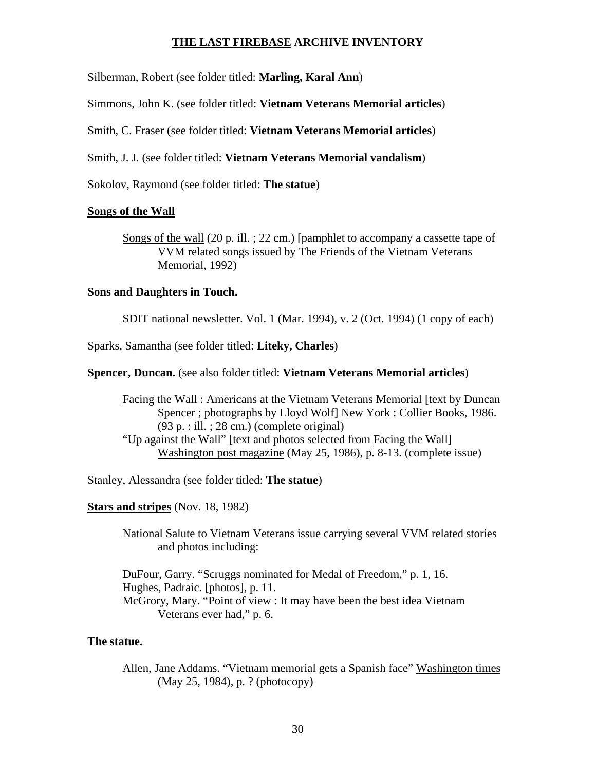Silberman, Robert (see folder titled: **Marling, Karal Ann**)

Simmons, John K. (see folder titled: **Vietnam Veterans Memorial articles**)

Smith, C. Fraser (see folder titled: **Vietnam Veterans Memorial articles**)

Smith, J. J. (see folder titled: **Vietnam Veterans Memorial vandalism**)

Sokolov, Raymond (see folder titled: **The statue**)

**<u>Songs of the Wall</u>**

> <u>Songs of the wall</u> (20 p. ill. ; 22 cm.) [pamphlet to accompany a cassette tape of VVM related songs issued by The Friends of the Vietnam Veterans Memorial, 1992)

**Sons and Daughters in Touch.**

> <u>SDIT national newsletter</u>. Vol. 1 (Mar. 1994), v. 2 (Oct. 1994) (1 copy of each)

Sparks, Samantha (see folder titled: **Liteky, Charles**)

**Spencer, Duncan.** (see also folder titled: **Vietnam Veterans Memorial articles**)

> <u>Facing the Wall : Americans at the Vietnam Veterans Memorial</u> [text by Duncan Spencer ; photographs by Lloyd Wolf] New York : Collier Books, 1986. (93 p. : ill. ; 28 cm.) (complete original)
>
> "Up against the Wall" [text and photos selected from <u>Facing the Wall</u>] <u>Washington post magazine</u> (May 25, 1986), p. 8-13. (complete issue)

Stanley, Alessandra (see folder titled: **The statue**)

**<u>Stars and stripes</u>** (Nov. 18, 1982)

> National Salute to Vietnam Veterans issue carrying several VVM related stories and photos including:
>
> DuFour, Garry. "Scruggs nominated for Medal of Freedom," p. 1, 16.
> Hughes, Padraic. [photos], p. 11.
> McGrory, Mary. "Point of view : It may have been the best idea Vietnam Veterans ever had," p. 6.

**The statue.**

> Allen, Jane Addams. "Vietnam memorial gets a Spanish face" <u>Washington times</u> (May 25, 1984), p. ? (photocopy)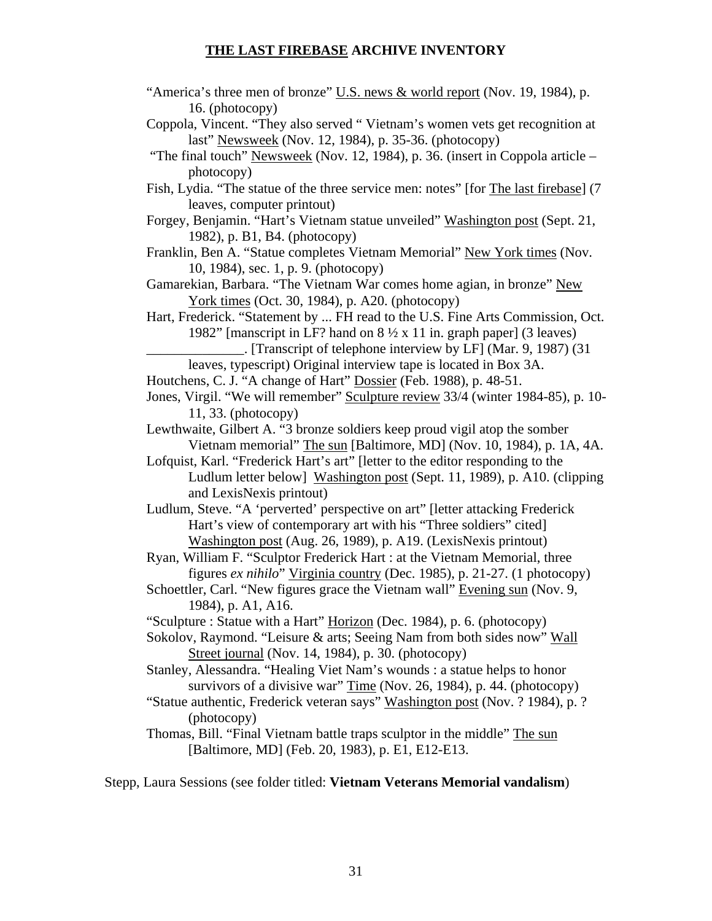“America’s three men of bronze” U.S. news & world report (Nov. 19, 1984), p. 16. (photocopy)

Coppola, Vincent. “They also served “ Vietnam’s women vets get recognition at last” Newsweek (Nov. 12, 1984), p. 35-36. (photocopy)

“The final touch” Newsweek (Nov. 12, 1984), p. 36. (insert in Coppola article – photocopy)

Fish, Lydia. “The statue of the three service men: notes” [for The last firebase] (7 leaves, computer printout)

Forgey, Benjamin. “Hart’s Vietnam statue unveiled” Washington post (Sept. 21, 1982), p. B1, B4. (photocopy)

Franklin, Ben A. “Statue completes Vietnam Memorial” New York times (Nov. 10, 1984), sec. 1, p. 9. (photocopy)

Gamarekian, Barbara. “The Vietnam War comes home agian, in bronze” New York times (Oct. 30, 1984), p. A20. (photocopy)

Hart, Frederick. “Statement by ... FH read to the U.S. Fine Arts Commission, Oct. 1982” [manscript in LF? hand on 8 ½ x 11 in. graph paper] (3 leaves)

______________. [Transcript of telephone interview by LF] (Mar. 9, 1987) (31 leaves, typescript) Original interview tape is located in Box 3A.

Houtchens, C. J. “A change of Hart” Dossier (Feb. 1988), p. 48-51.

Jones, Virgil. “We will remember” Sculpture review 33/4 (winter 1984-85), p. 10-11, 33. (photocopy)

Lewthwaite, Gilbert A. “3 bronze soldiers keep proud vigil atop the somber Vietnam memorial” The sun [Baltimore, MD] (Nov. 10, 1984), p. 1A, 4A.

Lofquist, Karl. “Frederick Hart’s art” [letter to the editor responding to the Ludlum letter below] Washington post (Sept. 11, 1989), p. A10. (clipping and LexisNexis printout)

Ludlum, Steve. “A ‘perverted’ perspective on art” [letter attacking Frederick Hart’s view of contemporary art with his “Three soldiers” cited] Washington post (Aug. 26, 1989), p. A19. (LexisNexis printout)

Ryan, William F. “Sculptor Frederick Hart : at the Vietnam Memorial, three figures *ex nihilo*” Virginia country (Dec. 1985), p. 21-27. (1 photocopy)

Schoettler, Carl. “New figures grace the Vietnam wall” Evening sun (Nov. 9, 1984), p. A1, A16.

“Sculpture : Statue with a Hart” Horizon (Dec. 1984), p. 6. (photocopy)

Sokolov, Raymond. “Leisure & arts; Seeing Nam from both sides now” Wall Street journal (Nov. 14, 1984), p. 30. (photocopy)

Stanley, Alessandra. “Healing Viet Nam’s wounds : a statue helps to honor survivors of a divisive war” Time (Nov. 26, 1984), p. 44. (photocopy)

“Statue authentic, Frederick veteran says” Washington post (Nov. ? 1984), p. ? (photocopy)

Thomas, Bill. “Final Vietnam battle traps sculptor in the middle” The sun [Baltimore, MD] (Feb. 20, 1983), p. E1, E12-E13.

Stepp, Laura Sessions (see folder titled: **Vietnam Veterans Memorial vandalism**)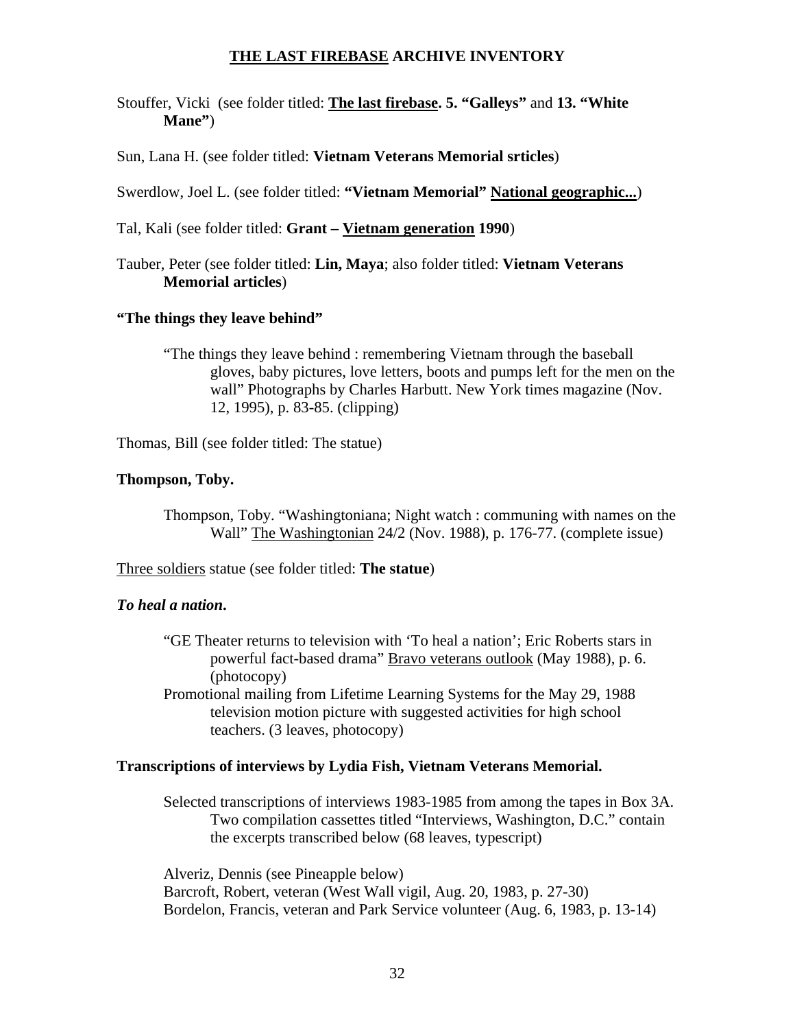# <u>THE LAST FIREBASE</u> ARCHIVE INVENTORY

Stouffer, Vicki (see folder titled: **<u>The last firebase</u>. 5. "Galleys"** and **13. "White Mane"**)

Sun, Lana H. (see folder titled: **Vietnam Veterans Memorial srticles**)

Swerdlow, Joel L. (see folder titled: **"Vietnam Memorial" <u>National geographic...</u>**)

Tal, Kali (see folder titled: **Grant – <u>Vietnam generation</u> 1990**)

Tauber, Peter (see folder titled: **Lin, Maya**; also folder titled: **Vietnam Veterans Memorial articles**)

**"The things they leave behind"**

> "The things they leave behind : remembering Vietnam through the baseball gloves, baby pictures, love letters, boots and pumps left for the men on the wall" Photographs by Charles Harbutt. New York times magazine (Nov. 12, 1995), p. 83-85. (clipping)

Thomas, Bill (see folder titled: The statue)

**Thompson, Toby.**

> Thompson, Toby. "Washingtoniana; Night watch : communing with names on the Wall" <u>The Washingtonian</u> 24/2 (Nov. 1988), p. 176-77. (complete issue)

<u>Three soldiers</u> statue (see folder titled: **The statue**)

***To heal a nation*.**

> "GE Theater returns to television with 'To heal a nation'; Eric Roberts stars in powerful fact-based drama" <u>Bravo veterans outlook</u> (May 1988), p. 6. (photocopy)
>
> Promotional mailing from Lifetime Learning Systems for the May 29, 1988 television motion picture with suggested activities for high school teachers. (3 leaves, photocopy)

**Transcriptions of interviews by Lydia Fish, Vietnam Veterans Memorial.**

> Selected transcriptions of interviews 1983-1985 from among the tapes in Box 3A. Two compilation cassettes titled "Interviews, Washington, D.C." contain the excerpts transcribed below (68 leaves, typescript)
>
> Alveriz, Dennis (see Pineapple below)
> Barcroft, Robert, veteran (West Wall vigil, Aug. 20, 1983, p. 27-30)
> Bordelon, Francis, veteran and Park Service volunteer (Aug. 6, 1983, p. 13-14)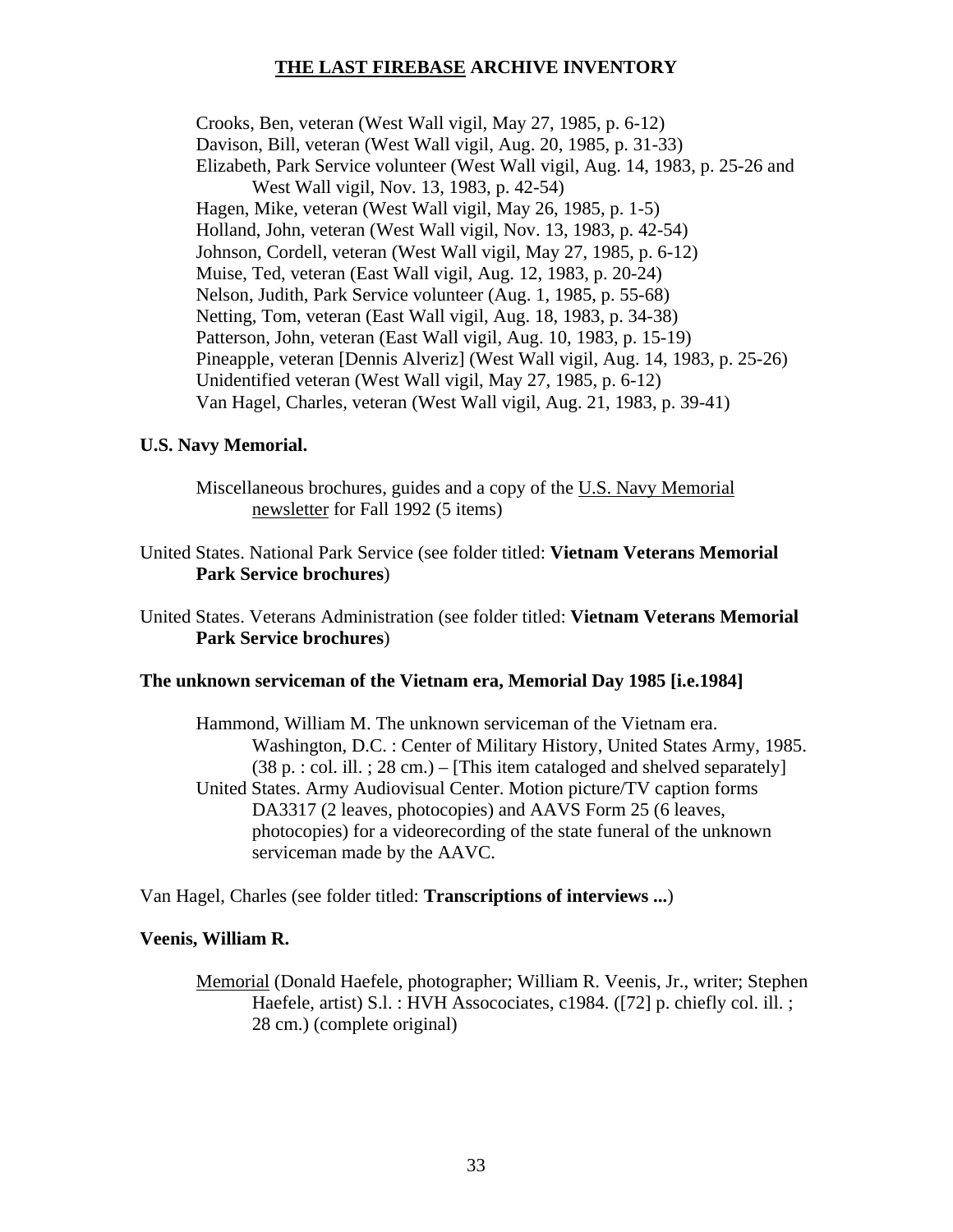Crooks, Ben, veteran (West Wall vigil, May 27, 1985, p. 6-12)
Davison, Bill, veteran (West Wall vigil, Aug. 20, 1985, p. 31-33)
Elizabeth, Park Service volunteer (West Wall vigil, Aug. 14, 1983, p. 25-26 and West Wall vigil, Nov. 13, 1983, p. 42-54)
Hagen, Mike, veteran (West Wall vigil, May 26, 1985, p. 1-5)
Holland, John, veteran (West Wall vigil, Nov. 13, 1983, p. 42-54)
Johnson, Cordell, veteran (West Wall vigil, May 27, 1985, p. 6-12)
Muise, Ted, veteran (East Wall vigil, Aug. 12, 1983, p. 20-24)
Nelson, Judith, Park Service volunteer (Aug. 1, 1985, p. 55-68)
Netting, Tom, veteran (East Wall vigil, Aug. 18, 1983, p. 34-38)
Patterson, John, veteran (East Wall vigil, Aug. 10, 1983, p. 15-19)
Pineapple, veteran [Dennis Alveriz] (West Wall vigil, Aug. 14, 1983, p. 25-26)
Unidentified veteran (West Wall vigil, May 27, 1985, p. 6-12)
Van Hagel, Charles, veteran (West Wall vigil, Aug. 21, 1983, p. 39-41)

**U.S. Navy Memorial.**

Miscellaneous brochures, guides and a copy of the U.S. Navy Memorial newsletter for Fall 1992 (5 items)

United States. National Park Service (see folder titled: **Vietnam Veterans Memorial Park Service brochures**)

United States. Veterans Administration (see folder titled: **Vietnam Veterans Memorial Park Service brochures**)

**The unknown serviceman of the Vietnam era, Memorial Day 1985 [i.e.1984]**

Hammond, William M. The unknown serviceman of the Vietnam era. Washington, D.C. : Center of Military History, United States Army, 1985. (38 p. : col. ill. ; 28 cm.) – [This item cataloged and shelved separately]
United States. Army Audiovisual Center. Motion picture/TV caption forms DA3317 (2 leaves, photocopies) and AAVS Form 25 (6 leaves, photocopies) for a videorecording of the state funeral of the unknown serviceman made by the AAVC.

Van Hagel, Charles (see folder titled: **Transcriptions of interviews ...**)

**Veenis, William R.**

Memorial (Donald Haefele, photographer; William R. Veenis, Jr., writer; Stephen Haefele, artist) S.l. : HVH Assocociates, c1984. ([72] p. chiefly col. ill. ; 28 cm.) (complete original)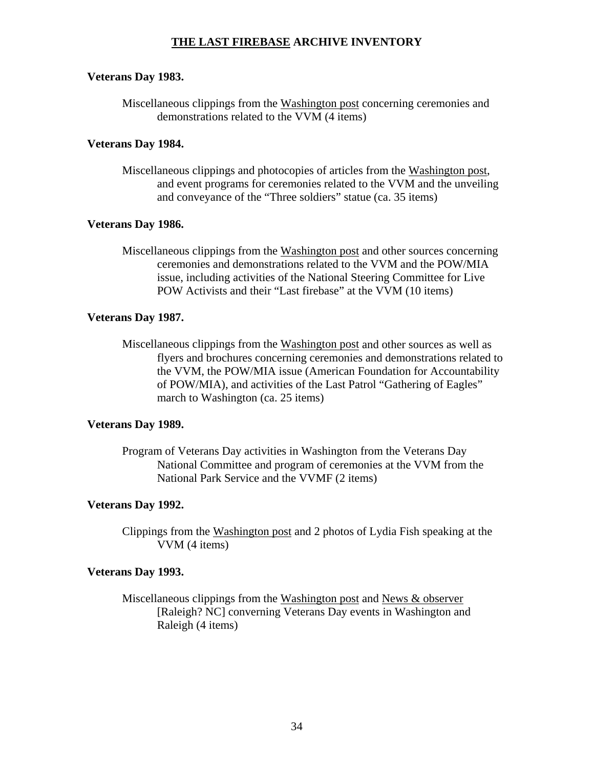**Veterans Day 1983.**

Miscellaneous clippings from the Washington post concerning ceremonies and demonstrations related to the VVM (4 items)

**Veterans Day 1984.**

Miscellaneous clippings and photocopies of articles from the Washington post, and event programs for ceremonies related to the VVM and the unveiling and conveyance of the "Three soldiers" statue (ca. 35 items)

**Veterans Day 1986.**

Miscellaneous clippings from the Washington post and other sources concerning ceremonies and demonstrations related to the VVM and the POW/MIA issue, including activities of the National Steering Committee for Live POW Activists and their "Last firebase" at the VVM (10 items)

**Veterans Day 1987.**

Miscellaneous clippings from the Washington post and other sources as well as flyers and brochures concerning ceremonies and demonstrations related to the VVM, the POW/MIA issue (American Foundation for Accountability of POW/MIA), and activities of the Last Patrol "Gathering of Eagles" march to Washington (ca. 25 items)

**Veterans Day 1989.**

Program of Veterans Day activities in Washington from the Veterans Day National Committee and program of ceremonies at the VVM from the National Park Service and the VVMF (2 items)

**Veterans Day 1992.**

Clippings from the Washington post and 2 photos of Lydia Fish speaking at the VVM (4 items)

**Veterans Day 1993.**

Miscellaneous clippings from the Washington post and News & observer [Raleigh? NC] converning Veterans Day events in Washington and Raleigh (4 items)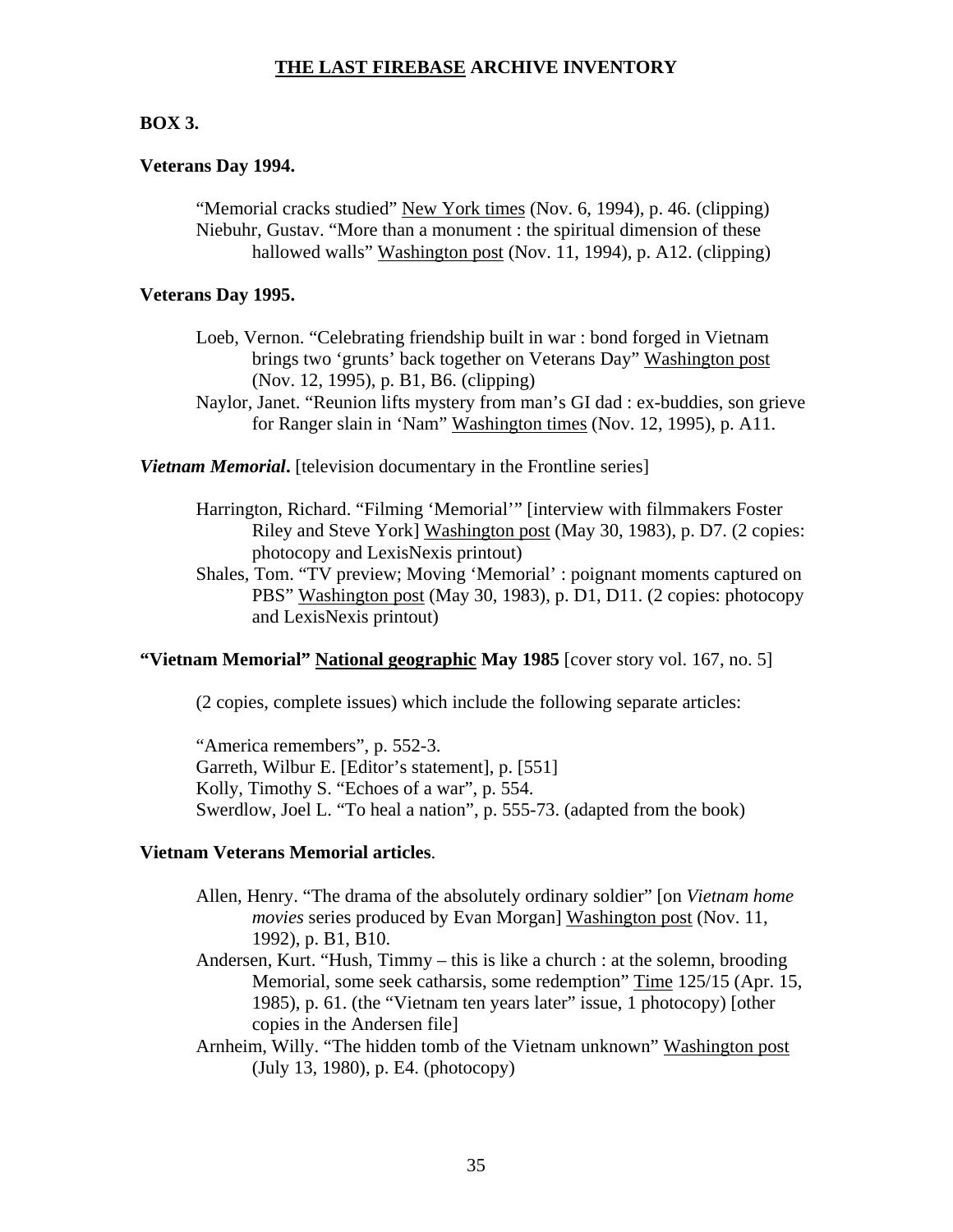# <u>THE LAST FIREBASE</u> ARCHIVE INVENTORY

**BOX 3.**

**Veterans Day 1994.**

> "Memorial cracks studied" <u>New York times</u> (Nov. 6, 1994), p. 46. (clipping)
>
> Niebuhr, Gustav. "More than a monument : the spiritual dimension of these hallowed walls" <u>Washington post</u> (Nov. 11, 1994), p. A12. (clipping)

**Veterans Day 1995.**

> Loeb, Vernon. "Celebrating friendship built in war : bond forged in Vietnam brings two 'grunts' back together on Veterans Day" <u>Washington post</u> (Nov. 12, 1995), p. B1, B6. (clipping)
>
> Naylor, Janet. "Reunion lifts mystery from man's GI dad : ex-buddies, son grieve for Ranger slain in 'Nam" <u>Washington times</u> (Nov. 12, 1995), p. A11.

***Vietnam Memorial*.** [television documentary in the Frontline series]

> Harrington, Richard. "Filming 'Memorial'" [interview with filmmakers Foster Riley and Steve York] <u>Washington post</u> (May 30, 1983), p. D7. (2 copies: photocopy and LexisNexis printout)
>
> Shales, Tom. "TV preview; Moving 'Memorial' : poignant moments captured on PBS" <u>Washington post</u> (May 30, 1983), p. D1, D11. (2 copies: photocopy and LexisNexis printout)

**"Vietnam Memorial" <u>National geographic</u> May 1985** [cover story vol. 167, no. 5]

> (2 copies, complete issues) which include the following separate articles:
>
> "America remembers", p. 552-3.
> Garreth, Wilbur E. [Editor's statement], p. [551]
> Kolly, Timothy S. "Echoes of a war", p. 554.
> Swerdlow, Joel L. "To heal a nation", p. 555-73. (adapted from the book)

**Vietnam Veterans Memorial articles**.

> Allen, Henry. "The drama of the absolutely ordinary soldier" [on *Vietnam home movies* series produced by Evan Morgan] <u>Washington post</u> (Nov. 11, 1992), p. B1, B10.
>
> Andersen, Kurt. "Hush, Timmy – this is like a church : at the solemn, brooding Memorial, some seek catharsis, some redemption" <u>Time</u> 125/15 (Apr. 15, 1985), p. 61. (the "Vietnam ten years later" issue, 1 photocopy) [other copies in the Andersen file]
>
> Arnheim, Willy. "The hidden tomb of the Vietnam unknown" <u>Washington post</u> (July 13, 1980), p. E4. (photocopy)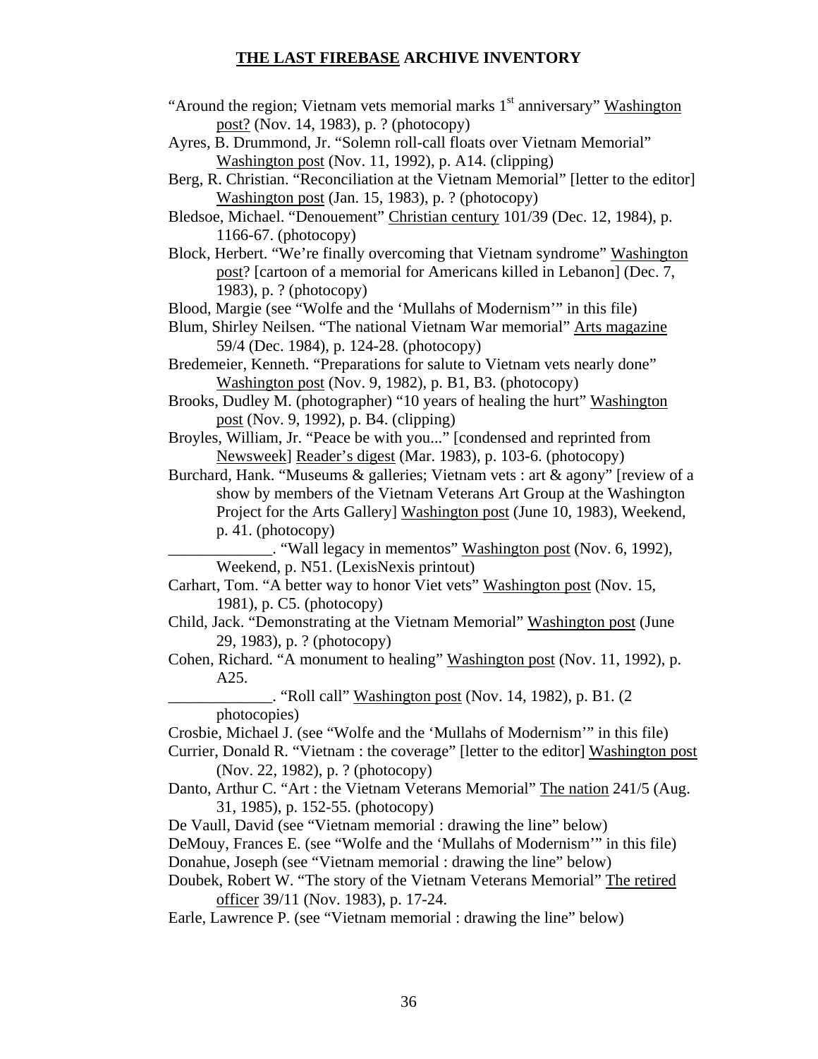**THE LAST FIREBASE ARCHIVE INVENTORY**

"Around the region; Vietnam vets memorial marks 1st anniversary" Washington post? (Nov. 14, 1983), p. ? (photocopy)

Ayres, B. Drummond, Jr. "Solemn roll-call floats over Vietnam Memorial" Washington post (Nov. 11, 1992), p. A14. (clipping)

Berg, R. Christian. "Reconciliation at the Vietnam Memorial" [letter to the editor] Washington post (Jan. 15, 1983), p. ? (photocopy)

Bledsoe, Michael. "Denouement" Christian century 101/39 (Dec. 12, 1984), p. 1166-67. (photocopy)

Block, Herbert. "We're finally overcoming that Vietnam syndrome" Washington post? [cartoon of a memorial for Americans killed in Lebanon] (Dec. 7, 1983), p. ? (photocopy)

Blood, Margie (see "Wolfe and the 'Mullahs of Modernism'" in this file)

Blum, Shirley Neilsen. "The national Vietnam War memorial" Arts magazine 59/4 (Dec. 1984), p. 124-28. (photocopy)

Bredemeier, Kenneth. "Preparations for salute to Vietnam vets nearly done" Washington post (Nov. 9, 1982), p. B1, B3. (photocopy)

Brooks, Dudley M. (photographer) "10 years of healing the hurt" Washington post (Nov. 9, 1992), p. B4. (clipping)

Broyles, William, Jr. "Peace be with you..." [condensed and reprinted from Newsweek] Reader's digest (Mar. 1983), p. 103-6. (photocopy)

Burchard, Hank. "Museums & galleries; Vietnam vets : art & agony" [review of a show by members of the Vietnam Veterans Art Group at the Washington Project for the Arts Gallery] Washington post (June 10, 1983), Weekend, p. 41. (photocopy)

_____________. "Wall legacy in mementos" Washington post (Nov. 6, 1992), Weekend, p. N51. (LexisNexis printout)

Carhart, Tom. "A better way to honor Viet vets" Washington post (Nov. 15, 1981), p. C5. (photocopy)

Child, Jack. "Demonstrating at the Vietnam Memorial" Washington post (June 29, 1983), p. ? (photocopy)

Cohen, Richard. "A monument to healing" Washington post (Nov. 11, 1992), p. A25.

_____________. "Roll call" Washington post (Nov. 14, 1982), p. B1. (2 photocopies)

Crosbie, Michael J. (see "Wolfe and the 'Mullahs of Modernism'" in this file)

Currier, Donald R. "Vietnam : the coverage" [letter to the editor] Washington post (Nov. 22, 1982), p. ? (photocopy)

Danto, Arthur C. "Art : the Vietnam Veterans Memorial" The nation 241/5 (Aug. 31, 1985), p. 152-55. (photocopy)

De Vaull, David (see "Vietnam memorial : drawing the line" below)

DeMouy, Frances E. (see "Wolfe and the 'Mullahs of Modernism'" in this file)

Donahue, Joseph (see "Vietnam memorial : drawing the line" below)

Doubek, Robert W. "The story of the Vietnam Veterans Memorial" The retired officer 39/11 (Nov. 1983), p. 17-24.

Earle, Lawrence P. (see "Vietnam memorial : drawing the line" below)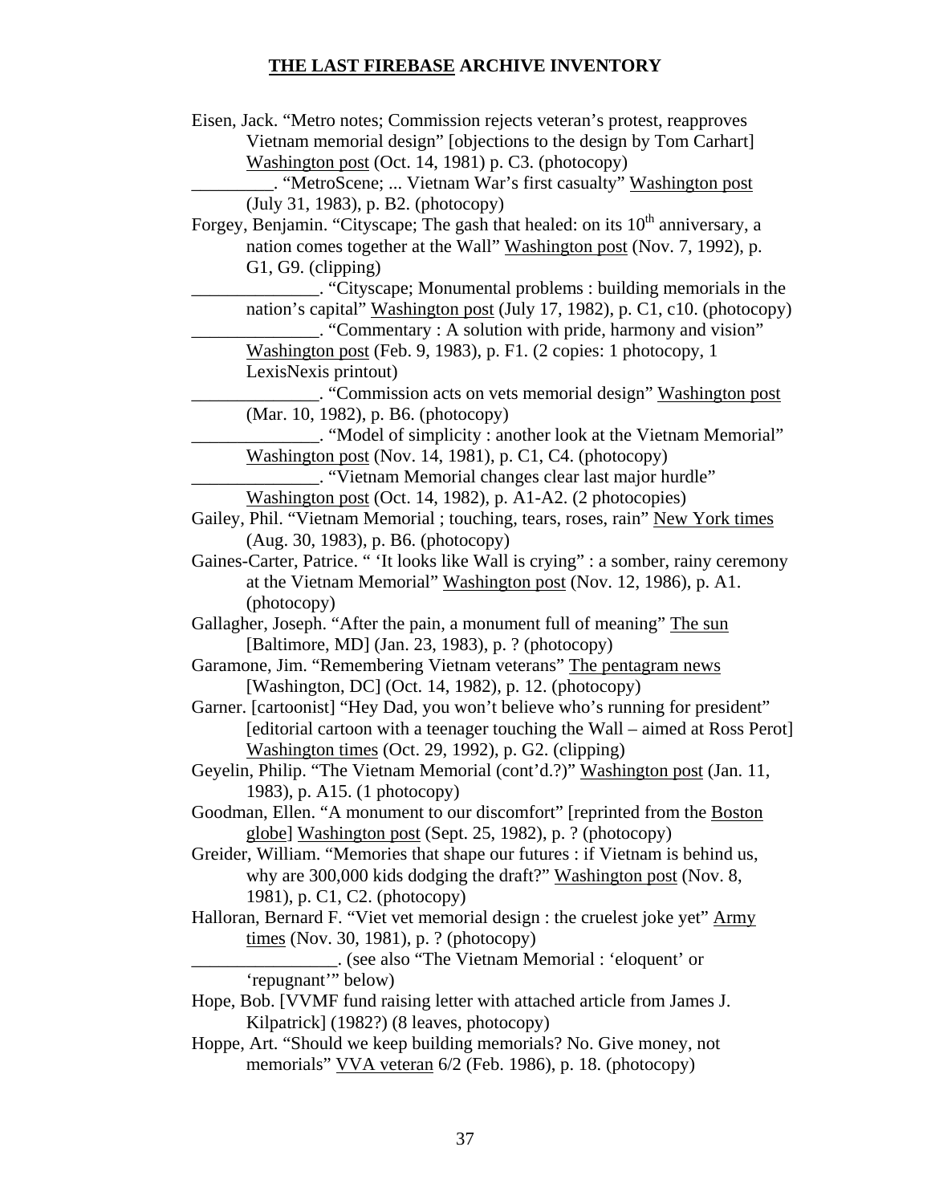Eisen, Jack. "Metro notes; Commission rejects veteran's protest, reapproves Vietnam memorial design" [objections to the design by Tom Carhart] Washington post (Oct. 14, 1981) p. C3. (photocopy)

_________. "MetroScene; ... Vietnam War's first casualty" Washington post (July 31, 1983), p. B2. (photocopy)

Forgey, Benjamin. "Cityscape; The gash that healed: on its 10th anniversary, a nation comes together at the Wall" Washington post (Nov. 7, 1992), p. G1, G9. (clipping)

______________. "Cityscape; Monumental problems : building memorials in the nation's capital" Washington post (July 17, 1982), p. C1, c10. (photocopy)

______________. "Commentary : A solution with pride, harmony and vision" Washington post (Feb. 9, 1983), p. F1. (2 copies: 1 photocopy, 1 LexisNexis printout)

______________. "Commission acts on vets memorial design" Washington post (Mar. 10, 1982), p. B6. (photocopy)

______________. "Model of simplicity : another look at the Vietnam Memorial" Washington post (Nov. 14, 1981), p. C1, C4. (photocopy)

______________. "Vietnam Memorial changes clear last major hurdle" Washington post (Oct. 14, 1982), p. A1-A2. (2 photocopies)

Gailey, Phil. "Vietnam Memorial ; touching, tears, roses, rain" New York times (Aug. 30, 1983), p. B6. (photocopy)

Gaines-Carter, Patrice. " 'It looks like Wall is crying" : a somber, rainy ceremony at the Vietnam Memorial" Washington post (Nov. 12, 1986), p. A1. (photocopy)

Gallagher, Joseph. "After the pain, a monument full of meaning" The sun [Baltimore, MD] (Jan. 23, 1983), p. ? (photocopy)

Garamone, Jim. "Remembering Vietnam veterans" The pentagram news [Washington, DC] (Oct. 14, 1982), p. 12. (photocopy)

Garner. [cartoonist] "Hey Dad, you won't believe who's running for president" [editorial cartoon with a teenager touching the Wall – aimed at Ross Perot] Washington times (Oct. 29, 1992), p. G2. (clipping)

Geyelin, Philip. "The Vietnam Memorial (cont'd.?)" Washington post (Jan. 11, 1983), p. A15. (1 photocopy)

Goodman, Ellen. "A monument to our discomfort" [reprinted from the Boston globe] Washington post (Sept. 25, 1982), p. ? (photocopy)

Greider, William. "Memories that shape our futures : if Vietnam is behind us, why are 300,000 kids dodging the draft?" Washington post (Nov. 8, 1981), p. C1, C2. (photocopy)

Halloran, Bernard F. "Viet vet memorial design : the cruelest joke yet" Army times (Nov. 30, 1981), p. ? (photocopy)

________________. (see also "The Vietnam Memorial : 'eloquent' or 'repugnant'" below)

Hope, Bob. [VVMF fund raising letter with attached article from James J. Kilpatrick] (1982?) (8 leaves, photocopy)

Hoppe, Art. "Should we keep building memorials? No. Give money, not memorials" VVA veteran 6/2 (Feb. 1986), p. 18. (photocopy)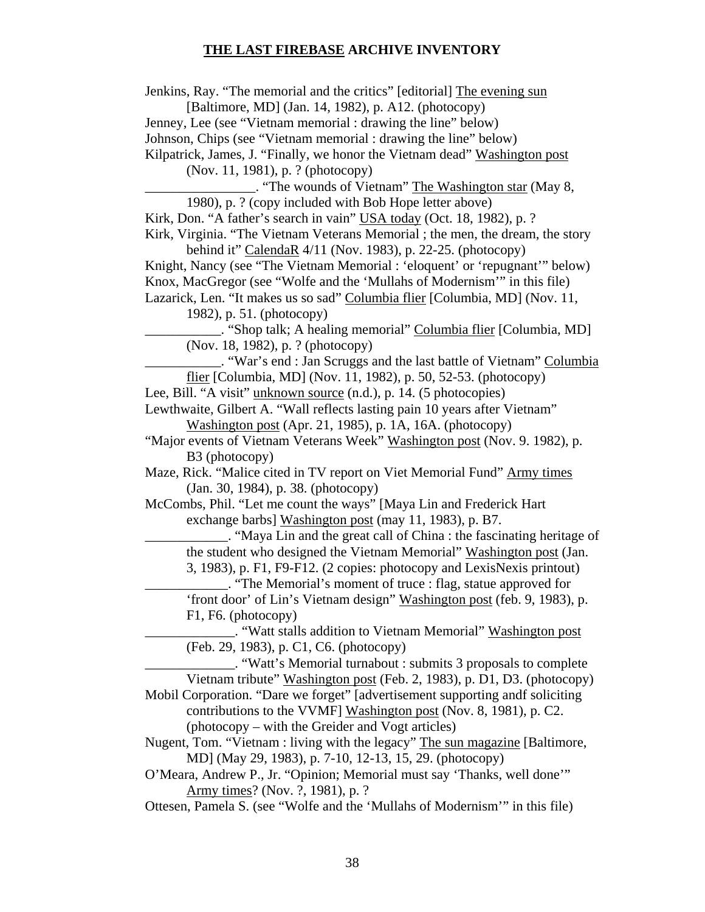**THE LAST FIREBASE ARCHIVE INVENTORY**

Jenkins, Ray. "The memorial and the critics" [editorial] The evening sun [Baltimore, MD] (Jan. 14, 1982), p. A12. (photocopy)

Jenney, Lee (see "Vietnam memorial : drawing the line" below)

Johnson, Chips (see "Vietnam memorial : drawing the line" below)

Kilpatrick, James, J. "Finally, we honor the Vietnam dead" Washington post (Nov. 11, 1981), p. ? (photocopy)

________________. "The wounds of Vietnam" The Washington star (May 8, 1980), p. ? (copy included with Bob Hope letter above)

Kirk, Don. "A father's search in vain" USA today (Oct. 18, 1982), p. ?

Kirk, Virginia. "The Vietnam Veterans Memorial ; the men, the dream, the story behind it" CalendaR 4/11 (Nov. 1983), p. 22-25. (photocopy)

Knight, Nancy (see "The Vietnam Memorial : 'eloquent' or 'repugnant'" below)

Knox, MacGregor (see "Wolfe and the 'Mullahs of Modernism'" in this file)

Lazarick, Len. "It makes us so sad" Columbia flier [Columbia, MD] (Nov. 11, 1982), p. 51. (photocopy)

___________. "Shop talk; A healing memorial" Columbia flier [Columbia, MD] (Nov. 18, 1982), p. ? (photocopy)

___________. "War's end : Jan Scruggs and the last battle of Vietnam" Columbia flier [Columbia, MD] (Nov. 11, 1982), p. 50, 52-53. (photocopy)

Lee, Bill. "A visit" unknown source (n.d.), p. 14. (5 photocopies)

Lewthwaite, Gilbert A. "Wall reflects lasting pain 10 years after Vietnam" Washington post (Apr. 21, 1985), p. 1A, 16A. (photocopy)

"Major events of Vietnam Veterans Week" Washington post (Nov. 9. 1982), p. B3 (photocopy)

Maze, Rick. "Malice cited in TV report on Viet Memorial Fund" Army times (Jan. 30, 1984), p. 38. (photocopy)

McCombs, Phil. "Let me count the ways" [Maya Lin and Frederick Hart exchange barbs] Washington post (may 11, 1983), p. B7.

____________. "Maya Lin and the great call of China : the fascinating heritage of the student who designed the Vietnam Memorial" Washington post (Jan. 3, 1983), p. F1, F9-F12. (2 copies: photocopy and LexisNexis printout)

____________. "The Memorial's moment of truce : flag, statue approved for 'front door' of Lin's Vietnam design" Washington post (feb. 9, 1983), p. F1, F6. (photocopy)

_____________. "Watt stalls addition to Vietnam Memorial" Washington post (Feb. 29, 1983), p. C1, C6. (photocopy)

_____________. "Watt's Memorial turnabout : submits 3 proposals to complete Vietnam tribute" Washington post (Feb. 2, 1983), p. D1, D3. (photocopy)

Mobil Corporation. "Dare we forget" [advertisement supporting andf soliciting contributions to the VVMF] Washington post (Nov. 8, 1981), p. C2. (photocopy – with the Greider and Vogt articles)

Nugent, Tom. "Vietnam : living with the legacy" The sun magazine [Baltimore, MD] (May 29, 1983), p. 7-10, 12-13, 15, 29. (photocopy)

O'Meara, Andrew P., Jr. "Opinion; Memorial must say 'Thanks, well done'" Army times? (Nov. ?, 1981), p. ?

Ottesen, Pamela S. (see "Wolfe and the 'Mullahs of Modernism'" in this file)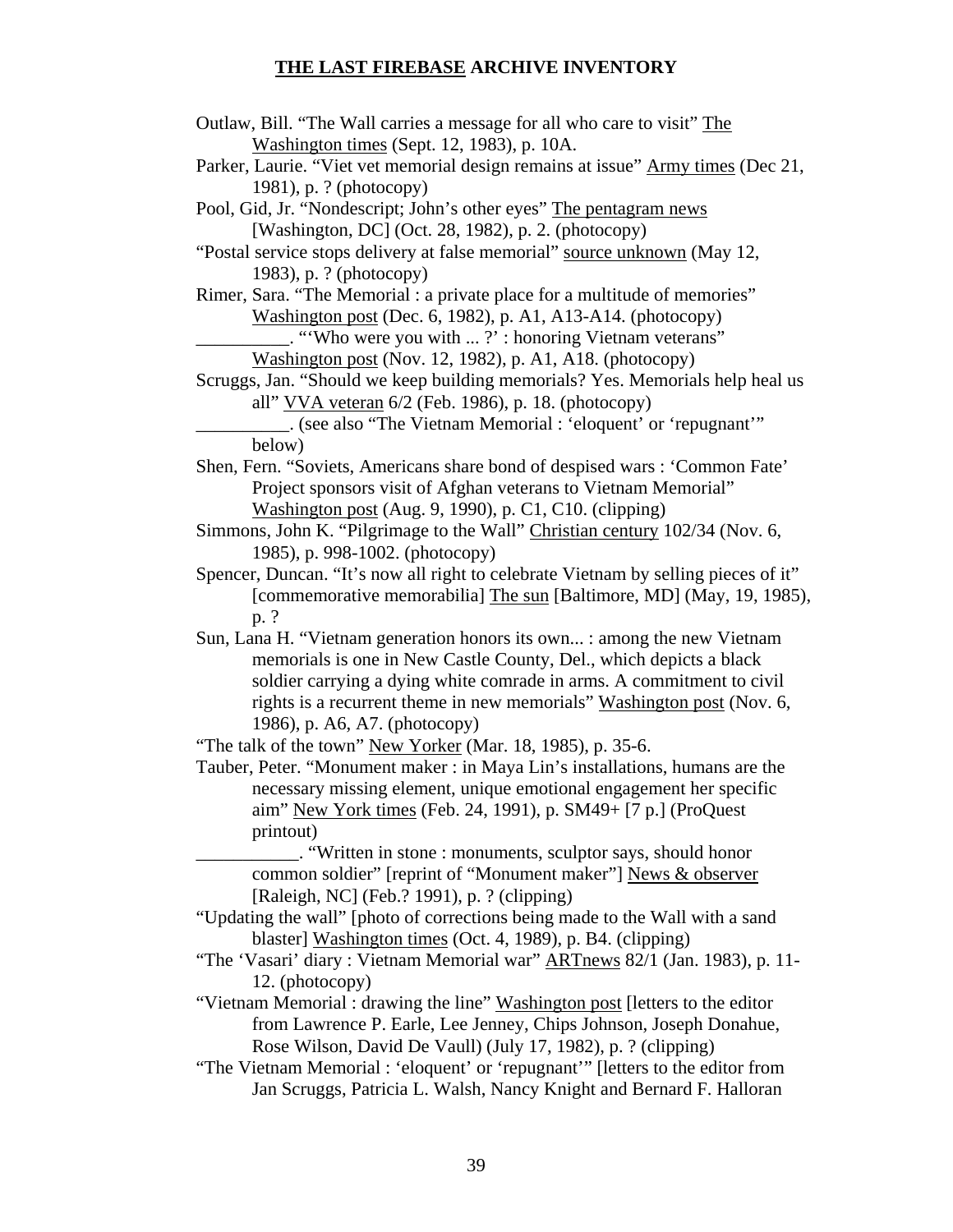**THE LAST FIREBASE ARCHIVE INVENTORY**

Outlaw, Bill. "The Wall carries a message for all who care to visit" The Washington times (Sept. 12, 1983), p. 10A.

Parker, Laurie. "Viet vet memorial design remains at issue" Army times (Dec 21, 1981), p. ? (photocopy)

Pool, Gid, Jr. "Nondescript; John's other eyes" The pentagram news [Washington, DC] (Oct. 28, 1982), p. 2. (photocopy)

"Postal service stops delivery at false memorial" source unknown (May 12, 1983), p. ? (photocopy)

Rimer, Sara. "The Memorial : a private place for a multitude of memories" Washington post (Dec. 6, 1982), p. A1, A13-A14. (photocopy)

__________. "'Who were you with ... ?' : honoring Vietnam veterans" Washington post (Nov. 12, 1982), p. A1, A18. (photocopy)

Scruggs, Jan. "Should we keep building memorials? Yes. Memorials help heal us all" VVA veteran 6/2 (Feb. 1986), p. 18. (photocopy)

__________. (see also "The Vietnam Memorial : 'eloquent' or 'repugnant'" below)

Shen, Fern. "Soviets, Americans share bond of despised wars : 'Common Fate' Project sponsors visit of Afghan veterans to Vietnam Memorial" Washington post (Aug. 9, 1990), p. C1, C10. (clipping)

Simmons, John K. "Pilgrimage to the Wall" Christian century 102/34 (Nov. 6, 1985), p. 998-1002. (photocopy)

Spencer, Duncan. "It's now all right to celebrate Vietnam by selling pieces of it" [commemorative memorabilia] The sun [Baltimore, MD] (May, 19, 1985), p. ?

Sun, Lana H. "Vietnam generation honors its own... : among the new Vietnam memorials is one in New Castle County, Del., which depicts a black soldier carrying a dying white comrade in arms. A commitment to civil rights is a recurrent theme in new memorials" Washington post (Nov. 6, 1986), p. A6, A7. (photocopy)

"The talk of the town" New Yorker (Mar. 18, 1985), p. 35-6.

Tauber, Peter. "Monument maker : in Maya Lin's installations, humans are the necessary missing element, unique emotional engagement her specific aim" New York times (Feb. 24, 1991), p. SM49+ [7 p.] (ProQuest printout)

___________. "Written in stone : monuments, sculptor says, should honor common soldier" [reprint of "Monument maker"] News & observer [Raleigh, NC] (Feb.? 1991), p. ? (clipping)

"Updating the wall" [photo of corrections being made to the Wall with a sand blaster] Washington times (Oct. 4, 1989), p. B4. (clipping)

"The 'Vasari' diary : Vietnam Memorial war" ARTnews 82/1 (Jan. 1983), p. 11-12. (photocopy)

"Vietnam Memorial : drawing the line" Washington post [letters to the editor from Lawrence P. Earle, Lee Jenney, Chips Johnson, Joseph Donahue, Rose Wilson, David De Vaull) (July 17, 1982), p. ? (clipping)

"The Vietnam Memorial : 'eloquent' or 'repugnant'" [letters to the editor from Jan Scruggs, Patricia L. Walsh, Nancy Knight and Bernard F. Halloran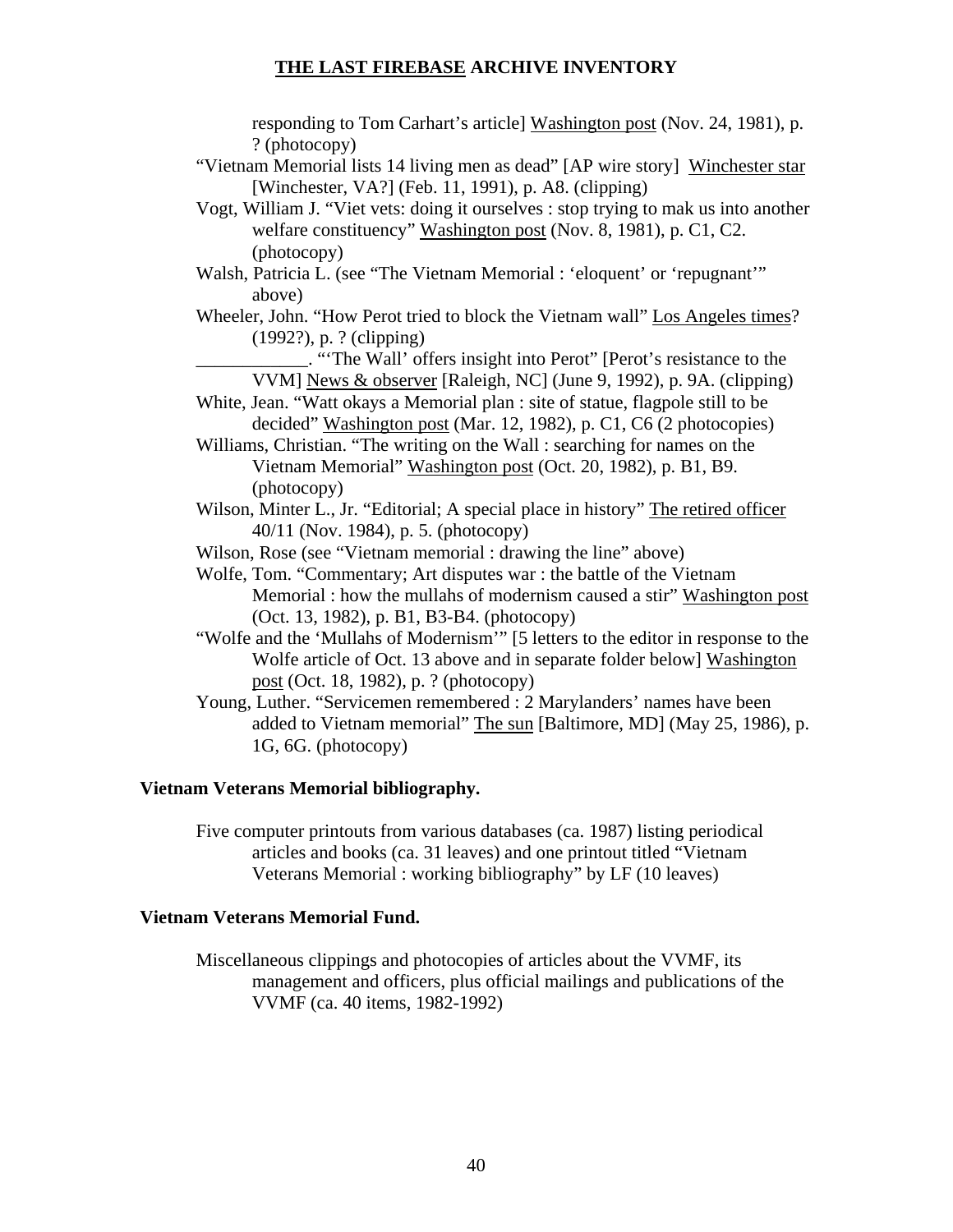responding to Tom Carhart's article] Washington post (Nov. 24, 1981), p. ? (photocopy)

"Vietnam Memorial lists 14 living men as dead" [AP wire story] Winchester star [Winchester, VA?] (Feb. 11, 1991), p. A8. (clipping)

Vogt, William J. "Viet vets: doing it ourselves : stop trying to mak us into another welfare constituency" Washington post (Nov. 8, 1981), p. C1, C2. (photocopy)

Walsh, Patricia L. (see "The Vietnam Memorial : 'eloquent' or 'repugnant'" above)

Wheeler, John. "How Perot tried to block the Vietnam wall" Los Angeles times? (1992?), p. ? (clipping)

____________. "'The Wall' offers insight into Perot" [Perot's resistance to the VVM] News & observer [Raleigh, NC] (June 9, 1992), p. 9A. (clipping)

White, Jean. "Watt okays a Memorial plan : site of statue, flagpole still to be decided" Washington post (Mar. 12, 1982), p. C1, C6 (2 photocopies)

Williams, Christian. "The writing on the Wall : searching for names on the Vietnam Memorial" Washington post (Oct. 20, 1982), p. B1, B9. (photocopy)

Wilson, Minter L., Jr. "Editorial; A special place in history" The retired officer 40/11 (Nov. 1984), p. 5. (photocopy)

Wilson, Rose (see "Vietnam memorial : drawing the line" above)

Wolfe, Tom. "Commentary; Art disputes war : the battle of the Vietnam Memorial : how the mullahs of modernism caused a stir" Washington post (Oct. 13, 1982), p. B1, B3-B4. (photocopy)

"Wolfe and the 'Mullahs of Modernism'" [5 letters to the editor in response to the Wolfe article of Oct. 13 above and in separate folder below] Washington post (Oct. 18, 1982), p. ? (photocopy)

Young, Luther. "Servicemen remembered : 2 Marylanders' names have been added to Vietnam memorial" The sun [Baltimore, MD] (May 25, 1986), p. 1G, 6G. (photocopy)

**Vietnam Veterans Memorial bibliography.**

Five computer printouts from various databases (ca. 1987) listing periodical articles and books (ca. 31 leaves) and one printout titled "Vietnam Veterans Memorial : working bibliography" by LF (10 leaves)

**Vietnam Veterans Memorial Fund.**

Miscellaneous clippings and photocopies of articles about the VVMF, its management and officers, plus official mailings and publications of the VVMF (ca. 40 items, 1982-1992)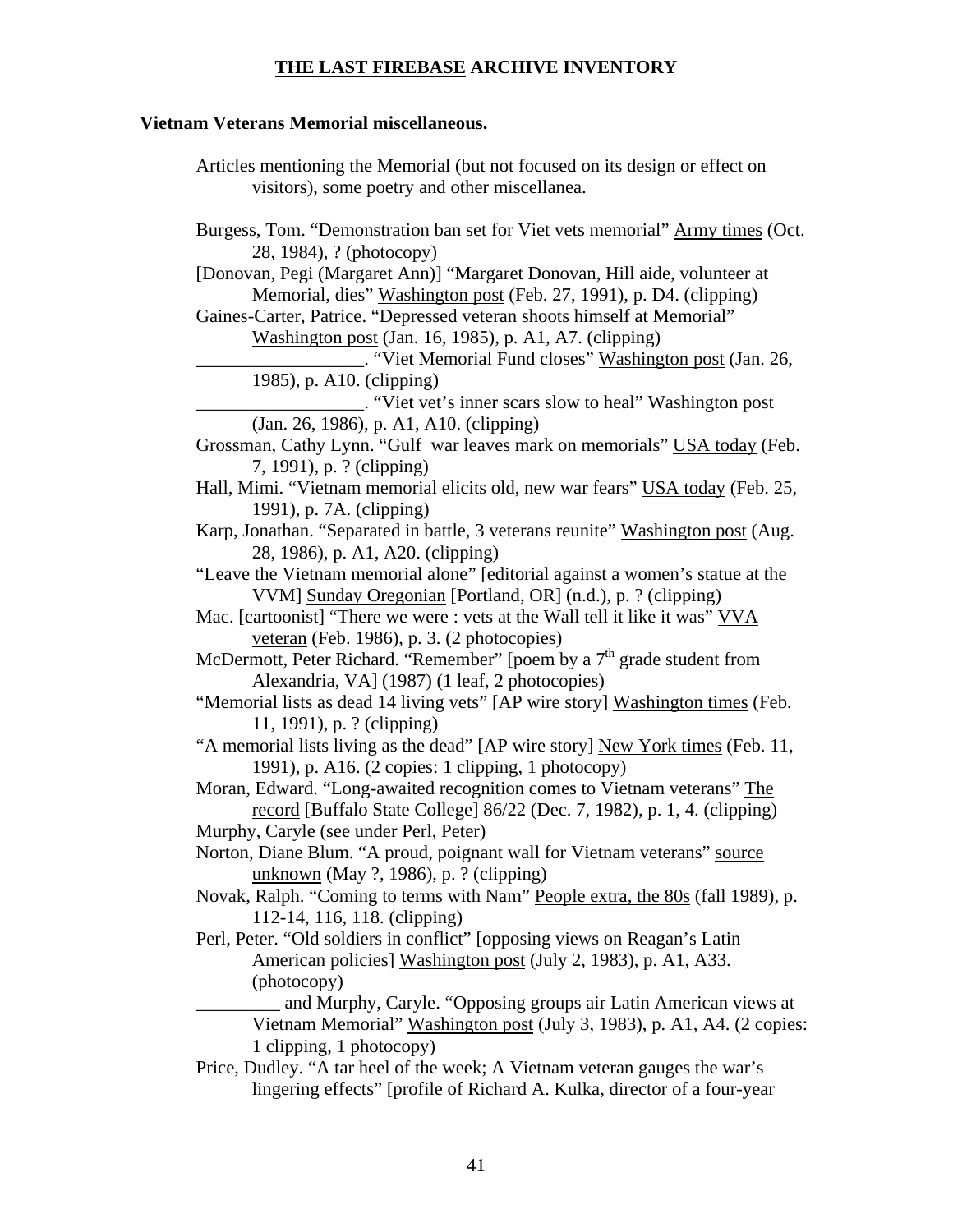**THE LAST FIREBASE ARCHIVE INVENTORY**

**Vietnam Veterans Memorial miscellaneous.**

Articles mentioning the Memorial (but not focused on its design or effect on visitors), some poetry and other miscellanea.

Burgess, Tom. "Demonstration ban set for Viet vets memorial" Army times (Oct. 28, 1984), ? (photocopy)

[Donovan, Pegi (Margaret Ann)] "Margaret Donovan, Hill aide, volunteer at Memorial, dies" Washington post (Feb. 27, 1991), p. D4. (clipping)

Gaines-Carter, Patrice. "Depressed veteran shoots himself at Memorial" Washington post (Jan. 16, 1985), p. A1, A7. (clipping)

__________________. "Viet Memorial Fund closes" Washington post (Jan. 26, 1985), p. A10. (clipping)

__________________. "Viet vet's inner scars slow to heal" Washington post (Jan. 26, 1986), p. A1, A10. (clipping)

Grossman, Cathy Lynn. "Gulf war leaves mark on memorials" USA today (Feb. 7, 1991), p. ? (clipping)

Hall, Mimi. "Vietnam memorial elicits old, new war fears" USA today (Feb. 25, 1991), p. 7A. (clipping)

Karp, Jonathan. "Separated in battle, 3 veterans reunite" Washington post (Aug. 28, 1986), p. A1, A20. (clipping)

"Leave the Vietnam memorial alone" [editorial against a women's statue at the VVM] Sunday Oregonian [Portland, OR] (n.d.), p. ? (clipping)

Mac. [cartoonist] "There we were : vets at the Wall tell it like it was" VVA veteran (Feb. 1986), p. 3. (2 photocopies)

McDermott, Peter Richard. "Remember" [poem by a 7th grade student from Alexandria, VA] (1987) (1 leaf, 2 photocopies)

"Memorial lists as dead 14 living vets" [AP wire story] Washington times (Feb. 11, 1991), p. ? (clipping)

"A memorial lists living as the dead" [AP wire story] New York times (Feb. 11, 1991), p. A16. (2 copies: 1 clipping, 1 photocopy)

Moran, Edward. "Long-awaited recognition comes to Vietnam veterans" The record [Buffalo State College] 86/22 (Dec. 7, 1982), p. 1, 4. (clipping)

Murphy, Caryle (see under Perl, Peter)

Norton, Diane Blum. "A proud, poignant wall for Vietnam veterans" source unknown (May ?, 1986), p. ? (clipping)

Novak, Ralph. "Coming to terms with Nam" People extra, the 80s (fall 1989), p. 112-14, 116, 118. (clipping)

Perl, Peter. "Old soldiers in conflict" [opposing views on Reagan's Latin American policies] Washington post (July 2, 1983), p. A1, A33. (photocopy)

_________ and Murphy, Caryle. "Opposing groups air Latin American views at Vietnam Memorial" Washington post (July 3, 1983), p. A1, A4. (2 copies: 1 clipping, 1 photocopy)

Price, Dudley. "A tar heel of the week; A Vietnam veteran gauges the war's lingering effects" [profile of Richard A. Kulka, director of a four-year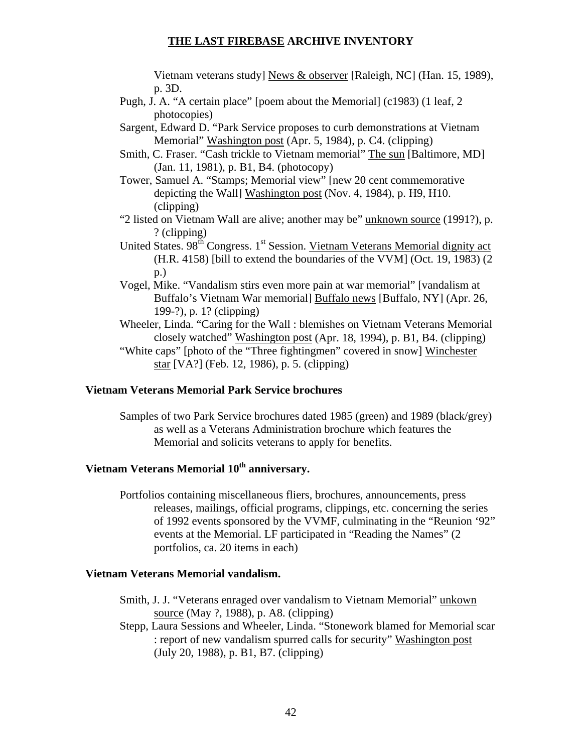Vietnam veterans study] News & observer [Raleigh, NC] (Han. 15, 1989), p. 3D.

Pugh, J. A. "A certain place" [poem about the Memorial] (c1983) (1 leaf, 2 photocopies)

Sargent, Edward D. "Park Service proposes to curb demonstrations at Vietnam Memorial" Washington post (Apr. 5, 1984), p. C4. (clipping)

Smith, C. Fraser. "Cash trickle to Vietnam memorial" The sun [Baltimore, MD] (Jan. 11, 1981), p. B1, B4. (photocopy)

Tower, Samuel A. "Stamps; Memorial view" [new 20 cent commemorative depicting the Wall] Washington post (Nov. 4, 1984), p. H9, H10. (clipping)

"2 listed on Vietnam Wall are alive; another may be" unknown source (1991?), p. ? (clipping)

United States. 98th Congress. 1st Session. Vietnam Veterans Memorial dignity act (H.R. 4158) [bill to extend the boundaries of the VVM] (Oct. 19, 1983) (2 p.)

Vogel, Mike. "Vandalism stirs even more pain at war memorial" [vandalism at Buffalo's Vietnam War memorial] Buffalo news [Buffalo, NY] (Apr. 26, 199-?), p. 1? (clipping)

Wheeler, Linda. "Caring for the Wall : blemishes on Vietnam Veterans Memorial closely watched" Washington post (Apr. 18, 1994), p. B1, B4. (clipping)

"White caps" [photo of the "Three fightingmen" covered in snow] Winchester star [VA?] (Feb. 12, 1986), p. 5. (clipping)

### Vietnam Veterans Memorial Park Service brochures

Samples of two Park Service brochures dated 1985 (green) and 1989 (black/grey) as well as a Veterans Administration brochure which features the Memorial and solicits veterans to apply for benefits.

### Vietnam Veterans Memorial 10th anniversary.

Portfolios containing miscellaneous fliers, brochures, announcements, press releases, mailings, official programs, clippings, etc. concerning the series of 1992 events sponsored by the VVMF, culminating in the "Reunion '92" events at the Memorial. LF participated in "Reading the Names" (2 portfolios, ca. 20 items in each)

### Vietnam Veterans Memorial vandalism.

Smith, J. J. "Veterans enraged over vandalism to Vietnam Memorial" unkown source (May ?, 1988), p. A8. (clipping)

Stepp, Laura Sessions and Wheeler, Linda. "Stonework blamed for Memorial scar : report of new vandalism spurred calls for security" Washington post (July 20, 1988), p. B1, B7. (clipping)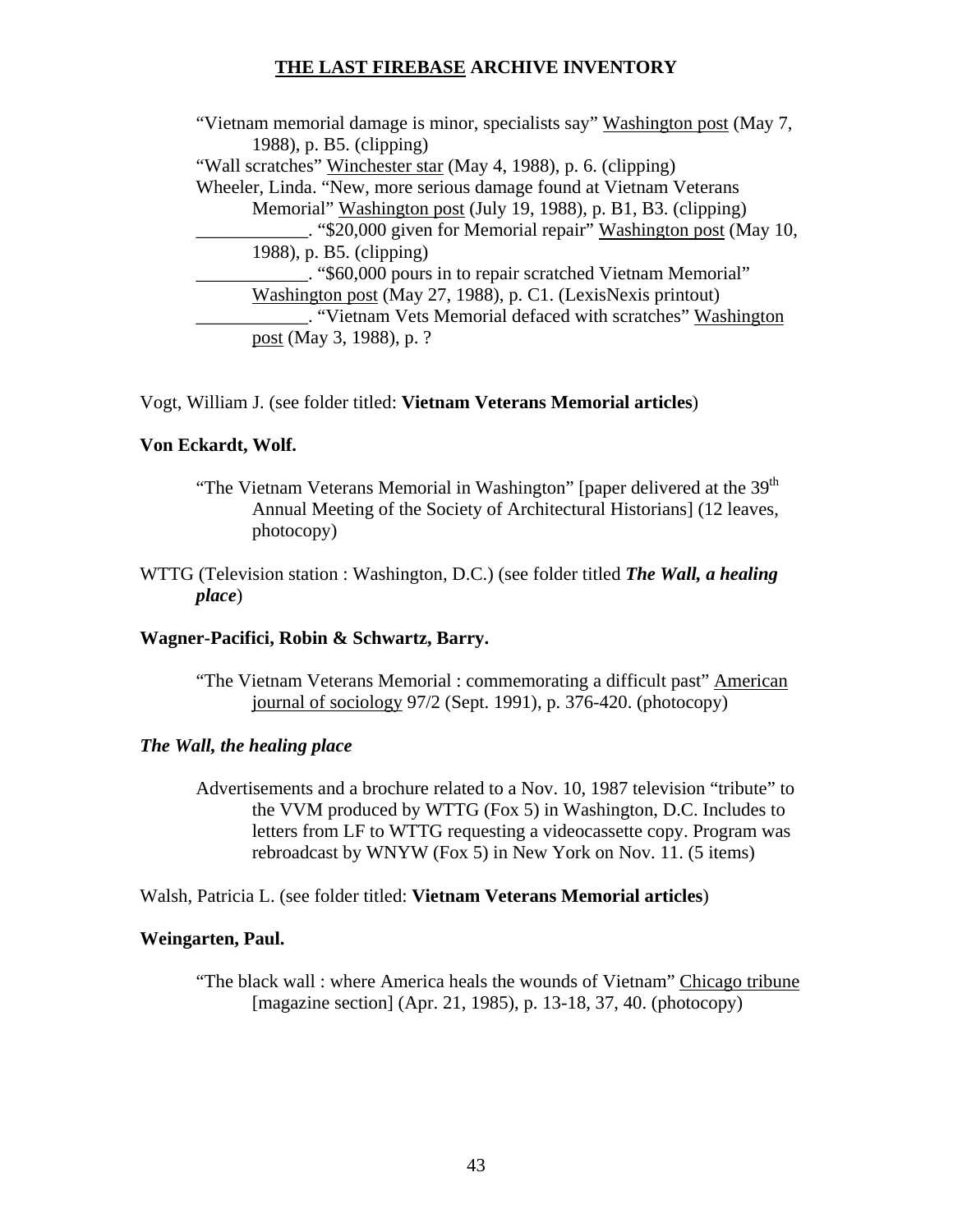"Vietnam memorial damage is minor, specialists say" Washington post (May 7, 1988), p. B5. (clipping)

"Wall scratches" Winchester star (May 4, 1988), p. 6. (clipping)

Wheeler, Linda. "New, more serious damage found at Vietnam Veterans Memorial" Washington post (July 19, 1988), p. B1, B3. (clipping)

____________. "$20,000 given for Memorial repair" Washington post (May 10, 1988), p. B5. (clipping)

____________. "$60,000 pours in to repair scratched Vietnam Memorial" Washington post (May 27, 1988), p. C1. (LexisNexis printout)

____________. "Vietnam Vets Memorial defaced with scratches" Washington post (May 3, 1988), p. ?

Vogt, William J. (see folder titled: **Vietnam Veterans Memorial articles**)

**Von Eckardt, Wolf.**

"The Vietnam Veterans Memorial in Washington" [paper delivered at the 39th Annual Meeting of the Society of Architectural Historians] (12 leaves, photocopy)

WTTG (Television station : Washington, D.C.) (see folder titled ***The Wall, a healing place***)

**Wagner-Pacifici, Robin & Schwartz, Barry.**

"The Vietnam Veterans Memorial : commemorating a difficult past" American journal of sociology 97/2 (Sept. 1991), p. 376-420. (photocopy)

***The Wall, the healing place***

Advertisements and a brochure related to a Nov. 10, 1987 television "tribute" to the VVM produced by WTTG (Fox 5) in Washington, D.C. Includes to letters from LF to WTTG requesting a videocassette copy. Program was rebroadcast by WNYW (Fox 5) in New York on Nov. 11. (5 items)

Walsh, Patricia L. (see folder titled: **Vietnam Veterans Memorial articles**)

**Weingarten, Paul.**

"The black wall : where America heals the wounds of Vietnam" Chicago tribune [magazine section] (Apr. 21, 1985), p. 13-18, 37, 40. (photocopy)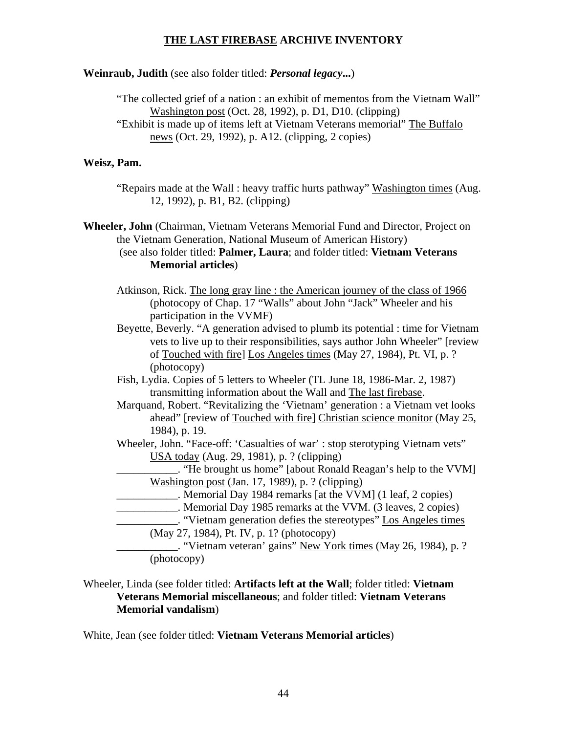# THE LAST FIREBASE ARCHIVE INVENTORY

**Weinraub, Judith** (see also folder titled: ***Personal legacy...***)

- "The collected grief of a nation : an exhibit of mementos from the Vietnam Wall" Washington post (Oct. 28, 1992), p. D1, D10. (clipping)
- "Exhibit is made up of items left at Vietnam Veterans memorial" The Buffalo news (Oct. 29, 1992), p. A12. (clipping, 2 copies)

**Weisz, Pam.**

- "Repairs made at the Wall : heavy traffic hurts pathway" Washington times (Aug. 12, 1992), p. B1, B2. (clipping)

**Wheeler, John** (Chairman, Vietnam Veterans Memorial Fund and Director, Project on the Vietnam Generation, National Museum of American History) (see also folder titled: **Palmer, Laura**; and folder titled: **Vietnam Veterans Memorial articles**)

- Atkinson, Rick. The long gray line : the American journey of the class of 1966 (photocopy of Chap. 17 "Walls" about John "Jack" Wheeler and his participation in the VVMF)
- Beyette, Beverly. "A generation advised to plumb its potential : time for Vietnam vets to live up to their responsibilities, says author John Wheeler" [review of Touched with fire] Los Angeles times (May 27, 1984), Pt. VI, p. ? (photocopy)
- Fish, Lydia. Copies of 5 letters to Wheeler (TL June 18, 1986-Mar. 2, 1987) transmitting information about the Wall and The last firebase.
- Marquand, Robert. "Revitalizing the 'Vietnam' generation : a Vietnam vet looks ahead" [review of Touched with fire] Christian science monitor (May 25, 1984), p. 19.
- Wheeler, John. "Face-off: 'Casualties of war' : stop sterotyping Vietnam vets" USA today (Aug. 29, 1981), p. ? (clipping)
- ___________. "He brought us home" [about Ronald Reagan's help to the VVM] Washington post (Jan. 17, 1989), p. ? (clipping)
- ___________. Memorial Day 1984 remarks [at the VVM] (1 leaf, 2 copies)
- ___________. Memorial Day 1985 remarks at the VVM. (3 leaves, 2 copies)
- ___________. "Vietnam generation defies the stereotypes" Los Angeles times (May 27, 1984), Pt. IV, p. 1? (photocopy)
- ___________. "Vietnam veteran' gains" New York times (May 26, 1984), p. ? (photocopy)

Wheeler, Linda (see folder titled: **Artifacts left at the Wall**; folder titled: **Vietnam Veterans Memorial miscellaneous**; and folder titled: **Vietnam Veterans Memorial vandalism**)

White, Jean (see folder titled: **Vietnam Veterans Memorial articles**)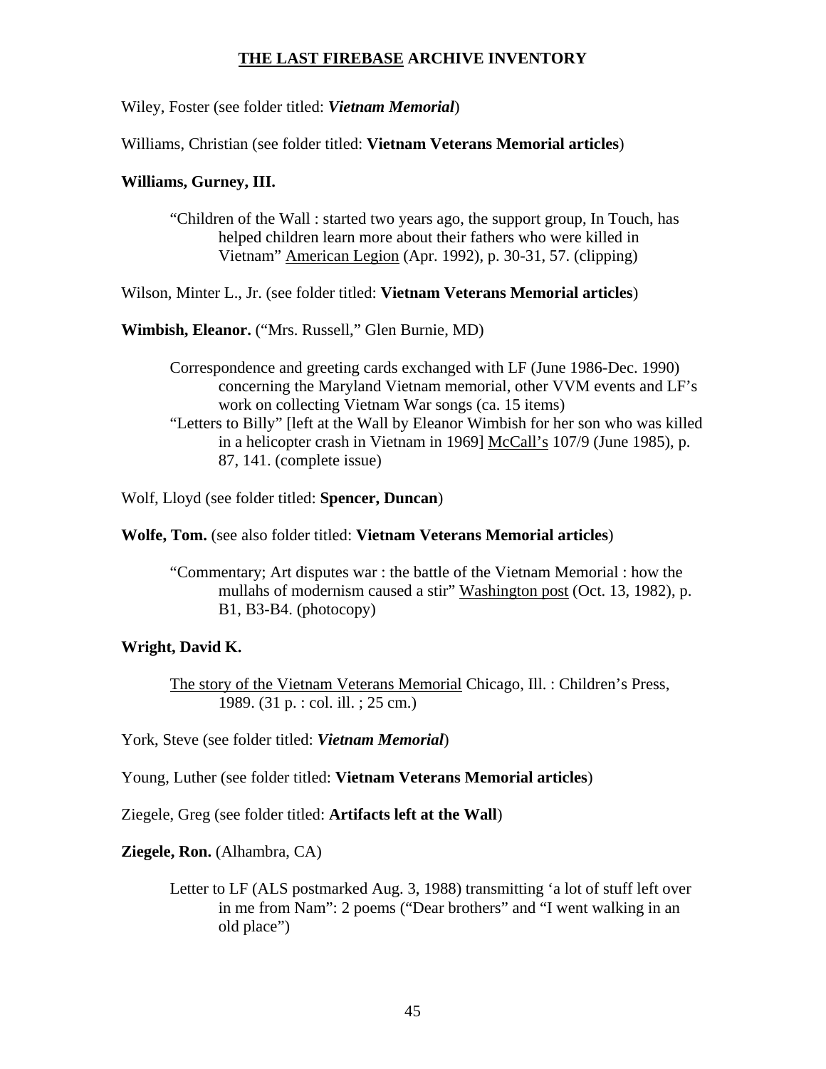# THE LAST FIREBASE ARCHIVE INVENTORY

Wiley, Foster (see folder titled: ***Vietnam Memorial***)

Williams, Christian (see folder titled: **Vietnam Veterans Memorial articles**)

**Williams, Gurney, III.**

> "Children of the Wall : started two years ago, the support group, In Touch, has helped children learn more about their fathers who were killed in Vietnam" American Legion (Apr. 1992), p. 30-31, 57. (clipping)

Wilson, Minter L., Jr. (see folder titled: **Vietnam Veterans Memorial articles**)

**Wimbish, Eleanor.** ("Mrs. Russell," Glen Burnie, MD)

> Correspondence and greeting cards exchanged with LF (June 1986-Dec. 1990) concerning the Maryland Vietnam memorial, other VVM events and LF's work on collecting Vietnam War songs (ca. 15 items)
>
> "Letters to Billy" [left at the Wall by Eleanor Wimbish for her son who was killed in a helicopter crash in Vietnam in 1969] McCall's 107/9 (June 1985), p. 87, 141. (complete issue)

Wolf, Lloyd (see folder titled: **Spencer, Duncan**)

**Wolfe, Tom.** (see also folder titled: **Vietnam Veterans Memorial articles**)

> "Commentary; Art disputes war : the battle of the Vietnam Memorial : how the mullahs of modernism caused a stir" Washington post (Oct. 13, 1982), p. B1, B3-B4. (photocopy)

**Wright, David K.**

> The story of the Vietnam Veterans Memorial Chicago, Ill. : Children's Press, 1989. (31 p. : col. ill. ; 25 cm.)

York, Steve (see folder titled: ***Vietnam Memorial***)

Young, Luther (see folder titled: **Vietnam Veterans Memorial articles**)

Ziegele, Greg (see folder titled: **Artifacts left at the Wall**)

**Ziegele, Ron.** (Alhambra, CA)

> Letter to LF (ALS postmarked Aug. 3, 1988) transmitting 'a lot of stuff left over in me from Nam": 2 poems ("Dear brothers" and "I went walking in an old place")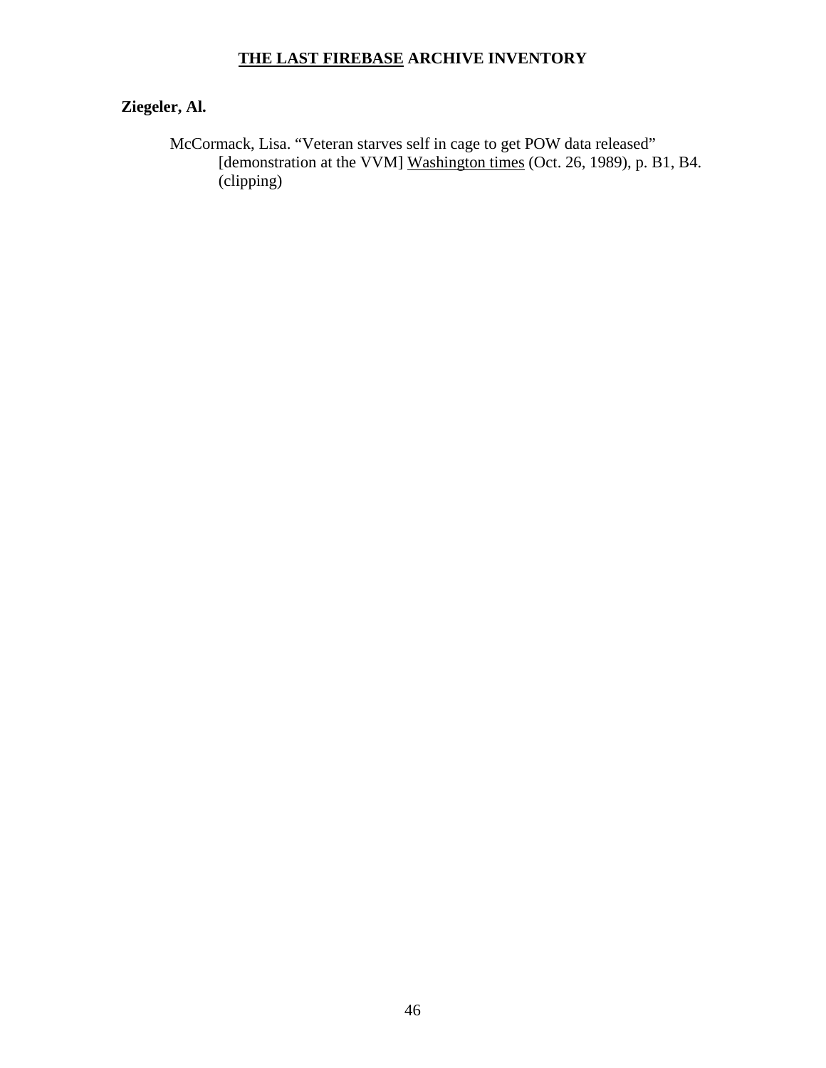**Ziegeler, Al.**

McCormack, Lisa. "Veteran starves self in cage to get POW data released" [demonstration at the VVM] Washington times (Oct. 26, 1989), p. B1, B4. (clipping)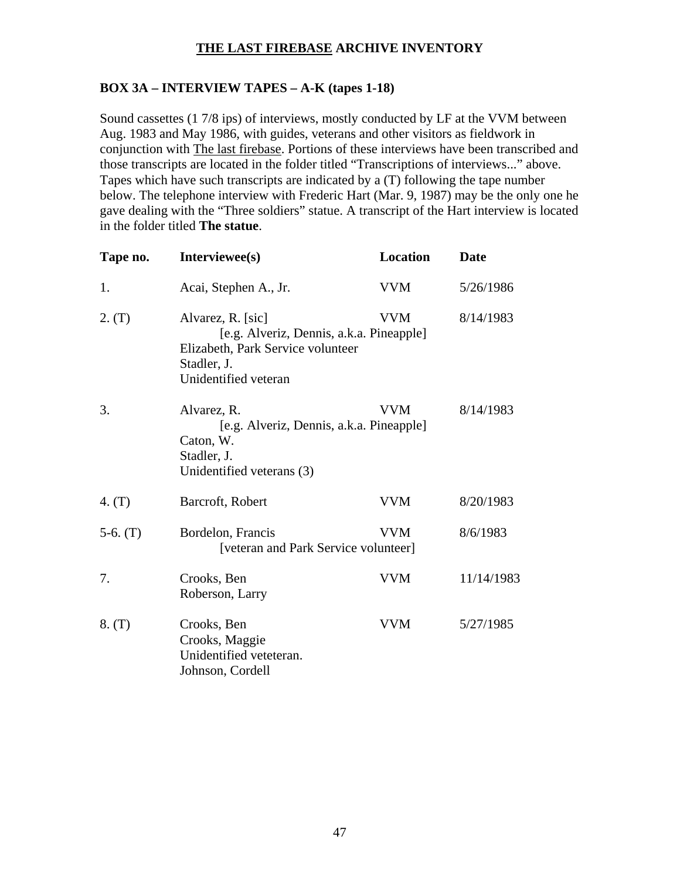## THE LAST FIREBASE ARCHIVE INVENTORY

### BOX 3A – INTERVIEW TAPES – A-K (tapes 1-18)

Sound cassettes (1 7/8 ips) of interviews, mostly conducted by LF at the VVM between Aug. 1983 and May 1986, with guides, veterans and other visitors as fieldwork in conjunction with The last firebase. Portions of these interviews have been transcribed and those transcripts are located in the folder titled "Transcriptions of interviews..." above. Tapes which have such transcripts are indicated by a (T) following the tape number below. The telephone interview with Frederic Hart (Mar. 9, 1987) may be the only one he gave dealing with the "Three soldiers" statue. A transcript of the Hart interview is located in the folder titled **The statue**.

| Tape no. | Interviewee(s) | Location | Date |
|---|---|---|---|
| 1. | Acai, Stephen A., Jr. | VVM | 5/26/1986 |
| 2. (T) | Alvarez, R. [sic] [e.g. Alveriz, Dennis, a.k.a. Pineapple] Elizabeth, Park Service volunteer Stadler, J. Unidentified veteran | VVM | 8/14/1983 |
| 3. | Alvarez, R. [e.g. Alveriz, Dennis, a.k.a. Pineapple] Caton, W. Stadler, J. Unidentified veterans (3) | VVM | 8/14/1983 |
| 4. (T) | Barcroft, Robert | VVM | 8/20/1983 |
| 5-6. (T) | Bordelon, Francis [veteran and Park Service volunteer] | VVM | 8/6/1983 |
| 7. | Crooks, Ben Roberson, Larry | VVM | 11/14/1983 |
| 8. (T) | Crooks, Ben Crooks, Maggie Unidentified veteteran. Johnson, Cordell | VVM | 5/27/1985 |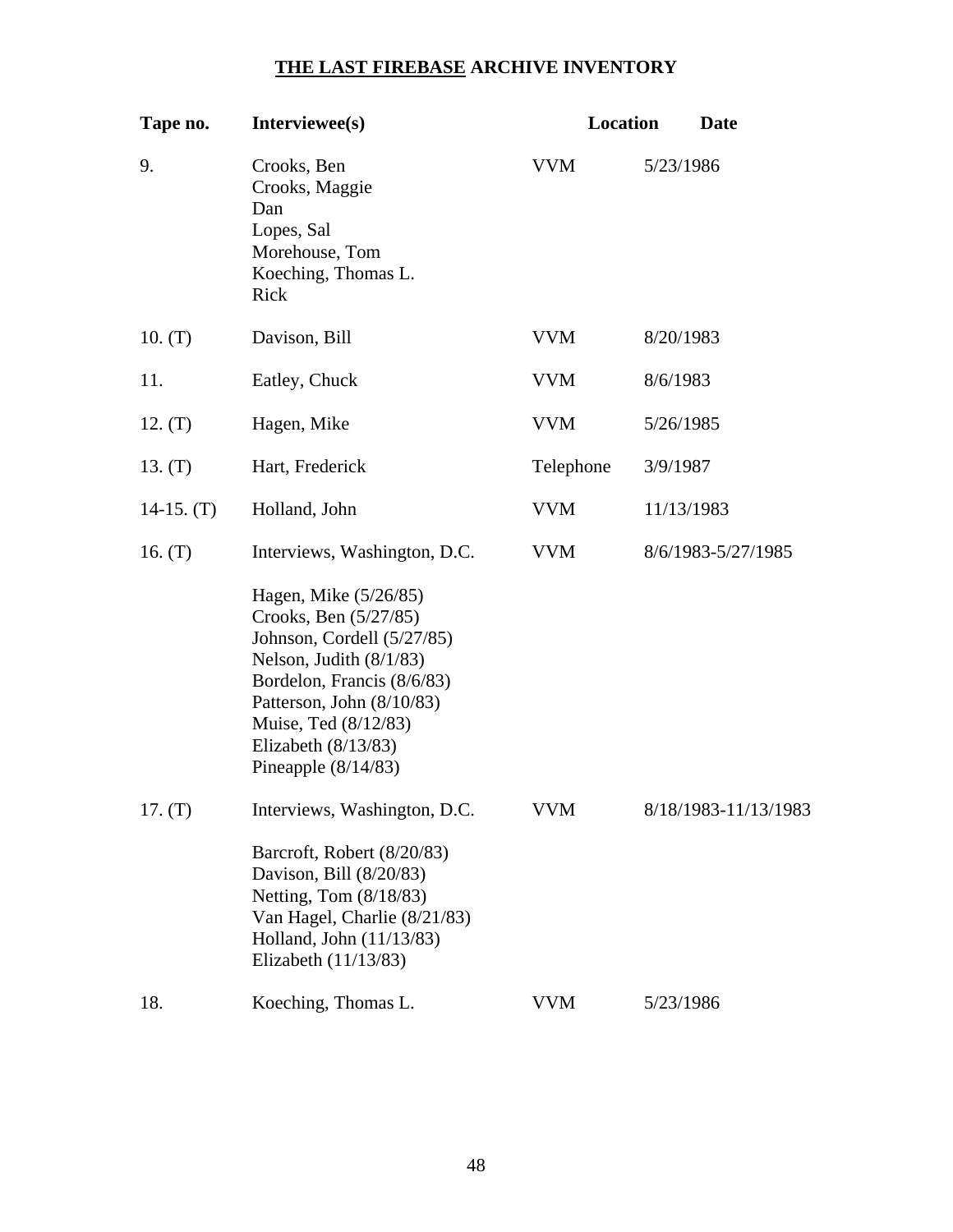## **THE LAST FIREBASE** ARCHIVE INVENTORY

| Tape no. | Interviewee(s) | Location | Date |
|---|---|---|---|
| 9. | Crooks, Ben<br>Crooks, Maggie<br>Dan<br>Lopes, Sal<br>Morehouse, Tom<br>Koeching, Thomas L.<br>Rick | VVM | 5/23/1986 |
| 10. (T) | Davison, Bill | VVM | 8/20/1983 |
| 11. | Eatley, Chuck | VVM | 8/6/1983 |
| 12. (T) | Hagen, Mike | VVM | 5/26/1985 |
| 13. (T) | Hart, Frederick | Telephone | 3/9/1987 |
| 14-15. (T) | Holland, John | VVM | 11/13/1983 |
| 16. (T) | Interviews, Washington, D.C.<br><br>Hagen, Mike (5/26/85)<br>Crooks, Ben (5/27/85)<br>Johnson, Cordell (5/27/85)<br>Nelson, Judith (8/1/83)<br>Bordelon, Francis (8/6/83)<br>Patterson, John (8/10/83)<br>Muise, Ted (8/12/83)<br>Elizabeth (8/13/83)<br>Pineapple (8/14/83) | VVM | 8/6/1983-5/27/1985 |
| 17. (T) | Interviews, Washington, D.C.<br><br>Barcroft, Robert (8/20/83)<br>Davison, Bill (8/20/83)<br>Netting, Tom (8/18/83)<br>Van Hagel, Charlie (8/21/83)<br>Holland, John (11/13/83)<br>Elizabeth (11/13/83) | VVM | 8/18/1983-11/13/1983 |
| 18. | Koeching, Thomas L. | VVM | 5/23/1986 |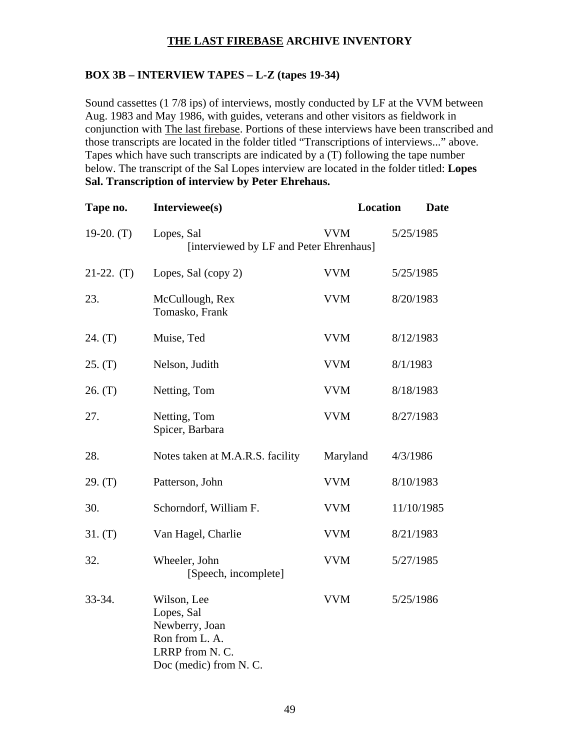## THE LAST FIREBASE ARCHIVE INVENTORY

### BOX 3B – INTERVIEW TAPES – L-Z (tapes 19-34)

Sound cassettes (1 7/8 ips) of interviews, mostly conducted by LF at the VVM between Aug. 1983 and May 1986, with guides, veterans and other visitors as fieldwork in conjunction with The last firebase. Portions of these interviews have been transcribed and those transcripts are located in the folder titled "Transcriptions of interviews..." above. Tapes which have such transcripts are indicated by a (T) following the tape number below. The transcript of the Sal Lopes interview are located in the folder titled: **Lopes Sal. Transcription of interview by Peter Ehrehaus.**

| Tape no. | Interviewee(s) | Location | Date |
|---|---|---|---|
| 19-20. (T) | Lopes, Sal [interviewed by LF and Peter Ehrenhaus] | VVM | 5/25/1985 |
| 21-22. (T) | Lopes, Sal (copy 2) | VVM | 5/25/1985 |
| 23. | McCullough, Rex<br>Tomasko, Frank | VVM | 8/20/1983 |
| 24. (T) | Muise, Ted | VVM | 8/12/1983 |
| 25. (T) | Nelson, Judith | VVM | 8/1/1983 |
| 26. (T) | Netting, Tom | VVM | 8/18/1983 |
| 27. | Netting, Tom<br>Spicer, Barbara | VVM | 8/27/1983 |
| 28. | Notes taken at M.A.R.S. facility | Maryland | 4/3/1986 |
| 29. (T) | Patterson, John | VVM | 8/10/1983 |
| 30. | Schorndorf, William F. | VVM | 11/10/1985 |
| 31. (T) | Van Hagel, Charlie | VVM | 8/21/1983 |
| 32. | Wheeler, John [Speech, incomplete] | VVM | 5/27/1985 |
| 33-34. | Wilson, Lee<br>Lopes, Sal<br>Newberry, Joan<br>Ron from L. A.<br>LRRP from N. C.<br>Doc (medic) from N. C. | VVM | 5/25/1986 |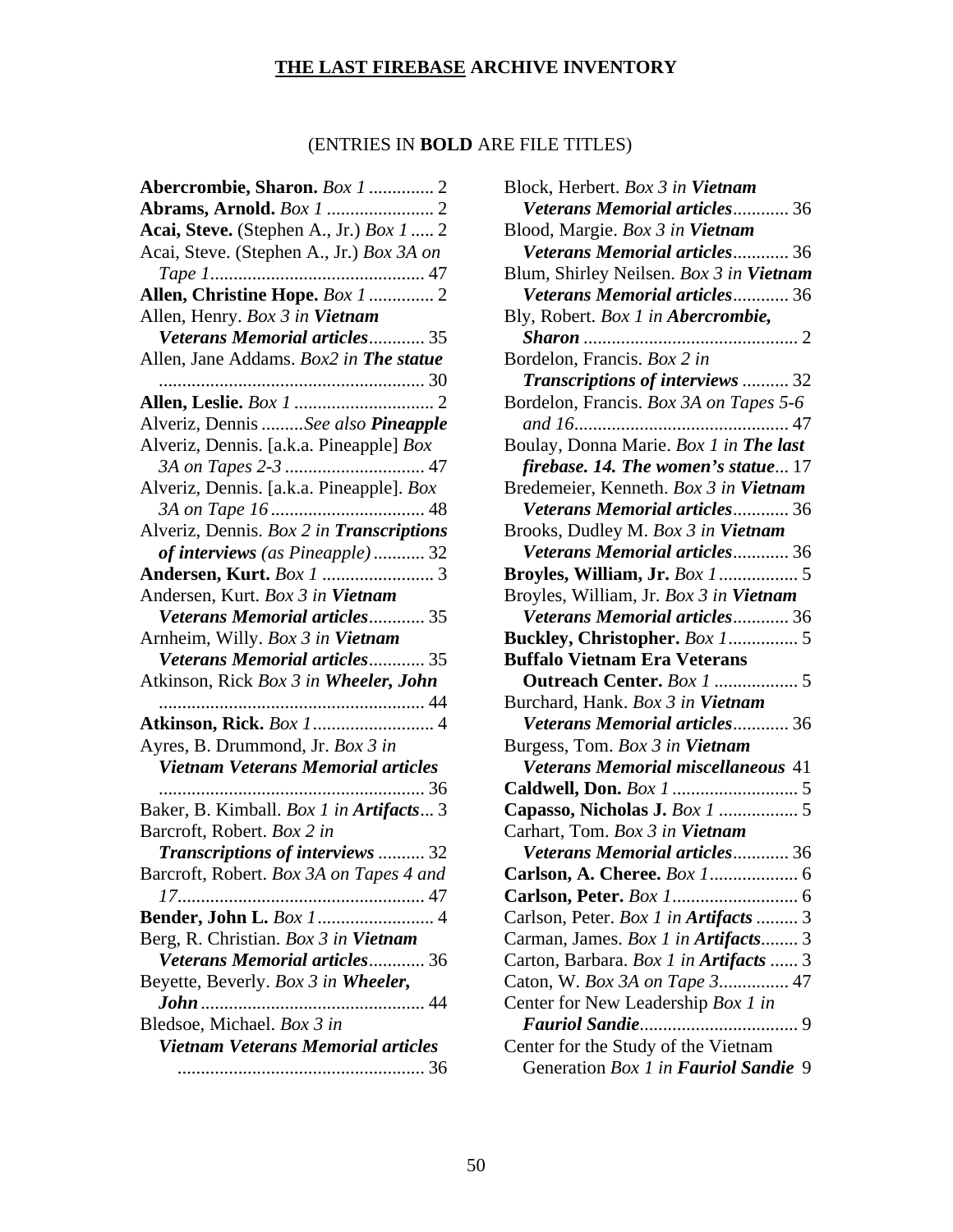**THE LAST FIREBASE ARCHIVE INVENTORY**

(ENTRIES IN **BOLD** ARE FILE TITLES)

**Abercrombie, Sharon.** *Box 1* .............. 2
**Abrams, Arnold.** *Box 1* ....................... 2
**Acai, Steve.** (Stephen A., Jr.) *Box 1* ..... 2
Acai, Steve. (Stephen A., Jr.) *Box 3A on Tape 1*............................................. 47
**Allen, Christine Hope.** *Box 1* .............. 2
Allen, Henry. *Box 3 in **Vietnam Veterans Memorial articles***............ 35
Allen, Jane Addams. *Box2 in **The statue*** ......................................................... 30
**Allen, Leslie.** *Box 1* .............................. 2
Alveriz, Dennis .........*See also **Pineapple***
Alveriz, Dennis. [a.k.a. Pineapple] *Box 3A on Tapes 2-3* .............................. 47
Alveriz, Dennis. [a.k.a. Pineapple]. *Box 3A on Tape 16* ................................. 48
Alveriz, Dennis. *Box 2 in **Transcriptions of interviews** (as Pineapple)* ........... 32
**Andersen, Kurt.** *Box 1* ........................ 3
Andersen, Kurt. *Box 3 in **Vietnam Veterans Memorial articles***............ 35
Arnheim, Willy. *Box 3 in **Vietnam Veterans Memorial articles***............ 35
Atkinson, Rick *Box 3 in **Wheeler, John*** ......................................................... 44
**Atkinson, Rick.** *Box 1*.......................... 4
Ayres, B. Drummond, Jr. *Box 3 in **Vietnam Veterans Memorial articles*** ......................................................... 36
Baker, B. Kimball. *Box 1 in **Artifacts***... 3
Barcroft, Robert. *Box 2 in **Transcriptions of interviews*** .......... 32
Barcroft, Robert. *Box 3A on Tapes 4 and 17*.................................................... 47
**Bender, John L.** *Box 1*......................... 4
Berg, R. Christian. *Box 3 in **Vietnam Veterans Memorial articles***............ 36
Beyette, Beverly. *Box 3 in **Wheeler, John***................................................ 44
Bledsoe, Michael. *Box 3 in **Vietnam Veterans Memorial articles*** ..................................................... 36
Block, Herbert. *Box 3 in **Vietnam Veterans Memorial articles***............ 36
Blood, Margie. *Box 3 in **Vietnam Veterans Memorial articles***............ 36
Blum, Shirley Neilsen. *Box 3 in **Vietnam Veterans Memorial articles***............ 36
Bly, Robert. *Box 1 in **Abercrombie, Sharon*** ............................................. 2
Bordelon, Francis. *Box 2 in **Transcriptions of interviews*** .......... 32
Bordelon, Francis. *Box 3A on Tapes 5-6 and 16*.............................................. 47
Boulay, Donna Marie. *Box 1 in **The last firebase. 14. The women's statue***... 17
Bredemeier, Kenneth. *Box 3 in **Vietnam Veterans Memorial articles***............ 36
Brooks, Dudley M. *Box 3 in **Vietnam Veterans Memorial articles***............ 36
**Broyles, William, Jr.** *Box 1*................. 5
Broyles, William, Jr. *Box 3 in **Vietnam Veterans Memorial articles***............ 36
**Buckley, Christopher.** *Box 1*............... 5
**Buffalo Vietnam Era Veterans Outreach Center.** *Box 1* .................. 5
Burchard, Hank. *Box 3 in **Vietnam Veterans Memorial articles***............ 36
Burgess, Tom. *Box 3 in **Vietnam Veterans Memorial miscellaneous*** 41
**Caldwell, Don.** *Box 1* ........................... 5
**Capasso, Nicholas J.** *Box 1* ................. 5
Carhart, Tom. *Box 3 in **Vietnam Veterans Memorial articles***............ 36
**Carlson, A. Cheree.** *Box 1*................... 6
**Carlson, Peter.** *Box 1*........................... 6
Carlson, Peter. *Box 1 in **Artifacts*** ......... 3
Carman, James. *Box 1 in **Artifacts***........ 3
Carton, Barbara. *Box 1 in **Artifacts*** ...... 3
Caton, W. *Box 3A on Tape 3*............... 47
Center for New Leadership *Box 1 in **Fauriol Sandie***.................................. 9
Center for the Study of the Vietnam Generation *Box 1 in **Fauriol Sandie*** 9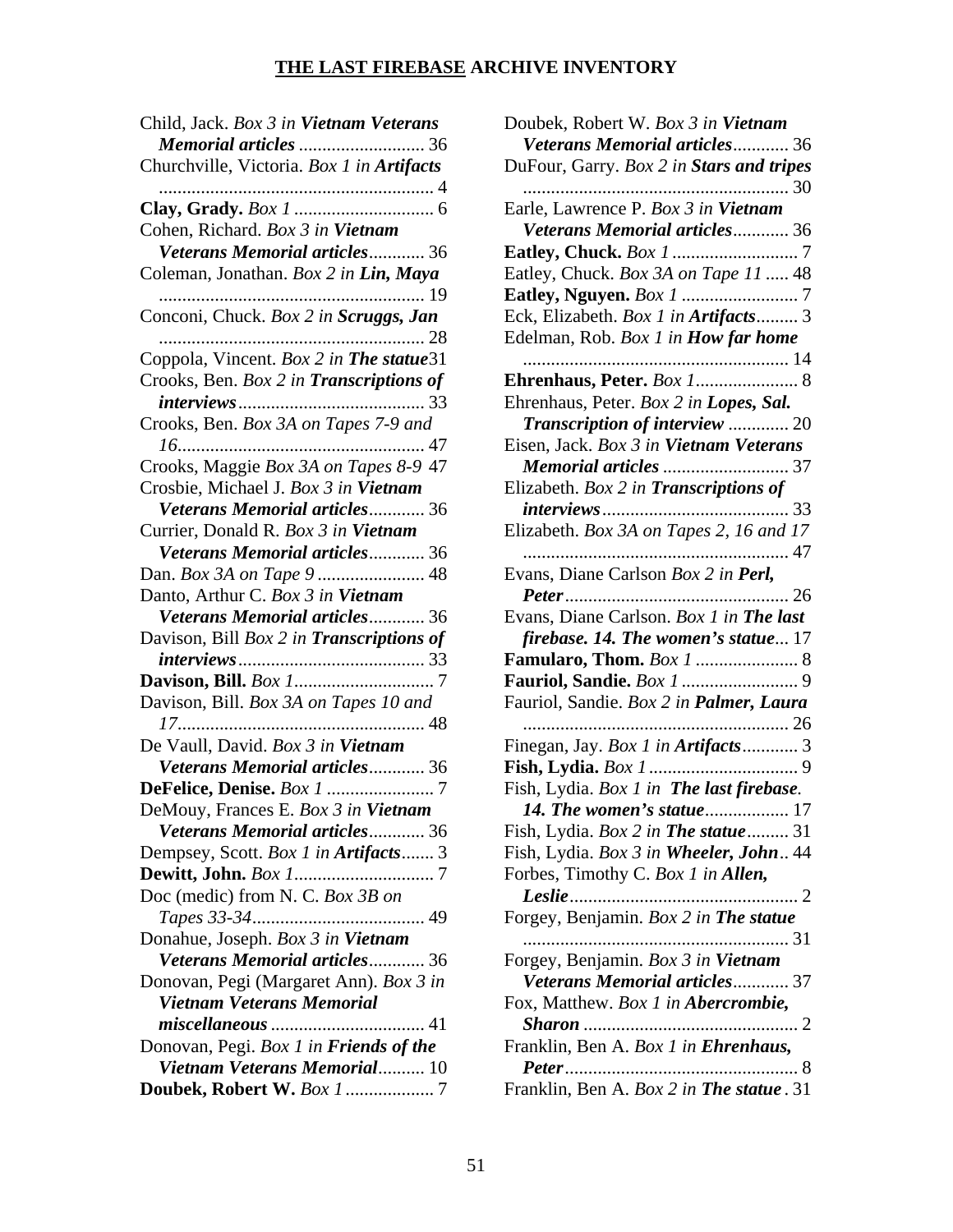**<u>THE LAST FIREBASE</u> ARCHIVE INVENTORY**

Child, Jack. *Box 3 in **Vietnam Veterans Memorial articles*** ........................... 36
Churchville, Victoria. *Box 1 in **Artifacts*** ........................................................... 4
**Clay, Grady.** *Box 1* .............................. 6
Cohen, Richard. *Box 3 in **Vietnam Veterans Memorial articles***............ 36
Coleman, Jonathan. *Box 2 in **Lin, Maya*** ......................................................... 19
Conconi, Chuck. *Box 2 in **Scruggs, Jan*** ......................................................... 28
Coppola, Vincent. *Box 2 in **The statue***31
Crooks, Ben. *Box 2 in **Transcriptions of interviews***........................................ 33
Crooks, Ben. *Box 3A on Tapes 7-9 and 16*..................................................... 47
Crooks, Maggie *Box 3A on Tapes 8-9* 47
Crosbie, Michael J. *Box 3 in **Vietnam Veterans Memorial articles***............ 36
Currier, Donald R. *Box 3 in **Vietnam Veterans Memorial articles***............ 36
Dan. *Box 3A on Tape 9* ....................... 48
Danto, Arthur C. *Box 3 in **Vietnam Veterans Memorial articles***............ 36
Davison, Bill *Box 2 in **Transcriptions of interviews***........................................ 33
**Davison, Bill.** *Box 1*.............................. 7
Davison, Bill. *Box 3A on Tapes 10 and 17*..................................................... 48
De Vaull, David. *Box 3 in **Vietnam Veterans Memorial articles***............ 36
**DeFelice, Denise.** *Box 1* ....................... 7
DeMouy, Frances E. *Box 3 in **Vietnam Veterans Memorial articles***............ 36
Dempsey, Scott. *Box 1 in **Artifacts***....... 3
**Dewitt, John.** *Box 1*.............................. 7
Doc (medic) from N. C. *Box 3B on Tapes 33-34*..................................... 49
Donahue, Joseph. *Box 3 in **Vietnam Veterans Memorial articles***............ 36
Donovan, Pegi (Margaret Ann). *Box 3 in **Vietnam Veterans Memorial miscellaneous*** ................................. 41
Donovan, Pegi. *Box 1 in **Friends of the Vietnam Veterans Memorial***.......... 10
**Doubek, Robert W.** *Box 1* ................... 7
Doubek, Robert W. *Box 3 in **Vietnam Veterans Memorial articles***............ 36
DuFour, Garry. *Box 2 in **Stars and tripes*** ......................................................... 30
Earle, Lawrence P. *Box 3 in **Vietnam Veterans Memorial articles***............ 36
**Eatley, Chuck.** *Box 1* ........................... 7
Eatley, Chuck. *Box 3A on Tape 11* ..... 48
**Eatley, Nguyen.** *Box 1* ......................... 7
Eck, Elizabeth. *Box 1 in **Artifacts***......... 3
Edelman, Rob. *Box 1 in **How far home*** ......................................................... 14
**Ehrenhaus, Peter.** *Box 1*...................... 8
Ehrenhaus, Peter. *Box 2 in **Lopes, Sal. Transcription of interview*** ............. 20
Eisen, Jack. *Box 3 in **Vietnam Veterans Memorial articles*** ........................... 37
Elizabeth. *Box 2 in **Transcriptions of interviews***........................................ 33
Elizabeth. *Box 3A on Tapes 2, 16 and 17* ......................................................... 47
Evans, Diane Carlson *Box 2 in **Perl, Peter***................................................ 26
Evans, Diane Carlson. *Box 1 in **The last firebase. 14. The women's statue***... 17
**Famularo, Thom.** *Box 1* ...................... 8
**Fauriol, Sandie.** *Box 1* ......................... 9
Fauriol, Sandie. *Box 2 in **Palmer, Laura*** ......................................................... 26
Finegan, Jay. *Box 1 in **Artifacts***............ 3
**Fish, Lydia.** *Box 1* ................................ 9
Fish, Lydia. *Box 1 in **The last firebase. 14. The women's statue***.................. 17
Fish, Lydia. *Box 2 in **The statue***......... 31
Fish, Lydia. *Box 3 in **Wheeler, John***.. 44
Forbes, Timothy C. *Box 1 in **Allen, Leslie***................................................. 2
Forgey, Benjamin. *Box 2 in **The statue*** ......................................................... 31
Forgey, Benjamin. *Box 3 in **Vietnam Veterans Memorial articles***............ 37
Fox, Matthew. *Box 1 in **Abercrombie, Sharon*** ............................................. 2
Franklin, Ben A. *Box 1 in **Ehrenhaus, Peter***.................................................. 8
Franklin, Ben A. *Box 2 in **The statue*** . 31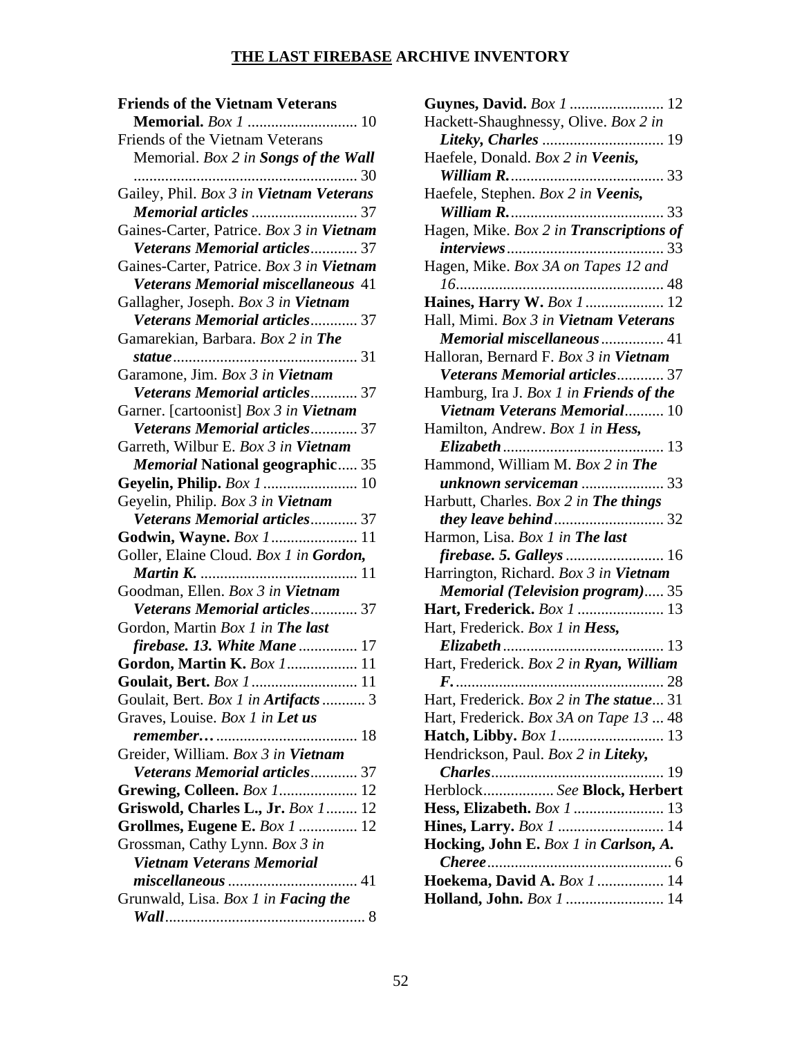**THE LAST FIREBASE ARCHIVE INVENTORY**

**Friends of the Vietnam Veterans Memorial.** *Box 1* ............................ 10
Friends of the Vietnam Veterans Memorial. *Box 2 in* ***Songs of the Wall*** ........................................................ 30
Gailey, Phil. *Box 3 in* ***Vietnam Veterans Memorial articles*** ........................... 37
Gaines-Carter, Patrice. *Box 3 in* ***Vietnam Veterans Memorial articles***............ 37
Gaines-Carter, Patrice. *Box 3 in* ***Vietnam Veterans Memorial miscellaneous*** 41
Gallagher, Joseph. *Box 3 in* ***Vietnam Veterans Memorial articles***............ 37
Gamarekian, Barbara. *Box 2 in* ***The statue***............................................... 31
Garamone, Jim. *Box 3 in* ***Vietnam Veterans Memorial articles***............ 37
Garner. [cartoonist] *Box 3 in* ***Vietnam Veterans Memorial articles***............ 37
Garreth, Wilbur E. *Box 3 in* ***Vietnam Memorial*** **National geographic**..... 35
**Geyelin, Philip.** *Box 1*........................ 10
Geyelin, Philip. *Box 3 in* ***Vietnam Veterans Memorial articles***............ 37
**Godwin, Wayne.** *Box 1*...................... 11
Goller, Elaine Cloud. *Box 1 in* ***Gordon, Martin K.*** ........................................ 11
Goodman, Ellen. *Box 3 in* ***Vietnam Veterans Memorial articles***............ 37
Gordon, Martin *Box 1 in* ***The last firebase. 13. White Mane*** ............... 17
**Gordon, Martin K.** *Box 1*.................. 11
**Goulait, Bert.** *Box 1*........................... 11
Goulait, Bert. *Box 1 in* ***Artifacts*** ........... 3
Graves, Louise. *Box 1 in* ***Let us remember…*** .................................... 18
Greider, William. *Box 3 in* ***Vietnam Veterans Memorial articles***............ 37
**Grewing, Colleen.** *Box 1*.................... 12
**Griswold, Charles L., Jr.** *Box 1*........ 12
**Grollmes, Eugene E.** *Box 1* ............... 12
Grossman, Cathy Lynn. *Box 3 in* ***Vietnam Veterans Memorial miscellaneous*** ................................. 41
Grunwald, Lisa. *Box 1 in* ***Facing the Wall***................................................... 8
**Guynes, David.** *Box 1* ........................ 12
Hackett-Shaughnessy, Olive. *Box 2 in* ***Liteky, Charles*** ............................... 19
Haefele, Donald. *Box 2 in* ***Veenis, William R.***....................................... 33
Haefele, Stephen. *Box 2 in* ***Veenis, William R.***....................................... 33
Hagen, Mike. *Box 2 in* ***Transcriptions of interviews***........................................ 33
Hagen, Mike. *Box 3A on Tapes 12 and 16*..................................................... 48
**Haines, Harry W.** *Box 1*.................... 12
Hall, Mimi. *Box 3 in* ***Vietnam Veterans Memorial miscellaneous***................ 41
Halloran, Bernard F. *Box 3 in* ***Vietnam Veterans Memorial articles***............ 37
Hamburg, Ira J. *Box 1 in* ***Friends of the Vietnam Veterans Memorial***.......... 10
Hamilton, Andrew. *Box 1 in* ***Hess, Elizabeth***......................................... 13
Hammond, William M. *Box 2 in* ***The unknown serviceman*** ..................... 33
Harbutt, Charles. *Box 2 in* ***The things they leave behind***............................ 32
Harmon, Lisa. *Box 1 in* ***The last firebase. 5. Galleys*** ......................... 16
Harrington, Richard. *Box 3 in* ***Vietnam Memorial (Television program)***..... 35
**Hart, Frederick.** *Box 1* ...................... 13
Hart, Frederick. *Box 1 in* ***Hess, Elizabeth***......................................... 13
Hart, Frederick. *Box 2 in* ***Ryan, William F.***..................................................... 28
Hart, Frederick. *Box 2 in* ***The statue***... 31
Hart, Frederick. *Box 3A on Tape 13* ... 48
**Hatch, Libby.** *Box 1*........................... 13
Hendrickson, Paul. *Box 2 in* ***Liteky, Charles***............................................ 19
Herblock.................. *See* **Block, Herbert**
**Hess, Elizabeth.** *Box 1* ....................... 13
**Hines, Larry.** *Box 1* ........................... 14
**Hocking, John E.** *Box 1 in* ***Carlson, A. Cheree***............................................... 6
**Hoekema, David A.** *Box 1* ................. 14
**Holland, John.** *Box 1* ......................... 14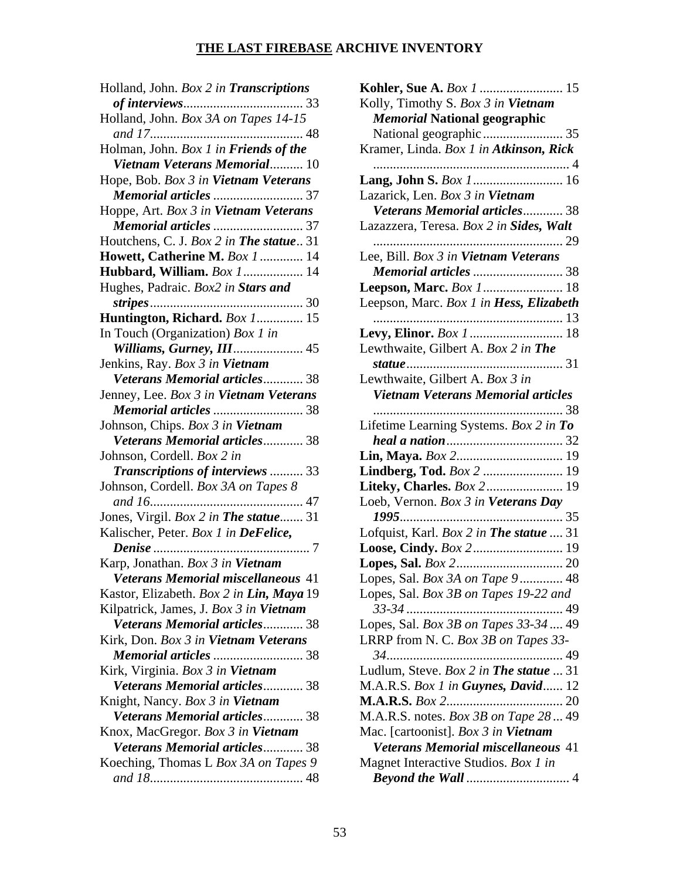**THE LAST FIREBASE ARCHIVE INVENTORY**

Holland, John. *Box 2 in* ***Transcriptions of interviews***.................................... 33
Holland, John. *Box 3A on Tapes 14-15 and 17*............................................. 48
Holman, John. *Box 1 in* ***Friends of the Vietnam Veterans Memorial***.......... 10
Hope, Bob. *Box 3 in* ***Vietnam Veterans Memorial articles*** ........................... 37
Hoppe, Art. *Box 3 in* ***Vietnam Veterans Memorial articles*** ........................... 37
Houtchens, C. J. *Box 2 in* ***The statue***.. 31
**Howett, Catherine M.** *Box 1* ............. 14
**Hubbard, William.** *Box 1*.................. 14
Hughes, Padraic. *Box2 in* ***Stars and stripes***.............................................. 30
**Huntington, Richard.** *Box 1*.............. 15
In Touch (Organization) *Box 1 in* ***Williams, Gurney, III***..................... 45
Jenkins, Ray. *Box 3 in* ***Vietnam Veterans Memorial articles***............ 38
Jenney, Lee. *Box 3 in* ***Vietnam Veterans Memorial articles*** ........................... 38
Johnson, Chips. *Box 3 in* ***Vietnam Veterans Memorial articles***............ 38
Johnson, Cordell. *Box 2 in* ***Transcriptions of interviews*** .......... 33
Johnson, Cordell. *Box 3A on Tapes 8 and 16*............................................. 47
Jones, Virgil. *Box 2 in* ***The statue***....... 31
Kalischer, Peter. *Box 1 in* ***DeFelice, Denise*** ............................................... 7
Karp, Jonathan. *Box 3 in* ***Vietnam Veterans Memorial miscellaneous*** 41
Kastor, Elizabeth. *Box 2 in* ***Lin, Maya*** 19
Kilpatrick, James, J. *Box 3 in* ***Vietnam Veterans Memorial articles***............ 38
Kirk, Don. *Box 3 in* ***Vietnam Veterans Memorial articles*** ........................... 38
Kirk, Virginia. *Box 3 in* ***Vietnam Veterans Memorial articles***............ 38
Knight, Nancy. *Box 3 in* ***Vietnam Veterans Memorial articles***............ 38
Knox, MacGregor. *Box 3 in* ***Vietnam Veterans Memorial articles***............ 38
Koeching, Thomas L *Box 3A on Tapes 9 and 18*............................................. 48

**Kohler, Sue A.** *Box 1* ......................... 15
Kolly, Timothy S. *Box 3 in* ***Vietnam Memorial*** **National geographic** National geographic........................ 35
Kramer, Linda. *Box 1 in* ***Atkinson, Rick*** ........................................................... 4
**Lang, John S.** *Box 1*........................... 16
Lazarick, Len. *Box 3 in* ***Vietnam Veterans Memorial articles***............ 38
Lazazzera, Teresa. *Box 2 in* ***Sides, Walt*** ......................................................... 29
Lee, Bill. *Box 3 in* ***Vietnam Veterans Memorial articles*** ........................... 38
**Leepson, Marc.** *Box 1*........................ 18
Leepson, Marc. *Box 1 in* ***Hess, Elizabeth*** ......................................................... 13
**Levy, Elinor.** *Box 1* ............................ 18
Lewthwaite, Gilbert A. *Box 2 in* ***The statue***.............................................. 31
Lewthwaite, Gilbert A. *Box 3 in* ***Vietnam Veterans Memorial articles*** ......................................................... 38
Lifetime Learning Systems. *Box 2 in* ***To heal a nation***................................... 32
**Lin, Maya.** *Box 2*................................ 19
**Lindberg, Tod.** *Box 2* ........................ 19
**Liteky, Charles.** *Box 2*....................... 19
Loeb, Vernon. *Box 3 in* ***Veterans Day 1995***................................................ 35
Lofquist, Karl. *Box 2 in* ***The statue*** .... 31
**Loose, Cindy.** *Box 2*........................... 19
**Lopes, Sal.** *Box 2*................................ 20
Lopes, Sal. *Box 3A on Tape 9*............. 48
Lopes, Sal. *Box 3B on Tapes 19-22 and 33-34* .............................................. 49
Lopes, Sal. *Box 3B on Tapes 33-34* .... 49
LRRP from N. C. *Box 3B on Tapes 33-34*.................................................... 49
Ludlum, Steve. *Box 2 in* ***The statue*** ... 31
M.A.R.S. *Box 1 in* ***Guynes, David***...... 12
**M.A.R.S.** *Box 2*.................................. 20
M.A.R.S. notes. *Box 3B on Tape 28* ... 49
Mac. [cartoonist]. *Box 3 in* ***Vietnam Veterans Memorial miscellaneous*** 41
Magnet Interactive Studios. *Box 1 in* ***Beyond the Wall*** ............................... 4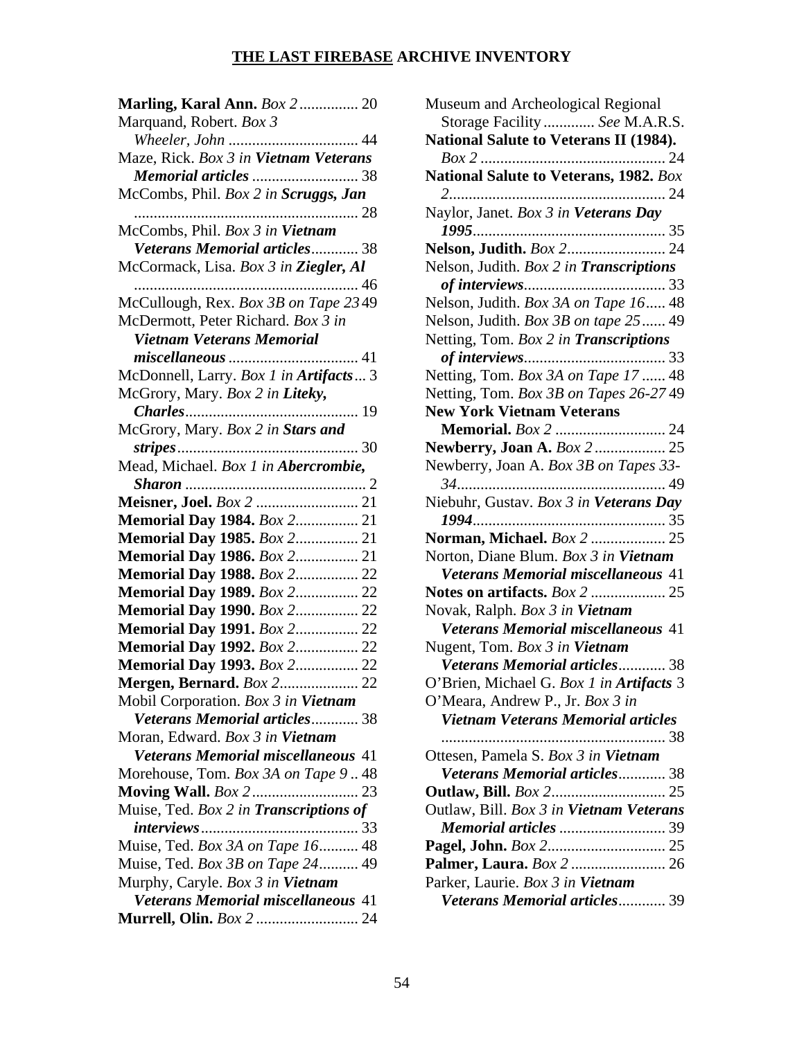## THE LAST FIREBASE ARCHIVE INVENTORY

**Marling, Karal Ann.** *Box 2* ............... 20
Marquand, Robert. *Box 3*
  *Wheeler, John* ................................. 44
Maze, Rick. *Box 3 in* ***Vietnam Veterans Memorial articles*** ........................... 38
McCombs, Phil. *Box 2 in* ***Scruggs, Jan*** ......................................................... 28
McCombs, Phil. *Box 3 in* ***Vietnam Veterans Memorial articles***............ 38
McCormack, Lisa. *Box 3 in* ***Ziegler, Al*** ......................................................... 46
McCullough, Rex. *Box 3B on Tape 23* 49
McDermott, Peter Richard. *Box 3 in* ***Vietnam Veterans Memorial miscellaneous*** ................................. 41
McDonnell, Larry. *Box 1 in* ***Artifacts***... 3
McGrory, Mary. *Box 2 in* ***Liteky, Charles***............................................ 19
McGrory, Mary. *Box 2 in* ***Stars and stripes***.............................................. 30
Mead, Michael. *Box 1 in* ***Abercrombie, Sharon*** .............................................. 2
**Meisner, Joel.** *Box 2* .......................... 21
**Memorial Day 1984.** *Box 2*................ 21
**Memorial Day 1985.** *Box 2*................ 21
**Memorial Day 1986.** *Box 2*................ 21
**Memorial Day 1988.** *Box 2*................ 22
**Memorial Day 1989.** *Box 2*................ 22
**Memorial Day 1990.** *Box 2*................ 22
**Memorial Day 1991.** *Box 2*................ 22
**Memorial Day 1992.** *Box 2*................ 22
**Memorial Day 1993.** *Box 2*................ 22
**Mergen, Bernard.** *Box 2*.................... 22
Mobil Corporation. *Box 3 in* ***Vietnam Veterans Memorial articles***............ 38
Moran, Edward. *Box 3 in* ***Vietnam Veterans Memorial miscellaneous*** 41
Morehouse, Tom. *Box 3A on Tape 9* .. 48
**Moving Wall.** *Box 2*........................... 23
Muise, Ted. *Box 2 in* ***Transcriptions of interviews***........................................ 33
Muise, Ted. *Box 3A on Tape 16*.......... 48
Muise, Ted. *Box 3B on Tape 24*.......... 49
Murphy, Caryle. *Box 3 in* ***Vietnam Veterans Memorial miscellaneous*** 41
**Murrell, Olin.** *Box 2* .......................... 24
Museum and Archeological Regional Storage Facility ............. *See* M.A.R.S.
**National Salute to Veterans II (1984).** *Box 2* ............................................... 24
**National Salute to Veterans, 1982.** *Box 2*...................................................... 24
Naylor, Janet. *Box 3 in* ***Veterans Day 1995***................................................. 35
**Nelson, Judith.** *Box 2*......................... 24
Nelson, Judith. *Box 2 in* ***Transcriptions of interviews***.................................... 33
Nelson, Judith. *Box 3A on Tape 16*..... 48
Nelson, Judith. *Box 3B on tape 25*...... 49
Netting, Tom. *Box 2 in* ***Transcriptions of interviews***.................................... 33
Netting, Tom. *Box 3A on Tape 17* ...... 48
Netting, Tom. *Box 3B on Tapes 26-27* 49
**New York Vietnam Veterans Memorial.** *Box 2* ............................ 24
**Newberry, Joan A.** *Box 2* .................. 25
Newberry, Joan A. *Box 3B on Tapes 33-34*..................................................... 49
Niebuhr, Gustav. *Box 3 in* ***Veterans Day 1994***................................................. 35
**Norman, Michael.** *Box 2* ................... 25
Norton, Diane Blum. *Box 3 in* ***Vietnam Veterans Memorial miscellaneous*** 41
**Notes on artifacts.** *Box 2* ................... 25
Novak, Ralph. *Box 3 in* ***Vietnam Veterans Memorial miscellaneous*** 41
Nugent, Tom. *Box 3 in* ***Vietnam Veterans Memorial articles***............ 38
O'Brien, Michael G. *Box 1 in* ***Artifacts*** 3
O'Meara, Andrew P., Jr. *Box 3 in* ***Vietnam Veterans Memorial articles*** ......................................................... 38
Ottesen, Pamela S. *Box 3 in* ***Vietnam Veterans Memorial articles***............ 38
**Outlaw, Bill.** *Box 2*............................. 25
Outlaw, Bill. *Box 3 in* ***Vietnam Veterans Memorial articles*** ........................... 39
**Pagel, John.** *Box 2*.............................. 25
**Palmer, Laura.** *Box 2* ........................ 26
Parker, Laurie. *Box 3 in* ***Vietnam Veterans Memorial articles***............ 39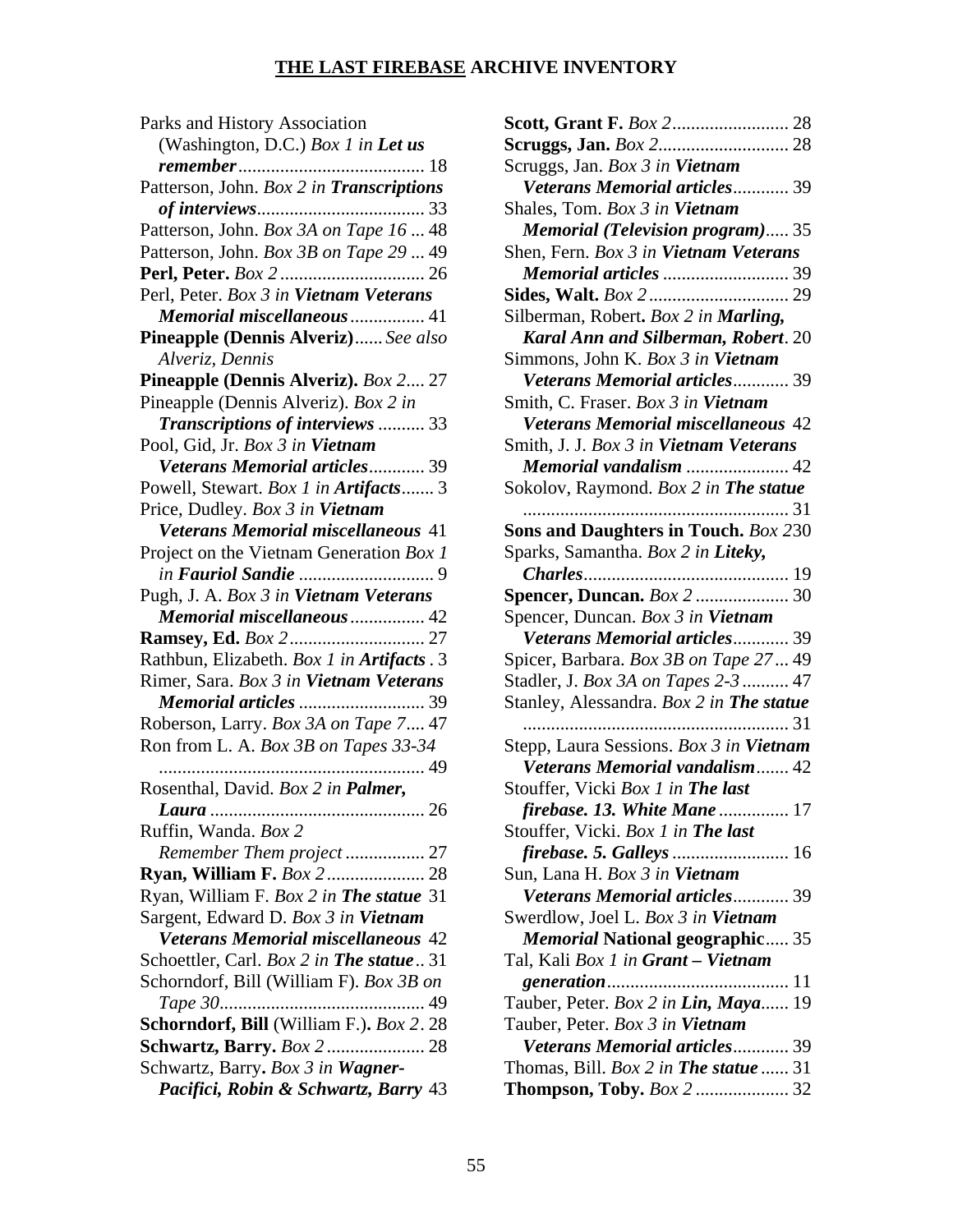# THE LAST FIREBASE ARCHIVE INVENTORY

Parks and History Association (Washington, D.C.) *Box 1 in **Let us remember*** .......... 18

Patterson, John. *Box 2 in **Transcriptions of interviews*** .......... 33

Patterson, John. *Box 3A on Tape 16* ... 48

Patterson, John. *Box 3B on Tape 29* ... 49

**Perl, Peter.** *Box 2* .......... 26

Perl, Peter. *Box 3 in **Vietnam Veterans Memorial miscellaneous*** .......... 41

**Pineapple (Dennis Alveriz)**...... *See also Alveriz, Dennis*

**Pineapple (Dennis Alveriz).** *Box 2*.... 27

Pineapple (Dennis Alveriz). *Box 2 in **Transcriptions of interviews*** .......... 33

Pool, Gid, Jr. *Box 3 in **Vietnam Veterans Memorial articles*** .......... 39

Powell, Stewart. *Box 1 in **Artifacts***....... 3

Price, Dudley. *Box 3 in **Vietnam Veterans Memorial miscellaneous*** 41

Project on the Vietnam Generation *Box 1 in **Fauriol Sandie*** .......... 9

Pugh, J. A. *Box 3 in **Vietnam Veterans Memorial miscellaneous*** .......... 42

**Ramsey, Ed.** *Box 2* .......... 27

Rathbun, Elizabeth. *Box 1 in **Artifacts*** . 3

Rimer, Sara. *Box 3 in **Vietnam Veterans Memorial articles*** .......... 39

Roberson, Larry. *Box 3A on Tape 7*.... 47

Ron from L. A. *Box 3B on Tapes 33-34* .......... 49

Rosenthal, David. *Box 2 in **Palmer, Laura*** .......... 26

Ruffin, Wanda. *Box 2 Remember Them project* .......... 27

**Ryan, William F.** *Box 2* .......... 28

Ryan, William F. *Box 2 in **The statue*** 31

Sargent, Edward D. *Box 3 in **Vietnam Veterans Memorial miscellaneous*** 42

Schoettler, Carl. *Box 2 in **The statue***.. 31

Schorndorf, Bill (William F). *Box 3B on Tape 30* .......... 49

**Schorndorf, Bill** (William F.)**.** *Box 2*. 28

**Schwartz, Barry.** *Box 2* .......... 28

Schwartz, Barry**.** *Box 3 in **Wagner-Pacifici, Robin & Schwartz, Barry*** 43

**Scott, Grant F.** *Box 2* .......... 28

**Scruggs, Jan.** *Box 2* .......... 28

Scruggs, Jan. *Box 3 in **Vietnam Veterans Memorial articles*** .......... 39

Shales, Tom. *Box 3 in **Vietnam Memorial (Television program)*** ..... 35

Shen, Fern. *Box 3 in **Vietnam Veterans Memorial articles*** .......... 39

**Sides, Walt.** *Box 2* .......... 29

Silberman, Robert**.** *Box 2 in **Marling, Karal Ann and Silberman, Robert***. 20

Simmons, John K. *Box 3 in **Vietnam Veterans Memorial articles*** .......... 39

Smith, C. Fraser. *Box 3 in **Vietnam Veterans Memorial miscellaneous*** 42

Smith, J. J. *Box 3 in **Vietnam Veterans Memorial vandalism*** .......... 42

Sokolov, Raymond. *Box 2 in **The statue*** .......... 31

**Sons and Daughters in Touch.** *Box 2*30

Sparks, Samantha. *Box 2 in **Liteky, Charles*** .......... 19

**Spencer, Duncan.** *Box 2* .......... 30

Spencer, Duncan. *Box 3 in **Vietnam Veterans Memorial articles*** .......... 39

Spicer, Barbara. *Box 3B on Tape 27* ... 49

Stadler, J. *Box 3A on Tapes 2-3* .......... 47

Stanley, Alessandra. *Box 2 in **The statue*** .......... 31

Stepp, Laura Sessions. *Box 3 in **Vietnam Veterans Memorial vandalism***....... 42

Stouffer, Vicki *Box 1 in **The last firebase. 13. White Mane*** .......... 17

Stouffer, Vicki. *Box 1 in **The last firebase. 5. Galleys*** .......... 16

Sun, Lana H. *Box 3 in **Vietnam Veterans Memorial articles*** .......... 39

Swerdlow, Joel L. *Box 3 in **Vietnam Memorial** **National geographic***..... 35

Tal, Kali *Box 1 in **Grant – Vietnam generation*** .......... 11

Tauber, Peter. *Box 2 in **Lin, Maya***...... 19

Tauber, Peter. *Box 3 in **Vietnam Veterans Memorial articles*** .......... 39

Thomas, Bill. *Box 2 in **The statue*** ...... 31

**Thompson, Toby.** *Box 2* .......... 32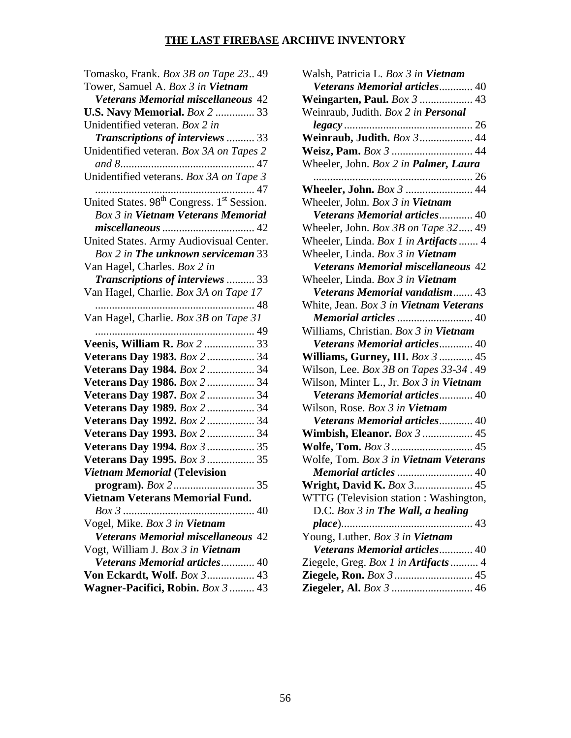**THE LAST FIREBASE ARCHIVE INVENTORY**

Tomasko, Frank. *Box 3B on Tape 23*.. 49
Tower, Samuel A. *Box 3 in **Vietnam Veterans Memorial miscellaneous*** 42
**U.S. Navy Memorial.** *Box 2* .............. 33
Unidentified veteran. *Box 2 in **Transcriptions of interviews*** .......... 33
Unidentified veteran. *Box 3A on Tapes 2 and 8*................................................ 47
Unidentified veterans. *Box 3A on Tape 3* ......................................................... 47
United States. 98th Congress. 1st Session. *Box 3 in **Vietnam Veterans Memorial miscellaneous*** ................................. 42
United States. Army Audiovisual Center. *Box 2 in **The unknown serviceman*** 33
Van Hagel, Charles. *Box 2 in **Transcriptions of interviews*** .......... 33
Van Hagel, Charlie. *Box 3A on Tape 17* ......................................................... 48
Van Hagel, Charlie. *Box 3B on Tape 31* ......................................................... 49
**Veenis, William R.** *Box 2* .................. 33
**Veterans Day 1983.** *Box 2* ................. 34
**Veterans Day 1984.** *Box 2* ................. 34
**Veterans Day 1986.** *Box 2* ................. 34
**Veterans Day 1987.** *Box 2* ................. 34
**Veterans Day 1989.** *Box 2* ................. 34
**Veterans Day 1992.** *Box 2* ................. 34
**Veterans Day 1993.** *Box 2* ................. 34
**Veterans Day 1994.** *Box 3* ................. 35
**Veterans Day 1995.** *Box 3* ................. 35
***Vietnam Memorial* (Television program).** *Box 2* ............................. 35
**Vietnam Veterans Memorial Fund.** *Box 3* ............................................... 40
Vogel, Mike. *Box 3 in **Vietnam Veterans Memorial miscellaneous*** 42
Vogt, William J. *Box 3 in **Vietnam Veterans Memorial articles***............ 40
**Von Eckardt, Wolf.** *Box 3*................. 43
**Wagner-Pacifici, Robin.** *Box 3* ......... 43
Walsh, Patricia L. *Box 3 in **Vietnam Veterans Memorial articles***............ 40
**Weingarten, Paul.** *Box 3* ................... 43
Weinraub, Judith. *Box 2 in **Personal legacy*** ............................................. 26
**Weinraub, Judith.** *Box 3*................... 44
**Weisz, Pam.** *Box 3* ............................ 44
Wheeler, John. *Box 2 in **Palmer, Laura*** ......................................................... 26
**Wheeler, John.** *Box 3* ........................ 44
Wheeler, John. *Box 3 in **Vietnam Veterans Memorial articles***............ 40
Wheeler, John. *Box 3B on Tape 32*..... 49
Wheeler, Linda. *Box 1 in **Artifacts*** ....... 4
Wheeler, Linda. *Box 3 in **Vietnam Veterans Memorial miscellaneous*** 42
Wheeler, Linda. *Box 3 in **Vietnam Veterans Memorial vandalism***....... 43
White, Jean. *Box 3 in **Vietnam Veterans Memorial articles*** ........................... 40
Williams, Christian. *Box 3 in **Vietnam Veterans Memorial articles***............ 40
**Williams, Gurney, III.** *Box 3* ............ 45
Wilson, Lee. *Box 3B on Tapes 33-34* . 49
Wilson, Minter L., Jr. *Box 3 in **Vietnam Veterans Memorial articles***............ 40
Wilson, Rose. *Box 3 in **Vietnam Veterans Memorial articles***............ 40
**Wimbish, Eleanor.** *Box 3* ................. 45
**Wolfe, Tom.** *Box 3* ............................ 45
Wolfe, Tom. *Box 3 in **Vietnam Veterans Memorial articles*** ........................... 40
**Wright, David K.** *Box 3*..................... 45
WTTG (Television station : Washington, D.C. *Box 3 in **The Wall, a healing place***)............................................... 43
Young, Luther. *Box 3 in **Vietnam Veterans Memorial articles***............ 40
Ziegele, Greg. *Box 1 in **Artifacts***.......... 4
**Ziegele, Ron.** *Box 3* ............................ 45
**Ziegeler, Al.** *Box 3* ............................. 46